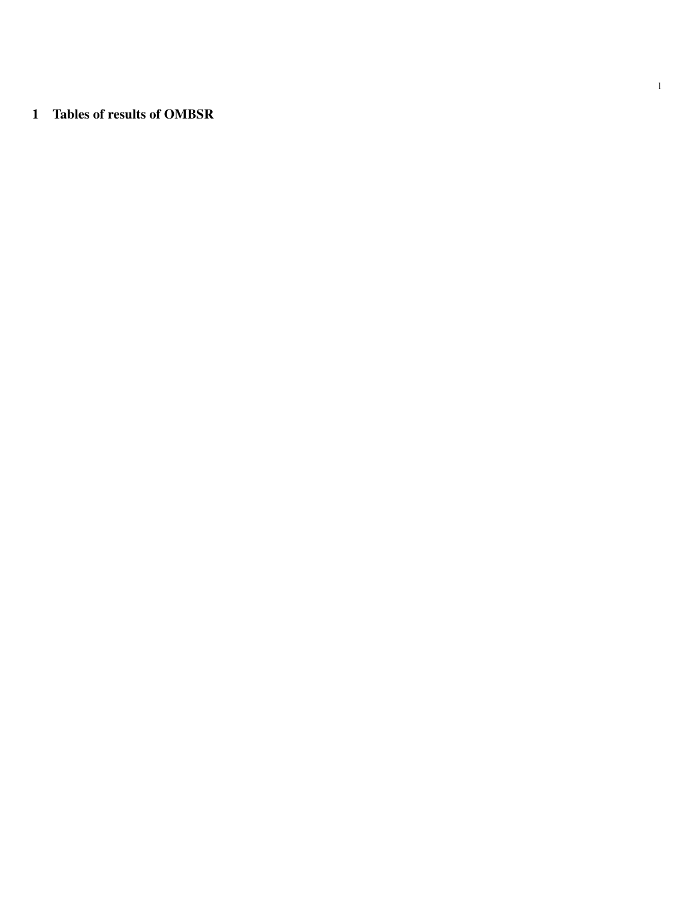# 1 Tables of results of OMBSR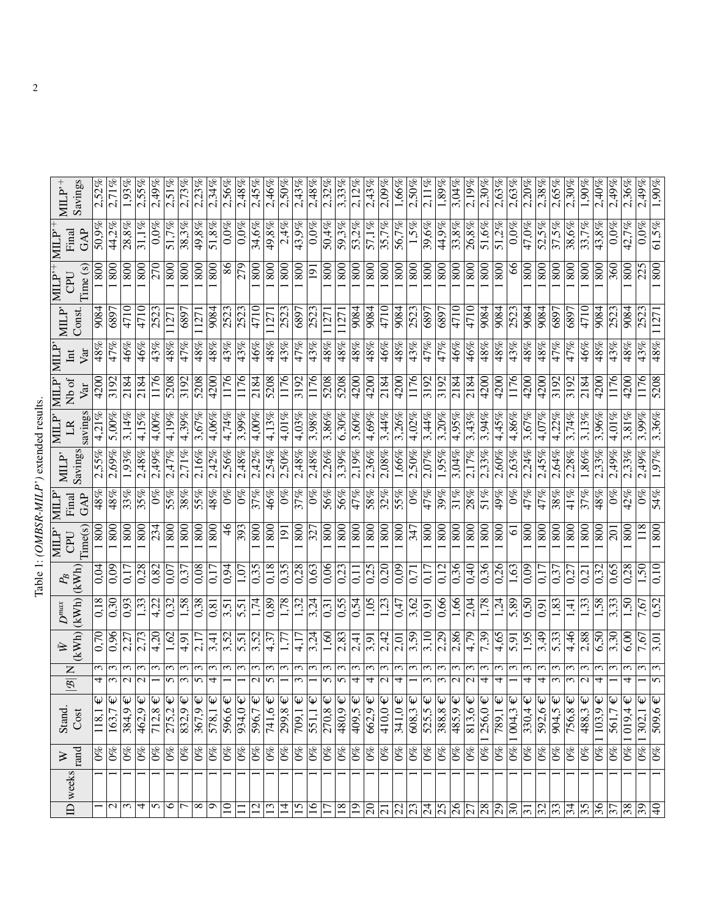Table 1: (*OMBSR-MILP'*) extended results.

| ID | weeks | W rand | Stand. Cost | $\|\mathcal{B}\|$ | N | $\bar{W}$ (kWh) | $D^{max}$ (kWh) | $P_B$ (kWh) | MILP' CPU Time(s) | MILP' Final GAP | MILP' Savings | MILP' LR savings | MILP' Nb of Var | MILP' Int Var | MILP' Const. | MILP'$^+$ CPU Time (s) | MILP'$^+$ Final GAP | MILP'$^+$ Savings |
|---|---|---|---|---|---|---|---|---|---|---|---|---|---|---|---|---|---|---|
| 1 | 1 | 0% | 118,1 € | 4 | 3 | 0,70 | 0,18 | 0,04 | 1 800 | 48% | 2,55% | 4,21% | 4200 | 48% | 9084 | 1 800 | 50,9% | 2,52% |
| 2 | 1 | 0% | 163,7 € | 3 | 3 | 0,96 | 0,30 | 0,09 | 1 800 | 48% | 2,69% | 5,00% | 3192 | 47% | 6897 | 1 800 | 44,2% | 2,71% |
| 3 | 1 | 0% | 384,9 € | 2 | 3 | 2,27 | 0,93 | 0,17 | 1 800 | 33% | 1,93% | 3,14% | 2184 | 46% | 4710 | 1 800 | 28,8% | 1,93% |
| 4 | 1 | 0% | 462,9 € | 2 | 3 | 2,73 | 1,33 | 0,28 | 1 800 | 35% | 2,48% | 4,15% | 2184 | 46% | 4710 | 1 800 | 31,1% | 2,55% |
| 5 | 1 | 0% | 712,8 € | 1 | 3 | 4,20 | 4,22 | 0,82 | 234 | 0% | 2,49% | 4,00% | 1176 | 43% | 2523 | 270 | 0,0% | 2,49% |
| 6 | 1 | 0% | 275,2 € | 5 | 3 | 1,62 | 0,32 | 0,07 | 1 800 | 55% | 2,47% | 4,19% | 5208 | 48% | 11271 | 1 800 | 51,7% | 2,51% |
| 7 | 1 | 0% | 832,9 € | 3 | 3 | 4,91 | 1,58 | 0,37 | 1 800 | 38% | 2,71% | 4,39% | 3192 | 47% | 6897 | 1 800 | 38,3% | 2,73% |
| 8 | 1 | 0% | 367,9 € | 5 | 3 | 2,17 | 0,38 | 0,08 | 1 800 | 55% | 2,16% | 3,67% | 5208 | 48% | 11271 | 1 800 | 49,8% | 2,23% |
| 9 | 1 | 0% | 578,1 € | 4 | 3 | 3,41 | 0,81 | 0,17 | 1 800 | 48% | 2,42% | 4,06% | 4200 | 48% | 9084 | 1 800 | 51,8% | 2,34% |
| 10 | 1 | 0% | 596,6 € | 1 | 3 | 3,52 | 3,51 | 0,94 | 46 | 0% | 2,56% | 4,74% | 1176 | 43% | 2523 | 86 | 0,0% | 2,56% |
| 11 | 1 | 0% | 934,0 € | 1 | 3 | 5,51 | 5,51 | 1,07 | 393 | 0% | 2,48% | 3,99% | 1176 | 43% | 2523 | 279 | 0,0% | 2,48% |
| 12 | 1 | 0% | 596,7 € | 2 | 3 | 3,52 | 1,74 | 0,35 | 1 800 | 37% | 2,42% | 4,00% | 2184 | 46% | 4710 | 1 800 | 34,6% | 2,45% |
| 13 | 1 | 0% | 741,6 € | 5 | 3 | 4,37 | 0,89 | 0,18 | 1 800 | 46% | 2,54% | 4,13% | 5208 | 48% | 11271 | 1 800 | 49,8% | 2,46% |
| 14 | 1 | 0% | 299,8 € | 1 | 3 | 1,77 | 1,78 | 0,35 | 191 | 0% | 2,50% | 4,01% | 1176 | 43% | 2523 | 1 800 | 2,4% | 2,50% |
| 15 | 1 | 0% | 709,1 € | 3 | 3 | 4,17 | 1,32 | 0,28 | 1 800 | 37% | 2,48% | 4,03% | 3192 | 47% | 6897 | 1 800 | 43,9% | 2,43% |
| 16 | 1 | 0% | 551,1 € | 1 | 3 | 3,24 | 3,24 | 0,63 | 327 | 0% | 2,48% | 3,98% | 1176 | 43% | 2523 | 191 | 0,0% | 2,48% |
| 17 | 1 | 0% | 270,8 € | 5 | 3 | 1,60 | 0,31 | 0,06 | 1 800 | 56% | 2,26% | 3,86% | 5208 | 48% | 11271 | 1 800 | 50,4% | 2,32% |
| 18 | 1 | 0% | 480,9 € | 5 | 3 | 2,83 | 0,55 | 0,23 | 1 800 | 56% | 3,39% | 6,30% | 5208 | 48% | 11271 | 1 800 | 59,3% | 3,33% |
| 19 | 1 | 0% | 409,5 € | 4 | 3 | 2,41 | 0,54 | 0,11 | 1 800 | 47% | 2,19% | 3,60% | 4200 | 48% | 9084 | 1 800 | 53,2% | 2,12% |
| 20 | 1 | 0% | 662,9 € | 4 | 3 | 3,91 | 1,05 | 0,25 | 1 800 | 58% | 2,36% | 4,69% | 4200 | 48% | 9084 | 1 800 | 57,1% | 2,43% |
| 21 | 1 | 0% | 410,0 € | 2 | 3 | 2,42 | 1,23 | 0,20 | 1 800 | 32% | 2,08% | 3,44% | 2184 | 46% | 4710 | 1 800 | 35,7% | 2,09% |
| 22 | 1 | 0% | 341,0 € | 4 | 3 | 2,01 | 0,47 | 0,09 | 1 800 | 55% | 1,66% | 3,26% | 4200 | 48% | 9084 | 1 800 | 56,7% | 1,66% |
| 23 | 1 | 0% | 608,3 € | 1 | 3 | 3,59 | 3,62 | 0,71 | 347 | 0% | 2,50% | 4,02% | 1176 | 43% | 2523 | 1 800 | 1,5% | 2,50% |
| 24 | 1 | 0% | 525,5 € | 3 | 3 | 3,10 | 0,91 | 0,17 | 1 800 | 47% | 2,07% | 3,44% | 3192 | 47% | 6897 | 1 800 | 39,6% | 2,11% |
| 25 | 1 | 0% | 388,8 € | 3 | 3 | 2,29 | 0,66 | 0,12 | 1 800 | 39% | 1,95% | 3,20% | 3192 | 47% | 6897 | 1 800 | 44,9% | 1,89% |
| 26 | 1 | 0% | 485,9 € | 2 | 3 | 2,86 | 1,66 | 0,36 | 1 800 | 31% | 3,04% | 4,95% | 2184 | 46% | 4710 | 1 800 | 33,8% | 3,04% |
| 27 | 1 | 0% | 813,6 € | 2 | 3 | 4,79 | 2,04 | 0,40 | 1 800 | 28% | 2,17% | 3,43% | 2184 | 46% | 4710 | 1 800 | 26,8% | 2,19% |
| 28 | 1 | 0% | 1 256,0 € | 4 | 3 | 7,39 | 1,78 | 0,36 | 1 800 | 51% | 2,33% | 3,94% | 4200 | 48% | 9084 | 1 800 | 51,6% | 2,30% |
| 29 | 1 | 0% | 789,1 € | 4 | 3 | 4,65 | 1,24 | 0,26 | 1 800 | 49% | 2,60% | 4,45% | 4200 | 48% | 9084 | 1 800 | 51,2% | 2,63% |
| 30 | 1 | 0% | 1 004,3 € | 1 | 3 | 5,91 | 5,89 | 1,63 | 61 | 0% | 2,63% | 4,86% | 1176 | 43% | 2523 | 66 | 0,0% | 2,63% |
| 31 | 1 | 0% | 330,4 € | 4 | 3 | 1,95 | 0,50 | 0,09 | 1 800 | 47% | 2,24% | 3,67% | 4200 | 48% | 9084 | 1 800 | 47,0% | 2,20% |
| 32 | 1 | 0% | 592,6 € | 4 | 3 | 3,49 | 0,91 | 0,17 | 1 800 | 47% | 2,45% | 4,07% | 4200 | 48% | 9084 | 1 800 | 52,5% | 2,38% |
| 33 | 1 | 0% | 904,5 € | 3 | 3 | 5,33 | 1,83 | 0,37 | 1 800 | 38% | 2,64% | 4,22% | 3192 | 47% | 6897 | 1 800 | 37,5% | 2,65% |
| 34 | 1 | 0% | 756,8 € | 3 | 3 | 4,46 | 1,41 | 0,27 | 1 800 | 41% | 2,28% | 3,74% | 3192 | 47% | 6897 | 1 800 | 38,6% | 2,30% |
| 35 | 1 | 0% | 488,3 € | 2 | 3 | 2,88 | 1,33 | 0,21 | 1 800 | 37% | 1,86% | 3,13% | 2184 | 46% | 4710 | 1 800 | 33,7% | 1,90% |
| 36 | 1 | 0% | 1 103,9 € | 4 | 3 | 6,50 | 1,58 | 0,32 | 1 800 | 48% | 2,33% | 3,96% | 4200 | 48% | 9084 | 1 800 | 43,8% | 2,40% |
| 37 | 1 | 0% | 561,7 € | 1 | 3 | 3,30 | 3,33 | 0,65 | 201 | 0% | 2,49% | 4,01% | 1176 | 43% | 2523 | 360 | 0,0% | 2,49% |
| 38 | 1 | 0% | 1 019,4 € | 4 | 3 | 6,00 | 1,50 | 0,28 | 1 800 | 42% | 2,33% | 3,81% | 4200 | 48% | 9084 | 1 800 | 42,7% | 2,36% |
| 39 | 1 | 0% | 1 302,1 € | 1 | 3 | 7,67 | 7,67 | 1,50 | 118 | 0% | 2,49% | 3,99% | 1176 | 43% | 2523 | 225 | 0,0% | 2,49% |
| 40 | 1 | 0% | 509,6 € | 5 | 3 | 3,01 | 0,52 | 0,10 | 1 800 | 54% | 1,97% | 3,36% | 5208 | 48% | 11271 | 1 800 | 61,5% | 1,90% |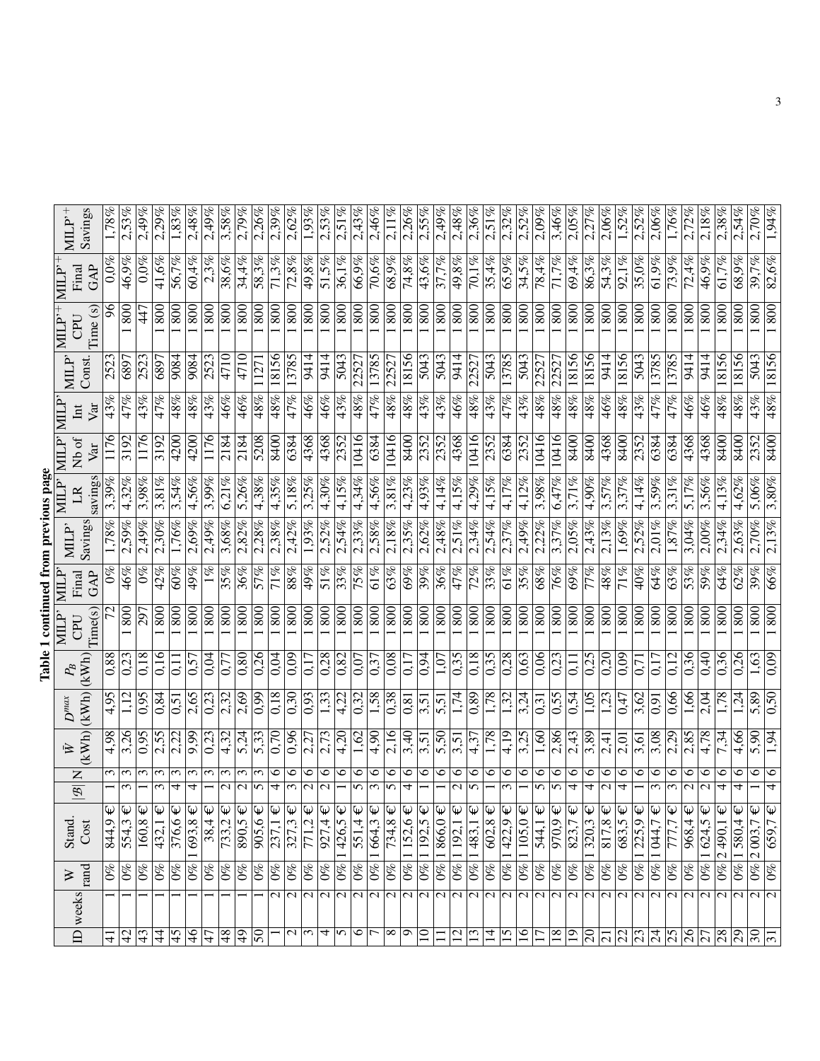**Table 1 continued from previous page**

| ID | weeks | W rand | Stand. Cost | $\|\mathcal{B}\|$ | N | $\bar{W}$ (kWh) | $D^{max}$ (kWh) | $P_B$ (kWh) | MILP' CPU Time(s) | MILP' Final GAP | MILP' Savings | MILP' LR savings | MILP' Nb of Var | MILP' Int Var | MILP' Const. | MILP'$^+$ CPU Time (s) | MILP'$^+$ Final GAP | MILP'$^+$ Savings |
|---|---|---|---|---|---|---|---|---|---|---|---|---|---|---|---|---|---|---|
| 41 | 1 | 0% | 844,9 € | 1 | 3 | 4,98 | 4,95 | 0,88 | 72 | 0% | 1,78% | 3,39% | 1176 | 43% | 2523 | 96 | 0,0% | 1,78% |
| 42 | 1 | 0% | 554,3 € | 3 | 3 | 3,26 | 1,12 | 0,23 | 1 800 | 46% | 2,59% | 4,32% | 3192 | 47% | 6897 | 1 800 | 46,9% | 2,53% |
| 43 | 1 | 0% | 160,8 € | 1 | 3 | 0,95 | 0,95 | 0,18 | 297 | 0% | 2,49% | 3,98% | 1176 | 43% | 2523 | 447 | 0,0% | 2,49% |
| 44 | 1 | 0% | 432,1 € | 3 | 3 | 2,55 | 0,84 | 0,16 | 1 800 | 42% | 2,30% | 3,81% | 3192 | 47% | 6897 | 1 800 | 41,6% | 2,29% |
| 45 | 1 | 0% | 376,6 € | 4 | 3 | 2,22 | 0,51 | 0,11 | 1 800 | 60% | 1,76% | 3,54% | 4200 | 48% | 9084 | 1 800 | 56,7% | 1,83% |
| 46 | 1 | 0% | 1 693,8 € | 4 | 3 | 9,99 | 2,65 | 0,57 | 1 800 | 49% | 2,69% | 4,56% | 4200 | 48% | 9084 | 1 800 | 60,4% | 2,48% |
| 47 | 1 | 0% | 38,4 € | 1 | 3 | 0,23 | 0,23 | 0,04 | 1 800 | 1% | 2,49% | 3,99% | 1176 | 43% | 2523 | 1 800 | 2,3% | 2,49% |
| 48 | 1 | 0% | 733,2 € | 2 | 3 | 4,32 | 2,32 | 0,77 | 1 800 | 35% | 3,68% | 6,21% | 2184 | 46% | 4710 | 1 800 | 38,6% | 3,58% |
| 49 | 1 | 0% | 890,5 € | 2 | 3 | 5,24 | 2,69 | 0,80 | 1 800 | 36% | 2,82% | 5,26% | 2184 | 46% | 4710 | 1 800 | 34,4% | 2,79% |
| 50 | 1 | 0% | 905,6 € | 5 | 3 | 5,33 | 0,99 | 0,26 | 1 800 | 57% | 2,28% | 4,38% | 5208 | 48% | 11271 | 1 800 | 58,3% | 2,26% |
| 1 | 2 | 0% | 237,1 € | 4 | 6 | 0,70 | 0,18 | 0,04 | 1 800 | 71% | 2,38% | 4,35% | 8400 | 48% | 18156 | 1 800 | 71,3% | 2,39% |
| 2 | 2 | 0% | 327,3 € | 3 | 6 | 0,96 | 0,30 | 0,09 | 1 800 | 88% | 2,42% | 5,18% | 6384 | 47% | 13785 | 1 800 | 72,8% | 2,62% |
| 3 | 2 | 0% | 771,2 € | 2 | 6 | 2,27 | 0,93 | 0,17 | 1 800 | 49% | 1,93% | 3,25% | 4368 | 46% | 9414 | 1 800 | 49,8% | 1,93% |
| 4 | 2 | 0% | 927,4 € | 2 | 6 | 2,73 | 1,33 | 0,28 | 1 800 | 51% | 2,52% | 4,30% | 4368 | 46% | 9414 | 1 800 | 51,5% | 2,53% |
| 5 | 2 | 0% | 1 426,5 € | 1 | 6 | 4,20 | 4,22 | 0,82 | 1 800 | 33% | 2,54% | 4,15% | 2352 | 43% | 5043 | 1 800 | 36,1% | 2,51% |
| 6 | 2 | 0% | 551,4 € | 5 | 6 | 1,62 | 0,32 | 0,07 | 1 800 | 75% | 2,33% | 4,34% | 10416 | 48% | 22527 | 1 800 | 66,9% | 2,43% |
| 7 | 2 | 0% | 1 664,3 € | 3 | 6 | 4,90 | 1,58 | 0,37 | 1 800 | 61% | 2,58% | 4,56% | 6384 | 47% | 13785 | 1 800 | 70,6% | 2,46% |
| 8 | 2 | 0% | 734,8 € | 5 | 6 | 2,16 | 0,38 | 0,08 | 1 800 | 63% | 2,18% | 3,81% | 10416 | 48% | 22527 | 1 800 | 68,9% | 2,11% |
| 9 | 2 | 0% | 1 152,6 € | 4 | 6 | 3,40 | 0,81 | 0,17 | 1 800 | 69% | 2,35% | 4,23% | 8400 | 48% | 18156 | 1 800 | 74,8% | 2,26% |
| 10 | 2 | 0% | 1 192,5 € | 1 | 6 | 3,51 | 3,51 | 0,94 | 1 800 | 39% | 2,62% | 4,93% | 2352 | 43% | 5043 | 1 800 | 43,6% | 2,55% |
| 11 | 2 | 0% | 1 866,0 € | 1 | 6 | 5,50 | 5,51 | 1,07 | 1 800 | 36% | 2,48% | 4,14% | 2352 | 43% | 5043 | 1 800 | 37,7% | 2,49% |
| 12 | 2 | 0% | 1 192,1 € | 2 | 6 | 3,51 | 1,74 | 0,35 | 1 800 | 47% | 2,51% | 4,15% | 4368 | 46% | 9414 | 1 800 | 49,8% | 2,48% |
| 13 | 2 | 0% | 1 483,1 € | 5 | 6 | 4,37 | 0,89 | 0,18 | 1 800 | 72% | 2,34% | 4,29% | 10416 | 48% | 22527 | 1 800 | 70,1% | 2,36% |
| 14 | 2 | 0% | 602,8 € | 1 | 6 | 1,78 | 1,78 | 0,35 | 1 800 | 33% | 2,54% | 4,15% | 2352 | 43% | 5043 | 1 800 | 35,4% | 2,51% |
| 15 | 2 | 0% | 1 422,9 € | 3 | 6 | 4,19 | 1,32 | 0,28 | 1 800 | 61% | 2,37% | 4,17% | 6384 | 47% | 13785 | 1 800 | 65,9% | 2,32% |
| 16 | 2 | 0% | 1 105,0 € | 1 | 6 | 3,25 | 3,24 | 0,63 | 1 800 | 35% | 2,49% | 4,12% | 2352 | 43% | 5043 | 1 800 | 34,5% | 2,52% |
| 17 | 2 | 0% | 544,1 € | 5 | 6 | 1,60 | 0,31 | 0,06 | 1 800 | 68% | 2,22% | 3,98% | 10416 | 48% | 22527 | 1 800 | 78,4% | 2,09% |
| 18 | 2 | 0% | 970,9 € | 5 | 6 | 2,86 | 0,55 | 0,23 | 1 800 | 76% | 3,37% | 6,47% | 10416 | 48% | 22527 | 1 800 | 71,7% | 3,46% |
| 19 | 2 | 0% | 823,7 € | 4 | 6 | 2,43 | 0,54 | 0,11 | 1 800 | 69% | 2,05% | 3,71% | 8400 | 48% | 18156 | 1 800 | 69,4% | 2,05% |
| 20 | 2 | 0% | 1 320,3 € | 4 | 6 | 3,89 | 1,05 | 0,25 | 1 800 | 77% | 2,43% | 4,90% | 8400 | 48% | 18156 | 1 800 | 86,3% | 2,27% |
| 21 | 2 | 0% | 817,8 € | 2 | 6 | 2,41 | 1,23 | 0,20 | 1 800 | 48% | 2,13% | 3,57% | 4368 | 46% | 9414 | 1 800 | 54,3% | 2,06% |
| 22 | 2 | 0% | 683,5 € | 4 | 6 | 2,01 | 0,47 | 0,09 | 1 800 | 71% | 1,69% | 3,37% | 8400 | 48% | 18156 | 1 800 | 92,1% | 1,52% |
| 23 | 2 | 0% | 1 225,9 € | 1 | 6 | 3,61 | 3,62 | 0,71 | 1 800 | 40% | 2,52% | 4,14% | 2352 | 43% | 5043 | 1 800 | 35,0% | 2,52% |
| 24 | 2 | 0% | 1 044,7 € | 3 | 6 | 3,08 | 0,91 | 0,17 | 1 800 | 64% | 2,01% | 3,59% | 6384 | 47% | 13785 | 1 800 | 61,9% | 2,06% |
| 25 | 2 | 0% | 777,7 € | 3 | 6 | 2,29 | 0,66 | 0,12 | 1 800 | 63% | 1,87% | 3,31% | 6384 | 47% | 13785 | 1 800 | 73,9% | 1,76% |
| 26 | 2 | 0% | 968,4 € | 2 | 6 | 2,85 | 1,66 | 0,36 | 1 800 | 53% | 3,04% | 5,17% | 4368 | 46% | 9414 | 1 800 | 72,4% | 2,72% |
| 27 | 2 | 0% | 1 624,5 € | 2 | 6 | 4,78 | 2,04 | 0,40 | 1 800 | 59% | 2,00% | 3,56% | 4368 | 46% | 9414 | 1 800 | 46,9% | 2,18% |
| 28 | 2 | 0% | 2 490,1 € | 4 | 6 | 7,34 | 1,78 | 0,36 | 1 800 | 64% | 2,34% | 4,13% | 8400 | 48% | 18156 | 1 800 | 61,7% | 2,38% |
| 29 | 2 | 0% | 1 580,4 € | 4 | 6 | 4,66 | 1,24 | 0,26 | 1 800 | 62% | 2,63% | 4,62% | 8400 | 48% | 18156 | 1 800 | 68,9% | 2,54% |
| 30 | 2 | 0% | 2 003,7 € | 1 | 6 | 5,90 | 5,89 | 1,63 | 1 800 | 39% | 2,70% | 5,06% | 2352 | 43% | 5043 | 1 800 | 39,7% | 2,70% |
| 31 | 2 | 0% | 659,7 € | 4 | 6 | 1,94 | 0,50 | 0,09 | 1 800 | 66% | 2,13% | 3,80% | 8400 | 48% | 18156 | 1 800 | 82,6% | 1,94% |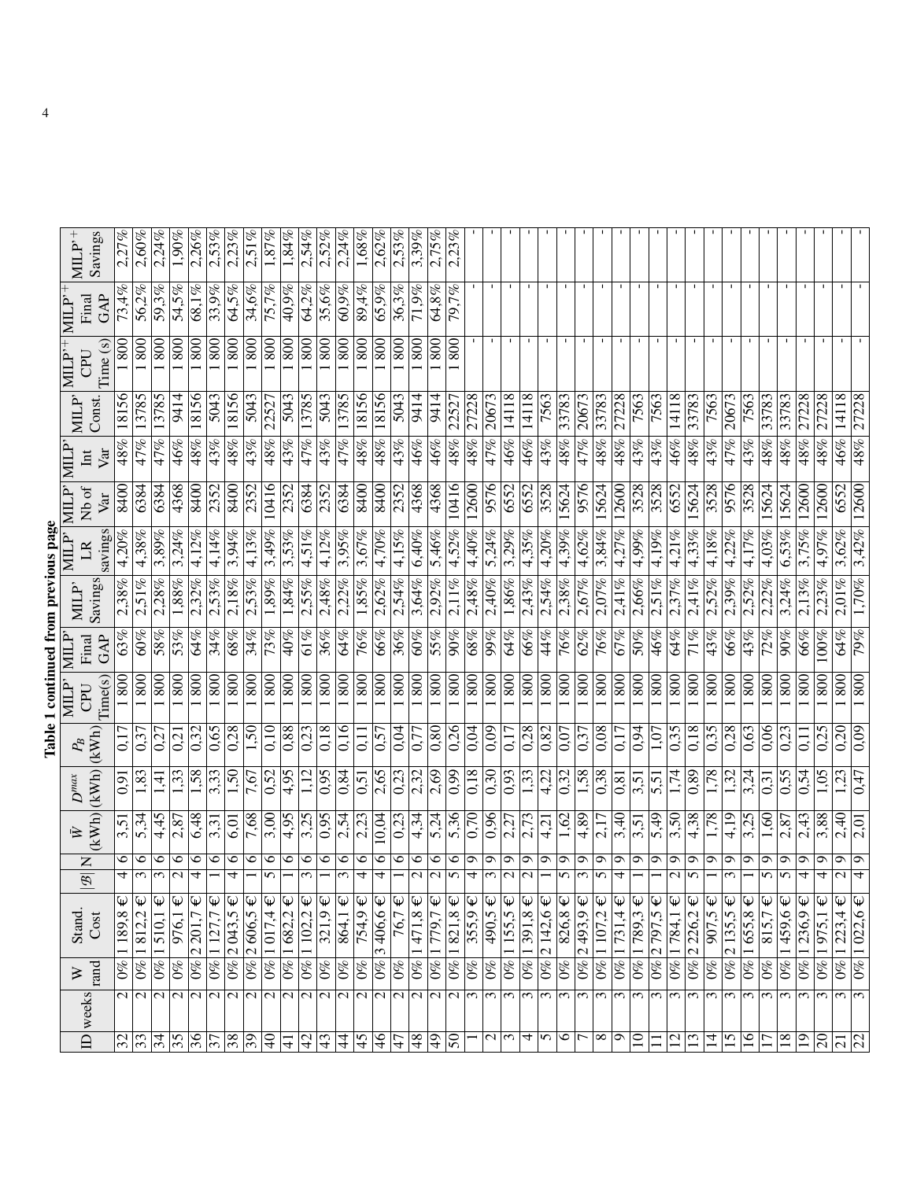**Table 1 continued from previous page**

| ID | weeks | W rand | Stand. Cost | $\lvert\mathcal{B}\rvert$ | N | $\bar{W}$ (kWh) | $D^{max}$ (kWh) | $P_B$ (kWh) | MILP' CPU Time(s) | MILP' Final GAP | MILP' Savings | MILP' LR savings | MILP' Nb of Var | MILP' Int Var | MILP' Const. | MILP'$^+$ CPU Time (s) | MILP'$^+$ Final GAP | MILP'$^+$ Savings |
|---|---|---|---|---|---|---|---|---|---|---|---|---|---|---|---|---|---|---|
| 32 | 2 | 0% | 1 189,8 € | 4 | 6 | 3,51 | 0,91 | 0,17 | 1 800 | 63% | 2,38% | 4,20% | 8400 | 48% | 18156 | 1 800 | 73,4% | 2,27% |
| 33 | 2 | 0% | 1 812,2 € | 3 | 6 | 5,34 | 1,83 | 0,37 | 1 800 | 60% | 2,51% | 4,38% | 6384 | 47% | 13785 | 1 800 | 56,2% | 2,60% |
| 34 | 2 | 0% | 1 510,1 € | 3 | 6 | 4,45 | 1,41 | 0,27 | 1 800 | 58% | 2,28% | 3,89% | 6384 | 47% | 13785 | 1 800 | 59,3% | 2,24% |
| 35 | 2 | 0% | 976,1 € | 2 | 6 | 2,87 | 1,33 | 0,21 | 1 800 | 53% | 1,88% | 3,24% | 4368 | 46% | 9414 | 1 800 | 54,5% | 1,90% |
| 36 | 2 | 0% | 2 201,7 € | 4 | 6 | 6,48 | 1,58 | 0,32 | 1 800 | 64% | 2,32% | 4,12% | 8400 | 48% | 18156 | 1 800 | 68,1% | 2,26% |
| 37 | 2 | 0% | 1 127,7 € | 1 | 6 | 3,31 | 3,33 | 0,65 | 1 800 | 34% | 2,53% | 4,14% | 2352 | 43% | 5043 | 1 800 | 33,9% | 2,53% |
| 38 | 2 | 0% | 2 043,5 € | 4 | 6 | 6,01 | 1,50 | 0,28 | 1 800 | 68% | 2,18% | 3,94% | 8400 | 48% | 18156 | 1 800 | 64,5% | 2,23% |
| 39 | 2 | 0% | 2 606,5 € | 1 | 6 | 7,68 | 7,67 | 1,50 | 1 800 | 34% | 2,53% | 4,13% | 2352 | 43% | 5043 | 1 800 | 34,6% | 2,51% |
| 40 | 2 | 0% | 1 017,4 € | 5 | 6 | 3,00 | 0,52 | 0,10 | 1 800 | 73% | 1,89% | 3,49% | 10416 | 48% | 22527 | 1 800 | 75,7% | 1,87% |
| 41 | 2 | 0% | 1 682,2 € | 1 | 6 | 4,95 | 4,95 | 0,88 | 1 800 | 40% | 1,84% | 3,53% | 2352 | 43% | 5043 | 1 800 | 40,9% | 1,84% |
| 42 | 2 | 0% | 1 102,2 € | 3 | 6 | 3,25 | 1,12 | 0,23 | 1 800 | 61% | 2,55% | 4,51% | 6384 | 47% | 13785 | 1 800 | 64,2% | 2,54% |
| 43 | 2 | 0% | 321,9 € | 1 | 6 | 0,95 | 0,95 | 0,18 | 1 800 | 36% | 2,48% | 4,12% | 2352 | 43% | 5043 | 1 800 | 35,6% | 2,52% |
| 44 | 2 | 0% | 864,1 € | 3 | 6 | 2,54 | 0,84 | 0,16 | 1 800 | 64% | 2,22% | 3,95% | 6384 | 47% | 13785 | 1 800 | 60,9% | 2,24% |
| 45 | 2 | 0% | 754,9 € | 4 | 6 | 2,23 | 0,51 | 0,11 | 1 800 | 76% | 1,85% | 3,67% | 8400 | 48% | 18156 | 1 800 | 89,4% | 1,68% |
| 46 | 2 | 0% | 3 406,6 € | 4 | 6 | 10,04 | 2,65 | 0,57 | 1 800 | 66% | 2,62% | 4,70% | 8400 | 48% | 18156 | 1 800 | 65,9% | 2,62% |
| 47 | 2 | 0% | 76,7 € | 1 | 6 | 0,23 | 0,23 | 0,04 | 1 800 | 36% | 2,54% | 4,15% | 2352 | 43% | 5043 | 1 800 | 36,3% | 2,53% |
| 48 | 2 | 0% | 1 471,8 € | 2 | 6 | 4,34 | 2,32 | 0,77 | 1 800 | 60% | 3,64% | 6,40% | 4368 | 46% | 9414 | 1 800 | 71,9% | 3,39% |
| 49 | 2 | 0% | 1 779,7 € | 2 | 6 | 5,24 | 2,69 | 0,80 | 1 800 | 55% | 2,92% | 5,46% | 4368 | 46% | 9414 | 1 800 | 64,8% | 2,75% |
| 50 | 2 | 0% | 1 821,8 € | 5 | 6 | 5,36 | 0,99 | 0,26 | 1 800 | 90% | 2,11% | 4,52% | 10416 | 48% | 22527 | 1 800 | 79,7% | 2,23% |
| 1 | 3 | 0% | 355,9 € | 4 | 9 | 0,70 | 0,18 | 0,04 | 1 800 | 68% | 2,48% | 4,40% | 12600 | 48% | 27228 | - | - | - |
| 2 | 3 | 0% | 490,5 € | 3 | 9 | 0,96 | 0,30 | 0,09 | 1 800 | 99% | 2,40% | 5,24% | 9576 | 47% | 20673 | - | - | - |
| 3 | 3 | 0% | 1 155,5 € | 2 | 9 | 2,27 | 0,93 | 0,17 | 1 800 | 64% | 1,86% | 3,29% | 6552 | 46% | 14118 | - | - | - |
| 4 | 3 | 0% | 1 391,8 € | 2 | 9 | 2,73 | 1,33 | 0,28 | 1 800 | 66% | 2,43% | 4,35% | 6552 | 46% | 14118 | - | - | - |
| 5 | 3 | 0% | 2 142,6 € | 1 | 9 | 4,21 | 4,22 | 0,82 | 1 800 | 44% | 2,54% | 4,20% | 3528 | 43% | 7563 | - | - | - |
| 6 | 3 | 0% | 826,8 € | 5 | 9 | 1,62 | 0,32 | 0,07 | 1 800 | 76% | 2,38% | 4,39% | 15624 | 48% | 33783 | - | - | - |
| 7 | 3 | 0% | 2 493,9 € | 3 | 9 | 4,89 | 1,58 | 0,37 | 1 800 | 62% | 2,67% | 4,62% | 9576 | 47% | 20673 | - | - | - |
| 8 | 3 | 0% | 1 107,2 € | 5 | 9 | 2,17 | 0,38 | 0,08 | 1 800 | 76% | 2,07% | 3,84% | 15624 | 48% | 33783 | - | - | - |
| 9 | 3 | 0% | 1 731,4 € | 4 | 9 | 3,40 | 0,81 | 0,17 | 1 800 | 67% | 2,41% | 4,27% | 12600 | 48% | 27228 | - | - | - |
| 10 | 3 | 0% | 1 789,3 € | 1 | 9 | 3,51 | 3,51 | 0,94 | 1 800 | 50% | 2,66% | 4,99% | 3528 | 43% | 7563 | - | - | - |
| 11 | 3 | 0% | 2 797,5 € | 1 | 9 | 5,49 | 5,51 | 1,07 | 1 800 | 46% | 2,51% | 4,19% | 3528 | 43% | 7563 | - | - | - |
| 12 | 3 | 0% | 1 784,1 € | 2 | 9 | 3,50 | 1,74 | 0,35 | 1 800 | 64% | 2,37% | 4,21% | 6552 | 46% | 14118 | - | - | - |
| 13 | 3 | 0% | 2 226,2 € | 5 | 9 | 4,38 | 0,89 | 0,18 | 1 800 | 71% | 2,41% | 4,33% | 15624 | 48% | 33783 | - | - | - |
| 14 | 3 | 0% | 907,5 € | 1 | 9 | 1,78 | 1,78 | 0,35 | 1 800 | 43% | 2,52% | 4,18% | 3528 | 43% | 7563 | - | - | - |
| 15 | 3 | 0% | 2 135,5 € | 3 | 9 | 4,19 | 1,32 | 0,28 | 1 800 | 66% | 2,39% | 4,22% | 9576 | 47% | 20673 | - | - | - |
| 16 | 3 | 0% | 1 655,8 € | 1 | 9 | 3,25 | 3,24 | 0,63 | 1 800 | 43% | 2,52% | 4,17% | 3528 | 43% | 7563 | - | - | - |
| 17 | 3 | 0% | 815,7 € | 5 | 9 | 1,60 | 0,31 | 0,06 | 1 800 | 72% | 2,22% | 4,03% | 15624 | 48% | 33783 | - | - | - |
| 18 | 3 | 0% | 1 459,6 € | 5 | 9 | 2,87 | 0,55 | 0,23 | 1 800 | 90% | 3,24% | 6,53% | 15624 | 48% | 33783 | - | - | - |
| 19 | 3 | 0% | 1 236,9 € | 4 | 9 | 2,43 | 0,54 | 0,11 | 1 800 | 66% | 2,13% | 3,75% | 12600 | 48% | 27228 | - | - | - |
| 20 | 3 | 0% | 1 975,1 € | 4 | 9 | 3,88 | 1,05 | 0,25 | 1 800 | 100% | 2,23% | 4,97% | 12600 | 48% | 27228 | - | - | - |
| 21 | 3 | 0% | 1 223,4 € | 2 | 9 | 2,40 | 1,23 | 0,20 | 1 800 | 64% | 2,01% | 3,62% | 6552 | 46% | 14118 | - | - | - |
| 22 | 3 | 0% | 1 022,6 € | 4 | 9 | 2,01 | 0,47 | 0,09 | 1 800 | 79% | 1,70% | 3,42% | 12600 | 48% | 27228 | - | - | - |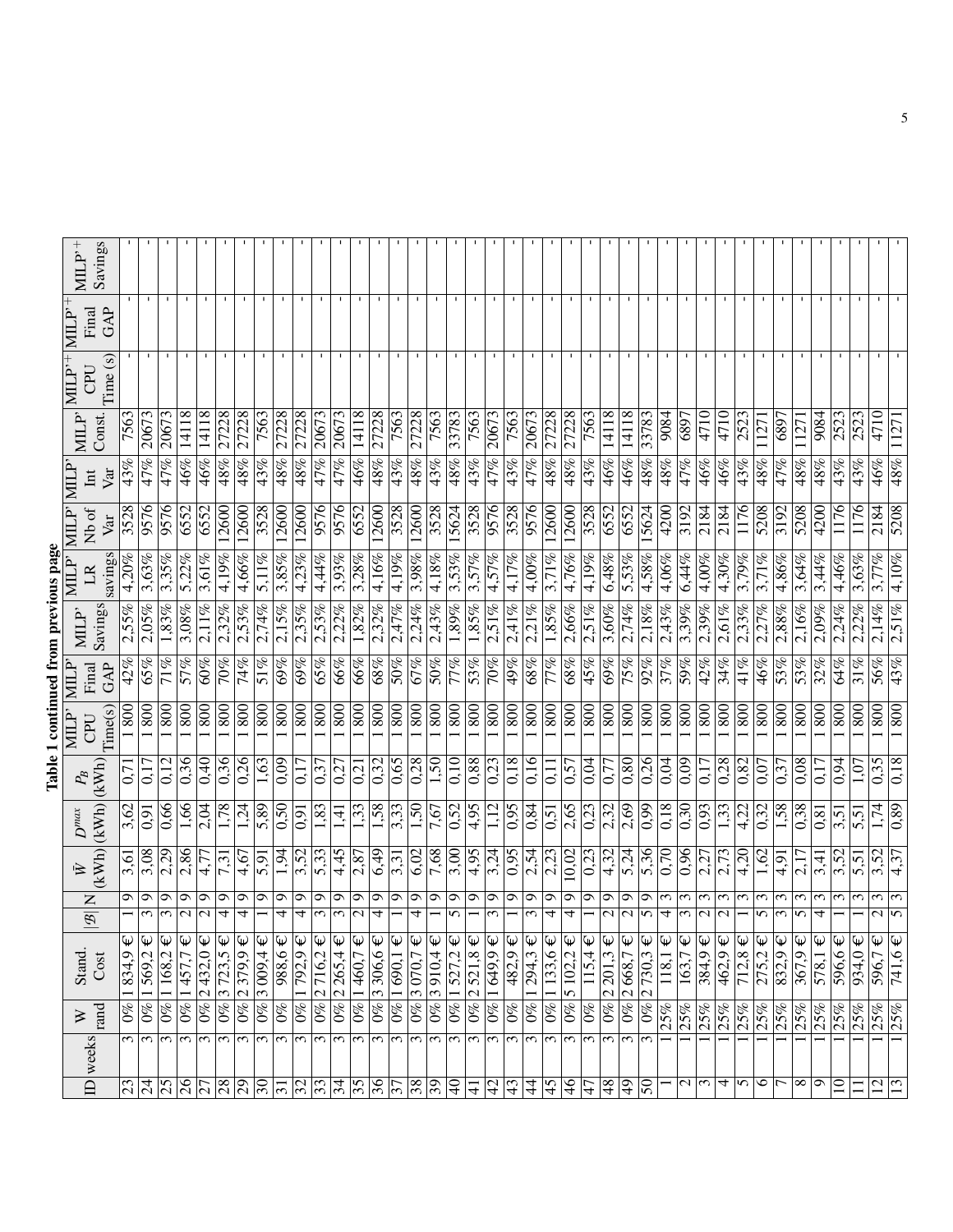**Table 1 continued from previous page**

| ID | weeks | W rand | Stand. Cost | $\|\mathcal{B}\|$ | N | $\bar{W}$ (kWh) | $D^{max}$ (kWh) | $P_B$ (kWh) | MILP' CPU Time(s) | MILP' Final GAP | MILP' Savings | MILP' LR savings | MILP' Nb of Var | MILP' Int Var | MILP' Const. | MILP'+ CPU Time (s) | MILP'+ Final GAP | MILP'+ Savings |
|---|---|---|---|---|---|---|---|---|---|---|---|---|---|---|---|---|---|---|
| 23 | 3 | 0% | 1 834,9 € | 1 | 9 | 3,61 | 3,62 | 0,71 | 1 800 | 42% | 2,55% | 4,20% | 3528 | 43% | 7563 | - | - | - |
| 24 | 3 | 0% | 1 569,2 € | 3 | 9 | 3,08 | 0,91 | 0,17 | 1 800 | 65% | 2,05% | 3,63% | 9576 | 47% | 20673 | - | - | - |
| 25 | 3 | 0% | 1 168,2 € | 3 | 9 | 2,29 | 0,66 | 0,12 | 1 800 | 71% | 1,83% | 3,35% | 9576 | 47% | 20673 | - | - | - |
| 26 | 3 | 0% | 1 457,7 € | 2 | 9 | 2,86 | 1,66 | 0,36 | 1 800 | 57% | 3,08% | 5,22% | 6552 | 46% | 14118 | - | - | - |
| 27 | 3 | 0% | 2 432,0 € | 2 | 9 | 4,77 | 2,04 | 0,40 | 1 800 | 60% | 2,11% | 3,61% | 6552 | 46% | 14118 | - | - | - |
| 28 | 3 | 0% | 3 723,5 € | 4 | 9 | 7,31 | 1,78 | 0,36 | 1 800 | 70% | 2,32% | 4,19% | 12600 | 48% | 27228 | - | - | - |
| 29 | 3 | 0% | 2 379,9 € | 4 | 9 | 4,67 | 1,24 | 0,26 | 1 800 | 74% | 2,53% | 4,66% | 12600 | 48% | 27228 | - | - | - |
| 30 | 3 | 0% | 3 009,4 € | 1 | 9 | 5,91 | 5,89 | 1,63 | 1 800 | 51% | 2,74% | 5,11% | 3528 | 43% | 7563 | - | - | - |
| 31 | 3 | 0% | 988,6 € | 4 | 9 | 1,94 | 0,50 | 0,09 | 1 800 | 69% | 2,15% | 3,85% | 12600 | 48% | 27228 | - | - | - |
| 32 | 3 | 0% | 1 792,9 € | 4 | 9 | 3,52 | 0,91 | 0,17 | 1 800 | 69% | 2,35% | 4,23% | 12600 | 48% | 27228 | - | - | - |
| 33 | 3 | 0% | 2 716,2 € | 3 | 9 | 5,33 | 1,83 | 0,37 | 1 800 | 65% | 2,53% | 4,44% | 9576 | 47% | 20673 | - | - | - |
| 34 | 3 | 0% | 2 265,4 € | 3 | 9 | 4,45 | 1,41 | 0,27 | 1 800 | 66% | 2,22% | 3,93% | 9576 | 47% | 20673 | - | - | - |
| 35 | 3 | 0% | 1 460,7 € | 2 | 9 | 2,87 | 1,33 | 0,21 | 1 800 | 66% | 1,82% | 3,28% | 6552 | 46% | 14118 | - | - | - |
| 36 | 3 | 0% | 3 306,6 € | 4 | 9 | 6,49 | 1,58 | 0,32 | 1 800 | 68% | 2,32% | 4,16% | 12600 | 48% | 27228 | - | - | - |
| 37 | 3 | 0% | 1 690,1 € | 1 | 9 | 3,31 | 3,33 | 0,65 | 1 800 | 50% | 2,47% | 4,19% | 3528 | 43% | 7563 | - | - | - |
| 38 | 3 | 0% | 3 070,7 € | 4 | 9 | 6,02 | 1,50 | 0,28 | 1 800 | 67% | 2,24% | 3,98% | 12600 | 48% | 27228 | - | - | - |
| 39 | 3 | 0% | 3 910,4 € | 1 | 9 | 7,68 | 7,67 | 1,50 | 1 800 | 50% | 2,43% | 4,18% | 3528 | 43% | 7563 | - | - | - |
| 40 | 3 | 0% | 1 527,2 € | 5 | 9 | 3,00 | 0,52 | 0,10 | 1 800 | 77% | 1,89% | 3,53% | 15624 | 48% | 33783 | - | - | - |
| 41 | 3 | 0% | 2 521,8 € | 1 | 9 | 4,95 | 4,95 | 0,88 | 1 800 | 53% | 1,85% | 3,57% | 3528 | 43% | 7563 | - | - | - |
| 42 | 3 | 0% | 1 649,9 € | 3 | 9 | 3,24 | 1,12 | 0,23 | 1 800 | 70% | 2,51% | 4,57% | 9576 | 47% | 20673 | - | - | - |
| 43 | 3 | 0% | 482,9 € | 1 | 9 | 0,95 | 0,95 | 0,18 | 1 800 | 49% | 2,41% | 4,17% | 3528 | 43% | 7563 | - | - | - |
| 44 | 3 | 0% | 1 294,3 € | 3 | 9 | 2,54 | 0,84 | 0,16 | 1 800 | 68% | 2,21% | 4,00% | 9576 | 47% | 20673 | - | - | - |
| 45 | 3 | 0% | 1 133,6 € | 4 | 9 | 2,23 | 0,51 | 0,11 | 1 800 | 77% | 1,85% | 3,71% | 12600 | 48% | 27228 | - | - | - |
| 46 | 3 | 0% | 5 102,2 € | 4 | 9 | 10,02 | 2,65 | 0,57 | 1 800 | 68% | 2,66% | 4,76% | 12600 | 48% | 27228 | - | - | - |
| 47 | 3 | 0% | 115,4 € | 1 | 9 | 0,23 | 0,23 | 0,04 | 1 800 | 45% | 2,51% | 4,19% | 3528 | 43% | 7563 | - | - | - |
| 48 | 3 | 0% | 2 201,3 € | 2 | 9 | 4,32 | 2,32 | 0,77 | 1 800 | 69% | 3,60% | 6,48% | 6552 | 46% | 14118 | - | - | - |
| 49 | 3 | 0% | 2 668,7 € | 2 | 9 | 5,24 | 2,69 | 0,80 | 1 800 | 75% | 2,74% | 5,53% | 6552 | 46% | 14118 | - | - | - |
| 50 | 3 | 0% | 2 730,3 € | 5 | 9 | 5,36 | 0,99 | 0,26 | 1 800 | 92% | 2,18% | 4,58% | 15624 | 48% | 33783 | - | - | - |
| 1 | 1 | 25% | 118,1 € | 4 | 3 | 0,70 | 0,18 | 0,04 | 1 800 | 37% | 2,43% | 4,06% | 4200 | 48% | 9084 | - | - | - |
| 2 | 1 | 25% | 163,7 € | 3 | 3 | 0,96 | 0,30 | 0,09 | 1 800 | 59% | 3,39% | 6,44% | 3192 | 47% | 6897 | - | - | - |
| 3 | 1 | 25% | 384,9 € | 2 | 3 | 2,27 | 0,93 | 0,17 | 1 800 | 42% | 2,39% | 4,00% | 2184 | 46% | 4710 | - | - | - |
| 4 | 1 | 25% | 462,9 € | 2 | 3 | 2,73 | 1,33 | 0,28 | 1 800 | 34% | 2,61% | 4,30% | 2184 | 46% | 4710 | - | - | - |
| 5 | 1 | 25% | 712,8 € | 1 | 3 | 4,20 | 4,22 | 0,82 | 1 800 | 41% | 2,33% | 3,79% | 1176 | 43% | 2523 | - | - | - |
| 6 | 1 | 25% | 275,2 € | 5 | 3 | 1,62 | 0,32 | 0,07 | 1 800 | 46% | 2,27% | 3,71% | 5208 | 48% | 11271 | - | - | - |
| 7 | 1 | 25% | 832,9 € | 3 | 3 | 4,91 | 1,58 | 0,37 | 1 800 | 53% | 2,88% | 4,86% | 3192 | 47% | 6897 | - | - | - |
| 8 | 1 | 25% | 367,9 € | 5 | 3 | 2,17 | 0,38 | 0,08 | 1 800 | 53% | 2,16% | 3,64% | 5208 | 48% | 11271 | - | - | - |
| 9 | 1 | 25% | 578,1 € | 4 | 3 | 3,41 | 0,81 | 0,17 | 1 800 | 32% | 2,09% | 3,44% | 4200 | 48% | 9084 | - | - | - |
| 10 | 1 | 25% | 596,6 € | 1 | 3 | 3,52 | 3,51 | 0,94 | 1 800 | 64% | 2,24% | 4,46% | 1176 | 43% | 2523 | - | - | - |
| 11 | 1 | 25% | 934,0 € | 1 | 3 | 5,51 | 5,51 | 1,07 | 1 800 | 31% | 2,22% | 3,63% | 1176 | 43% | 2523 | - | - | - |
| 12 | 1 | 25% | 596,7 € | 2 | 3 | 3,52 | 1,74 | 0,35 | 1 800 | 56% | 2,14% | 3,77% | 2184 | 46% | 4710 | - | - | - |
| 13 | 1 | 25% | 741,6 € | 5 | 3 | 4,37 | 0,89 | 0,18 | 1 800 | 43% | 2,51% | 4,10% | 5208 | 48% | 11271 | - | - | - |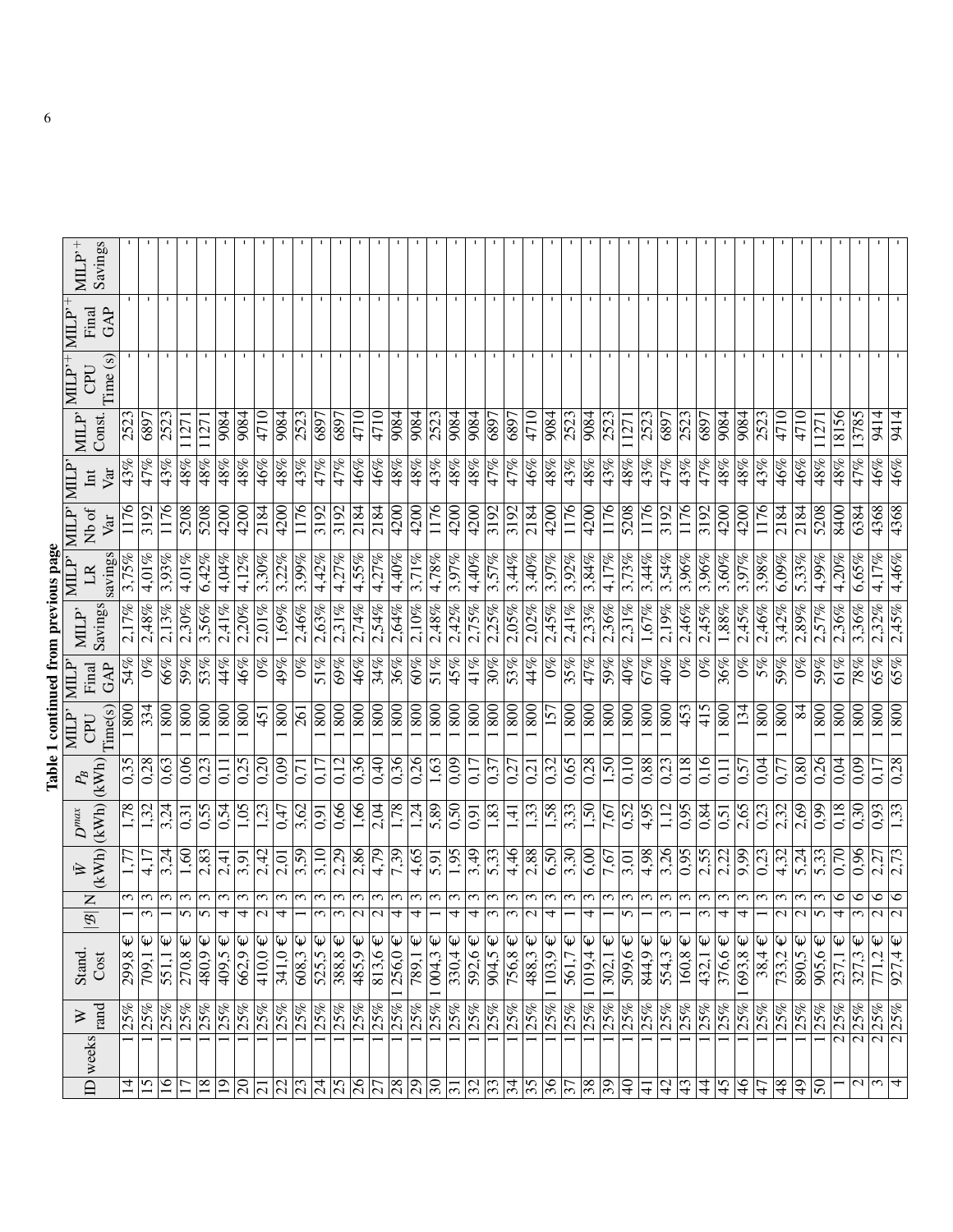**Table 1 continued from previous page**

| ID | weeks | W rand | Stand. Cost | $\|\mathcal{B}\|$ | N | $\bar{W}$ (kWh) | $D^{max}$ (kWh) | $P_B$ (kWh) | MILP' CPU Time(s) | MILP' Final GAP | MILP' Savings | MILP' LR savings | MILP' Nb of Var | MILP' Int Var | MILP' Const. | MILP'$^+$ CPU Time (s) | MILP'$^+$ Final GAP | MILP'$^+$ Savings |
|---|---|---|---|---|---|---|---|---|---|---|---|---|---|---|---|---|---|---|
| 14 | 1 | 25% | 299,8 € | 1 | 3 | 1,77 | 1,78 | 0,35 | 1 800 | 54% | 2,17% | 3,75% | 1176 | 43% | 2523 | - | - | - |
| 15 | 1 | 25% | 709,1 € | 3 | 3 | 4,17 | 1,32 | 0,28 | 334 | 0% | 2,48% | 4,01% | 3192 | 47% | 6897 | - | - | - |
| 16 | 1 | 25% | 551,1 € | 1 | 3 | 3,24 | 3,24 | 0,63 | 1 800 | 66% | 2,13% | 3,93% | 1176 | 43% | 2523 | - | - | - |
| 17 | 1 | 25% | 270,8 € | 5 | 3 | 1,60 | 0,31 | 0,06 | 1 800 | 59% | 2,30% | 4,01% | 5208 | 48% | 11271 | - | - | - |
| 18 | 1 | 25% | 480,9 € | 5 | 3 | 2,83 | 0,55 | 0,23 | 1 800 | 53% | 3,56% | 6,42% | 5208 | 48% | 11271 | - | - | - |
| 19 | 1 | 25% | 409,5 € | 4 | 3 | 2,41 | 0,54 | 0,11 | 1 800 | 44% | 2,41% | 4,04% | 4200 | 48% | 9084 | - | - | - |
| 20 | 1 | 25% | 662,9 € | 4 | 3 | 3,91 | 1,05 | 0,25 | 1 800 | 46% | 2,20% | 4,12% | 4200 | 48% | 9084 | - | - | - |
| 21 | 1 | 25% | 410,0 € | 2 | 3 | 2,42 | 1,23 | 0,20 | 451 | 0% | 2,01% | 3,30% | 2184 | 46% | 4710 | - | - | - |
| 22 | 1 | 25% | 341,0 € | 4 | 3 | 2,01 | 0,47 | 0,09 | 1 800 | 49% | 1,69% | 3,22% | 4200 | 48% | 9084 | - | - | - |
| 23 | 1 | 25% | 608,3 € | 1 | 3 | 3,59 | 3,62 | 0,71 | 261 | 0% | 2,46% | 3,99% | 1176 | 43% | 2523 | - | - | - |
| 24 | 1 | 25% | 525,5 € | 3 | 3 | 3,10 | 0,91 | 0,17 | 1 800 | 51% | 2,63% | 4,42% | 3192 | 47% | 6897 | - | - | - |
| 25 | 1 | 25% | 388,8 € | 3 | 3 | 2,29 | 0,66 | 0,12 | 1 800 | 69% | 2,31% | 4,27% | 3192 | 47% | 6897 | - | - | - |
| 26 | 1 | 25% | 485,9 € | 2 | 3 | 2,86 | 1,66 | 0,36 | 1 800 | 46% | 2,74% | 4,55% | 2184 | 46% | 4710 | - | - | - |
| 27 | 1 | 25% | 813,6 € | 2 | 3 | 4,79 | 2,04 | 0,40 | 1 800 | 34% | 2,54% | 4,27% | 2184 | 46% | 4710 | - | - | - |
| 28 | 1 | 25% | 1 256,0 € | 4 | 3 | 7,39 | 1,78 | 0,36 | 1 800 | 36% | 2,64% | 4,40% | 4200 | 48% | 9084 | - | - | - |
| 29 | 1 | 25% | 789,1 € | 4 | 3 | 4,65 | 1,24 | 0,26 | 1 800 | 60% | 2,10% | 3,71% | 4200 | 48% | 9084 | - | - | - |
| 30 | 1 | 25% | 1 004,3 € | 1 | 3 | 5,91 | 5,89 | 1,63 | 1 800 | 51% | 2,48% | 4,78% | 1176 | 43% | 2523 | - | - | - |
| 31 | 1 | 25% | 330,4 € | 4 | 3 | 1,95 | 0,50 | 0,09 | 1 800 | 45% | 2,42% | 3,97% | 4200 | 48% | 9084 | - | - | - |
| 32 | 1 | 25% | 592,6 € | 4 | 3 | 3,49 | 0,91 | 0,17 | 1 800 | 41% | 2,75% | 4,40% | 4200 | 48% | 9084 | - | - | - |
| 33 | 1 | 25% | 904,5 € | 3 | 3 | 5,33 | 1,83 | 0,37 | 1 800 | 30% | 2,25% | 3,57% | 3192 | 47% | 6897 | - | - | - |
| 34 | 1 | 25% | 756,8 € | 3 | 3 | 4,46 | 1,41 | 0,27 | 1 800 | 53% | 2,05% | 3,44% | 3192 | 47% | 6897 | - | - | - |
| 35 | 1 | 25% | 488,3 € | 2 | 3 | 2,88 | 1,33 | 0,21 | 1 800 | 44% | 2,02% | 3,40% | 2184 | 46% | 4710 | - | - | - |
| 36 | 1 | 25% | 1 103,9 € | 4 | 3 | 6,50 | 1,58 | 0,32 | 157 | 0% | 2,45% | 3,97% | 4200 | 48% | 9084 | - | - | - |
| 37 | 1 | 25% | 561,7 € | 1 | 3 | 3,30 | 3,33 | 0,65 | 1 800 | 35% | 2,41% | 3,92% | 1176 | 43% | 2523 | - | - | - |
| 38 | 1 | 25% | 1 019,4 € | 4 | 3 | 6,00 | 1,50 | 0,28 | 1 800 | 47% | 2,33% | 3,84% | 4200 | 48% | 9084 | - | - | - |
| 39 | 1 | 25% | 1 302,1 € | 1 | 3 | 7,67 | 7,67 | 1,50 | 1 800 | 59% | 2,36% | 4,17% | 1176 | 43% | 2523 | - | - | - |
| 40 | 1 | 25% | 509,6 € | 5 | 3 | 3,01 | 0,52 | 0,10 | 1 800 | 40% | 2,31% | 3,73% | 5208 | 48% | 11271 | - | - | - |
| 41 | 1 | 25% | 844,9 € | 1 | 3 | 4,98 | 4,95 | 0,88 | 1 800 | 67% | 1,67% | 3,44% | 1176 | 43% | 2523 | - | - | - |
| 42 | 1 | 25% | 554,3 € | 3 | 3 | 3,26 | 1,12 | 0,23 | 1 800 | 40% | 2,19% | 3,54% | 3192 | 47% | 6897 | - | - | - |
| 43 | 1 | 25% | 160,8 € | 1 | 3 | 0,95 | 0,95 | 0,18 | 453 | 0% | 2,46% | 3,96% | 1176 | 43% | 2523 | - | - | - |
| 44 | 1 | 25% | 432,1 € | 3 | 3 | 2,55 | 0,84 | 0,16 | 415 | 0% | 2,45% | 3,96% | 3192 | 47% | 6897 | - | - | - |
| 45 | 1 | 25% | 376,6 € | 4 | 3 | 2,22 | 0,51 | 0,11 | 1 800 | 36% | 1,88% | 3,60% | 4200 | 48% | 9084 | - | - | - |
| 46 | 1 | 25% | 1 693,8 € | 4 | 3 | 9,99 | 2,65 | 0,57 | 134 | 0% | 2,45% | 3,97% | 4200 | 48% | 9084 | - | - | - |
| 47 | 1 | 25% | 38,4 € | 1 | 3 | 0,23 | 0,23 | 0,04 | 1 800 | 5% | 2,46% | 3,98% | 1176 | 43% | 2523 | - | - | - |
| 48 | 1 | 25% | 733,2 € | 2 | 3 | 4,32 | 2,32 | 0,77 | 1 800 | 59% | 3,42% | 6,09% | 2184 | 46% | 4710 | - | - | - |
| 49 | 1 | 25% | 890,5 € | 2 | 3 | 5,24 | 2,69 | 0,80 | 84 | 0% | 2,89% | 5,33% | 2184 | 46% | 4710 | - | - | - |
| 50 | 1 | 25% | 905,6 € | 5 | 3 | 5,33 | 0,99 | 0,26 | 1 800 | 59% | 2,57% | 4,99% | 5208 | 48% | 11271 | - | - | - |
| 1 | 2 | 25% | 237,1 € | 4 | 6 | 0,70 | 0,18 | 0,04 | 1 800 | 61% | 2,36% | 4,20% | 8400 | 48% | 18156 | - | - | - |
| 2 | 2 | 25% | 327,3 € | 3 | 6 | 0,96 | 0,30 | 0,09 | 1 800 | 78% | 3,36% | 6,65% | 6384 | 47% | 13785 | - | - | - |
| 3 | 2 | 25% | 771,2 € | 2 | 6 | 2,27 | 0,93 | 0,17 | 1 800 | 65% | 2,32% | 4,17% | 4368 | 46% | 9414 | - | - | - |
| 4 | 2 | 25% | 927,4 € | 2 | 6 | 2,73 | 1,33 | 0,28 | 1 800 | 65% | 2,45% | 4,46% | 4368 | 46% | 9414 | - | - | - |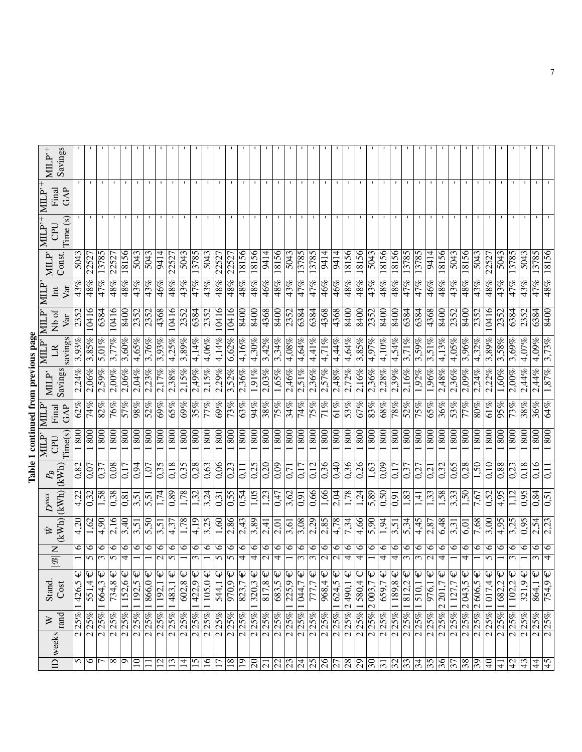**Table 1 continued from previous page**

| ID | weeks | W rand | Stand. Cost | $\|\mathcal{B}\|$ | N | $\bar{W}$ (kWh) | $D^{max}$ (kWh) | $P_B$ (kWh) | MILP' CPU Time(s) | MILP' Final GAP | MILP' Savings | MILP' LR savings | MILP' Nb of Var | MILP' Int Var | MILP' Const. | MILP'$^+$ CPU Time (s) | MILP'$^+$ Final GAP | MILP'$^+$ Savings |
|---|---|---|---|---|---|---|---|---|---|---|---|---|---|---|---|---|---|---|
| 5 | 2 | 25% | 1 426,5 € | 1 | 6 | 4,20 | 4,22 | 0,82 | 1 800 | 62% | 2,24% | 3,93% | 2352 | 43% | 5043 | - | - | - |
| 6 | 2 | 25% | 551,4 € | 5 | 6 | 1,62 | 0,32 | 0,07 | 1 800 | 74% | 2,06% | 3,85% | 10416 | 48% | 22527 | - | - | - |
| 7 | 2 | 25% | 1 664,3 € | 3 | 6 | 4,90 | 1,58 | 0,37 | 1 800 | 82% | 2,59% | 5,01% | 6384 | 47% | 13785 | - | - | - |
| 8 | 2 | 25% | 734,8 € | 5 | 6 | 2,16 | 0,38 | 0,08 | 1 800 | 76% | 2,00% | 3,77% | 10416 | 48% | 22527 | - | - | - |
| 9 | 2 | 25% | 1 152,6 € | 4 | 6 | 3,40 | 0,81 | 0,17 | 1 800 | 57% | 2,06% | 3,60% | 8400 | 48% | 18156 | - | - | - |
| 10 | 2 | 25% | 1 192,5 € | 1 | 6 | 3,51 | 3,51 | 0,94 | 1 800 | 98% | 2,04% | 4,65% | 2352 | 43% | 5043 | - | - | - |
| 11 | 2 | 25% | 1 866,0 € | 1 | 6 | 5,50 | 5,51 | 1,07 | 1 800 | 52% | 2,23% | 3,76% | 2352 | 43% | 5043 | - | - | - |
| 12 | 2 | 25% | 1 192,1 € | 2 | 6 | 3,51 | 1,74 | 0,35 | 1 800 | 69% | 2,17% | 3,93% | 4368 | 46% | 9414 | - | - | - |
| 13 | 2 | 25% | 1 483,1 € | 5 | 6 | 4,37 | 0,89 | 0,18 | 1 800 | 65% | 2,38% | 4,25% | 10416 | 48% | 22527 | - | - | - |
| 14 | 2 | 25% | 602,8 € | 1 | 6 | 1,78 | 1,78 | 0,35 | 1 800 | 69% | 2,15% | 3,89% | 2352 | 43% | 5043 | - | - | - |
| 15 | 2 | 25% | 1 422,9 € | 3 | 6 | 4,19 | 1,32 | 0,28 | 1 800 | 35% | 2,49% | 4,14% | 6384 | 47% | 13785 | - | - | - |
| 16 | 2 | 25% | 1 105,0 € | 1 | 6 | 3,25 | 3,24 | 0,63 | 1 800 | 77% | 2,15% | 4,06% | 2352 | 43% | 5043 | - | - | - |
| 17 | 2 | 25% | 544,1 € | 5 | 6 | 1,60 | 0,31 | 0,06 | 1 800 | 69% | 2,29% | 4,14% | 10416 | 48% | 22527 | - | - | - |
| 18 | 2 | 25% | 970,9 € | 5 | 6 | 2,86 | 0,55 | 0,23 | 1 800 | 73% | 3,52% | 6,62% | 10416 | 48% | 22527 | - | - | - |
| 19 | 2 | 25% | 823,7 € | 4 | 6 | 2,43 | 0,54 | 0,11 | 1 800 | 63% | 2,36% | 4,16% | 8400 | 48% | 18156 | - | - | - |
| 20 | 2 | 25% | 1 320,3 € | 4 | 6 | 3,89 | 1,05 | 0,25 | 1 800 | 94% | 1,91% | 4,30% | 8400 | 48% | 18156 | - | - | - |
| 21 | 2 | 25% | 817,8 € | 2 | 6 | 2,41 | 1,23 | 0,20 | 1 800 | 38% | 2,03% | 3,42% | 4368 | 46% | 9414 | - | - | - |
| 22 | 2 | 25% | 683,5 € | 4 | 6 | 2,01 | 0,47 | 0,09 | 1 800 | 75% | 1,65% | 3,34% | 8400 | 48% | 18156 | - | - | - |
| 23 | 2 | 25% | 1 225,9 € | 1 | 6 | 3,61 | 3,62 | 0,71 | 1 800 | 34% | 2,46% | 4,08% | 2352 | 43% | 5043 | - | - | - |
| 24 | 2 | 25% | 1 044,7 € | 3 | 6 | 3,08 | 0,91 | 0,17 | 1 800 | 74% | 2,51% | 4,64% | 6384 | 47% | 13785 | - | - | - |
| 25 | 2 | 25% | 777,7 € | 3 | 6 | 2,29 | 0,66 | 0,12 | 1 800 | 75% | 2,36% | 4,41% | 6384 | 47% | 13785 | - | - | - |
| 26 | 2 | 25% | 968,4 € | 2 | 6 | 2,85 | 1,66 | 0,36 | 1 800 | 71% | 2,57% | 4,71% | 4368 | 46% | 9414 | - | - | - |
| 27 | 2 | 25% | 1 624,5 € | 2 | 6 | 4,78 | 2,04 | 0,40 | 1 800 | 61% | 2,48% | 4,44% | 4368 | 46% | 9414 | - | - | - |
| 28 | 2 | 25% | 2 490,1 € | 4 | 6 | 7,34 | 1,78 | 0,36 | 1 800 | 53% | 2,72% | 4,64% | 8400 | 48% | 18156 | - | - | - |
| 29 | 2 | 25% | 1 580,4 € | 4 | 6 | 4,66 | 1,24 | 0,26 | 1 800 | 67% | 2,16% | 3,85% | 8400 | 48% | 18156 | - | - | - |
| 30 | 2 | 25% | 2 003,7 € | 1 | 6 | 5,90 | 5,89 | 1,63 | 1 800 | 83% | 2,36% | 4,97% | 2352 | 43% | 5043 | - | - | - |
| 31 | 2 | 25% | 659,7 € | 4 | 6 | 1,94 | 0,50 | 0,09 | 1 800 | 68% | 2,28% | 4,10% | 8400 | 48% | 18156 | - | - | - |
| 32 | 2 | 25% | 1 189,8 € | 4 | 6 | 3,51 | 0,91 | 0,17 | 1 800 | 78% | 2,39% | 4,54% | 8400 | 48% | 18156 | - | - | - |
| 33 | 2 | 25% | 1 812,2 € | 3 | 6 | 5,34 | 1,83 | 0,37 | 1 800 | 52% | 2,16% | 3,71% | 6384 | 47% | 13785 | - | - | - |
| 34 | 2 | 25% | 1 510,1 € | 3 | 6 | 4,45 | 1,41 | 0,27 | 1 800 | 75% | 1,92% | 3,59% | 6384 | 47% | 13785 | - | - | - |
| 35 | 2 | 25% | 976,1 € | 2 | 6 | 2,87 | 1,33 | 0,21 | 1 800 | 65% | 1,96% | 3,51% | 4368 | 46% | 9414 | - | - | - |
| 36 | 2 | 25% | 2 201,7 € | 4 | 6 | 6,48 | 1,58 | 0,32 | 1 800 | 36% | 2,48% | 4,13% | 8400 | 48% | 18156 | - | - | - |
| 37 | 2 | 25% | 1 127,7 € | 1 | 6 | 3,31 | 3,33 | 0,65 | 1 800 | 53% | 2,36% | 4,05% | 2352 | 43% | 5043 | - | - | - |
| 38 | 2 | 25% | 2 043,5 € | 4 | 6 | 6,01 | 1,50 | 0,28 | 1 800 | 77% | 2,09% | 3,96% | 8400 | 48% | 18156 | - | - | - |
| 39 | 2 | 25% | 2 606,5 € | 1 | 6 | 7,68 | 7,67 | 1,50 | 1 800 | 80% | 2,24% | 4,32% | 2352 | 43% | 5043 | - | - | - |
| 40 | 2 | 25% | 1 017,4 € | 5 | 6 | 3,00 | 0,52 | 0,10 | 1 800 | 61% | 2,22% | 3,89% | 10416 | 48% | 22527 | - | - | - |
| 41 | 2 | 25% | 1 682,2 € | 1 | 6 | 4,95 | 4,95 | 0,88 | 1 800 | 95% | 1,60% | 3,58% | 2352 | 43% | 5043 | - | - | - |
| 42 | 2 | 25% | 1 102,2 € | 3 | 6 | 3,25 | 1,12 | 0,23 | 1 800 | 73% | 2,00% | 3,69% | 6384 | 47% | 13785 | - | - | - |
| 43 | 2 | 25% | 321,9 € | 1 | 6 | 0,95 | 0,95 | 0,18 | 1 800 | 38% | 2,44% | 4,07% | 2352 | 43% | 5043 | - | - | - |
| 44 | 2 | 25% | 864,1 € | 3 | 6 | 2,54 | 0,84 | 0,16 | 1 800 | 36% | 2,44% | 4,09% | 6384 | 47% | 13785 | - | - | - |
| 45 | 2 | 25% | 754,9 € | 4 | 6 | 2,23 | 0,51 | 0,11 | 1 800 | 64% | 1,87% | 3,73% | 8400 | 48% | 18156 | - | - | - |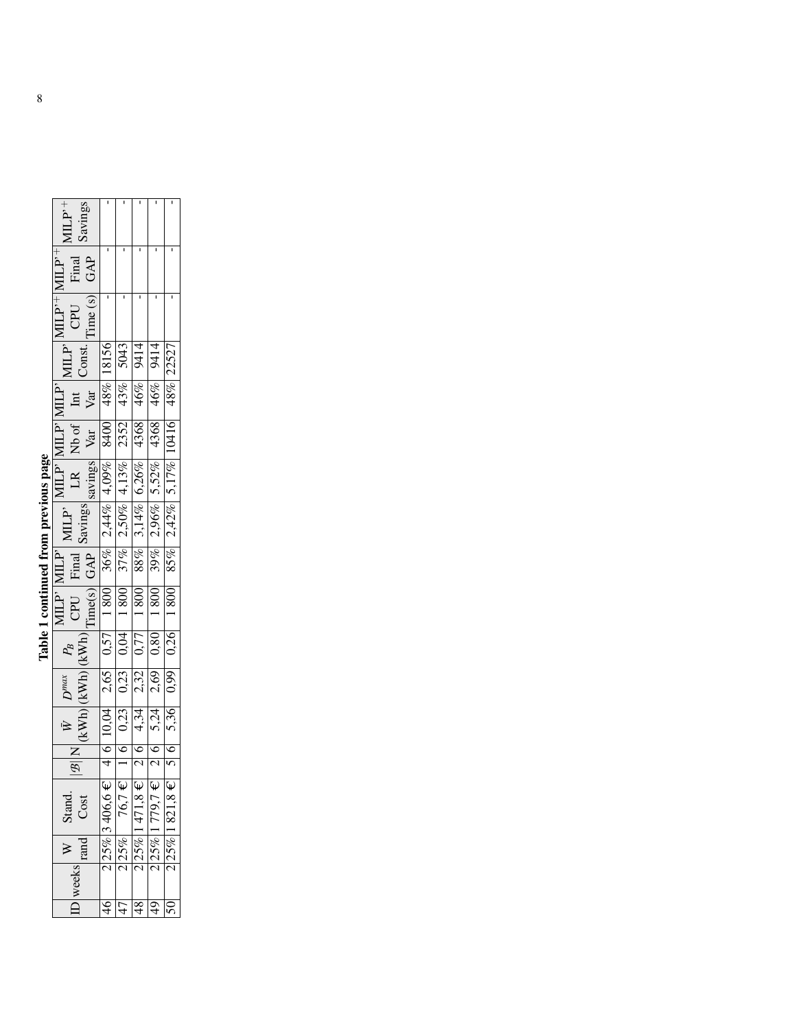**Table 1 continued from previous page**

| ID | weeks | W rand | Stand. Cost | $\|\mathcal{B}\|$ | N | $\bar{W}$ (kWh) | $D^{max}$ (kWh) | $P_B$ (kWh) | MILP' CPU Time(s) | MILP' Final GAP | MILP' Savings | MILP' LR savings | MILP' Nb of Var | MILP' Int Var | MILP' Const. | MILP'$^+$ CPU Time (s) | MILP'$^+$ Final GAP | MILP'$^+$ Savings |
|---|---|---|---|---|---|---|---|---|---|---|---|---|---|---|---|---|---|---|
| 46 | 2 | 25% | 3 406,6 € | 4 | 6 | 10,04 | 2,65 | 0,57 | 1 800 | 36% | 2,44% | 4,09% | 8400 | 48% | 18156 | - | - | - |
| 47 | 2 | 25% | 76,7 € | 1 | 6 | 0,23 | 0,23 | 0,04 | 1 800 | 37% | 2,50% | 4,13% | 2352 | 43% | 5043 | - | - | - |
| 48 | 2 | 25% | 1 471,8 € | 2 | 6 | 4,34 | 2,32 | 0,77 | 1 800 | 88% | 3,14% | 6,26% | 4368 | 46% | 9414 | - | - | - |
| 49 | 2 | 25% | 1 779,7 € | 2 | 6 | 5,24 | 2,69 | 0,80 | 1 800 | 39% | 2,96% | 5,52% | 4368 | 46% | 9414 | - | - | - |
| 50 | 2 | 25% | 1 821,8 € | 5 | 6 | 5,36 | 0,99 | 0,26 | 1 800 | 85% | 2,42% | 5,17% | 10416 | 48% | 22527 | - | - | - |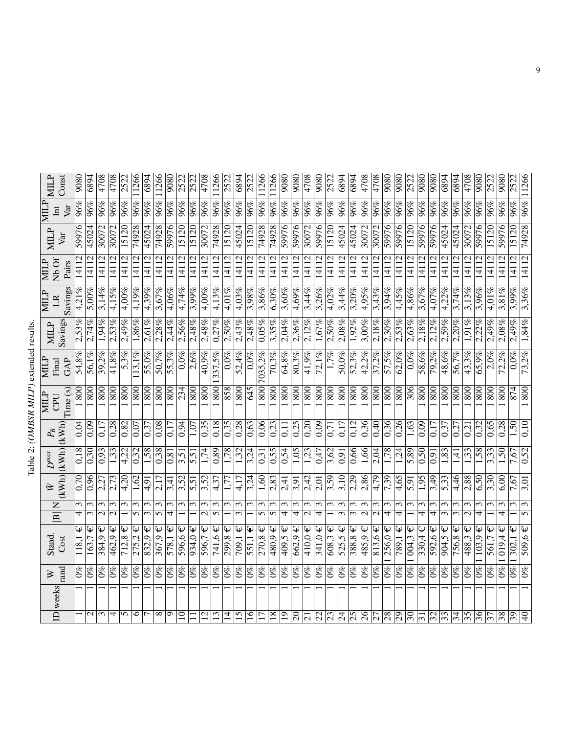Table 2: (*OMBSR MILP*) extended results.

| ID | weeks | W rand | Stand. Cost | $\|B\|$ | N | $\bar{W}$ (kWh) | $D^{max}$ (kWh) | $P_B$ (kWh) | MILP CPU Time (s) | MILP Final GAP | MILP Savings | MILP LR Savings | MILP Nb Of Pairs | MILP Var | MILP Int Var | MILP Const |
|---|---|---|---|---|---|---|---|---|---|---|---|---|---|---|---|---|
| 1 | 1 | 0% | 118,1 € | 4 | 3 | 0,70 | 0,18 | 0,04 | 1 800 | 54,8% | 2,53% | 4,21% | 14112 | 59976 | 96% | 9080 |
| 2 | 1 | 0% | 163,7 € | 3 | 3 | 0,96 | 0,30 | 0,09 | 1 800 | 56,1% | 2,74% | 5,00% | 14112 | 45024 | 96% | 6894 |
| 3 | 1 | 0% | 384,9 € | 2 | 3 | 2,27 | 0,93 | 0,17 | 1 800 | 39,2% | 1,94% | 3,14% | 14112 | 30072 | 96% | 4708 |
| 4 | 1 | 0% | 462,9 € | 2 | 3 | 2,73 | 1,33 | 0,28 | 1 800 | 41,8% | 2,53% | 4,15% | 14112 | 30072 | 96% | 4708 |
| 5 | 1 | 0% | 712,8 € | 1 | 3 | 4,20 | 4,22 | 0,82 | 1 800 | 5,3% | 2,49% | 4,00% | 14112 | 15120 | 96% | 2522 |
| 6 | 1 | 0% | 275,2 € | 5 | 3 | 1,62 | 0,32 | 0,07 | 1 800 | 113,1% | 1,86% | 4,19% | 14112 | 74928 | 96% | 11266 |
| 7 | 1 | 0% | 832,9 € | 3 | 3 | 4,91 | 1,58 | 0,37 | 1 800 | 55,0% | 2,61% | 4,39% | 14112 | 45024 | 96% | 6894 |
| 8 | 1 | 0% | 367,9 € | 5 | 3 | 2,17 | 0,38 | 0,08 | 1 800 | 50,7% | 2,28% | 3,67% | 14112 | 74928 | 96% | 11266 |
| 9 | 1 | 0% | 578,1 € | 4 | 3 | 3,41 | 0,81 | 0,17 | 1 800 | 55,3% | 2,44% | 4,06% | 14112 | 59976 | 96% | 9080 |
| 10 | 1 | 0% | 596,6 € | 1 | 3 | 3,52 | 3,51 | 0,94 | 234 | 0,0% | 2,56% | 4,74% | 14112 | 15120 | 96% | 2522 |
| 11 | 1 | 0% | 934,0 € | 1 | 3 | 5,51 | 5,51 | 1,07 | 1 800 | 2,6% | 2,48% | 3,99% | 14112 | 15120 | 96% | 2522 |
| 12 | 1 | 0% | 596,7 € | 2 | 3 | 3,52 | 1,74 | 0,35 | 1 800 | 40,9% | 2,48% | 4,00% | 14112 | 30072 | 96% | 4708 |
| 13 | 1 | 0% | 741,6 € | 5 | 3 | 4,37 | 0,89 | 0,18 | 1 800 | 1337,5% | 0,27% | 4,13% | 14112 | 74928 | 96% | 11266 |
| 14 | 1 | 0% | 299,8 € | 1 | 3 | 1,77 | 1,78 | 0,35 | 858 | 0,0% | 2,50% | 4,01% | 14112 | 15120 | 96% | 2522 |
| 15 | 1 | 0% | 709,1 € | 3 | 3 | 4,17 | 1,32 | 0,28 | 1 800 | 52,4% | 2,43% | 4,03% | 14112 | 45024 | 96% | 6894 |
| 16 | 1 | 0% | 551,1 € | 1 | 3 | 3,24 | 3,24 | 0,63 | 645 | 0,0% | 2,48% | 3,98% | 14112 | 15120 | 96% | 2522 |
| 17 | 1 | 0% | 270,8 € | 5 | 3 | 1,60 | 0,31 | 0,06 | 1 800 | 7035,2% | 0,05% | 3,86% | 14112 | 74928 | 96% | 11266 |
| 18 | 1 | 0% | 480,9 € | 5 | 3 | 2,83 | 0,55 | 0,23 | 1 800 | 70,3% | 3,35% | 6,30% | 14112 | 74928 | 96% | 11266 |
| 19 | 1 | 0% | 409,5 € | 4 | 3 | 2,41 | 0,54 | 0,11 | 1 800 | 64,8% | 2,04% | 3,60% | 14112 | 59976 | 96% | 9080 |
| 20 | 1 | 0% | 662,9 € | 4 | 3 | 3,91 | 1,05 | 0,25 | 1 800 | 80,3% | 2,36% | 4,69% | 14112 | 59976 | 96% | 9080 |
| 21 | 1 | 0% | 410,0 € | 2 | 3 | 2,42 | 1,23 | 0,20 | 1 800 | 41,9% | 2,12% | 3,44% | 14112 | 30072 | 96% | 4708 |
| 22 | 1 | 0% | 341,0 € | 4 | 3 | 2,01 | 0,47 | 0,09 | 1 800 | 72,1% | 1,67% | 3,26% | 14112 | 59976 | 96% | 9080 |
| 23 | 1 | 0% | 608,3 € | 1 | 3 | 3,59 | 3,62 | 0,71 | 1 800 | 1,7% | 2,50% | 4,02% | 14112 | 15120 | 96% | 2522 |
| 24 | 1 | 0% | 525,5 € | 3 | 3 | 3,10 | 0,91 | 0,17 | 1 800 | 50,0% | 2,08% | 3,44% | 14112 | 45024 | 96% | 6894 |
| 25 | 1 | 0% | 388,8 € | 3 | 3 | 2,29 | 0,66 | 0,12 | 1 800 | 52,3% | 1,92% | 3,20% | 14112 | 45024 | 96% | 6894 |
| 26 | 1 | 0% | 485,9 € | 2 | 3 | 2,86 | 1,66 | 0,36 | 1 800 | 42,2% | 3,00% | 4,95% | 14112 | 30072 | 96% | 4708 |
| 27 | 1 | 0% | 813,6 € | 2 | 3 | 4,79 | 2,04 | 0,40 | 1 800 | 37,2% | 2,18% | 3,43% | 14112 | 30072 | 96% | 4708 |
| 28 | 1 | 0% | 1 256,0 € | 4 | 3 | 7,39 | 1,78 | 0,36 | 1 800 | 57,5% | 2,30% | 3,94% | 14112 | 59976 | 96% | 9080 |
| 29 | 1 | 0% | 789,1 € | 4 | 3 | 4,65 | 1,24 | 0,26 | 1 800 | 62,0% | 2,53% | 4,45% | 14112 | 59976 | 96% | 9080 |
| 30 | 1 | 0% | 1 004,3 € | 1 | 3 | 5,91 | 5,89 | 1,63 | 306 | 0,0% | 2,63% | 4,86% | 14112 | 15120 | 96% | 2522 |
| 31 | 1 | 0% | 330,4 € | 4 | 3 | 1,95 | 0,50 | 0,09 | 1 800 | 58,6% | 2,18% | 3,67% | 14112 | 59976 | 96% | 9080 |
| 32 | 1 | 0% | 592,6 € | 4 | 3 | 3,49 | 0,91 | 0,17 | 1 800 | 79,2% | 2,12% | 4,07% | 14112 | 59976 | 96% | 9080 |
| 33 | 1 | 0% | 904,5 € | 3 | 3 | 5,33 | 1,83 | 0,37 | 1 800 | 48,6% | 2,59% | 4,22% | 14112 | 45024 | 96% | 6894 |
| 34 | 1 | 0% | 756,8 € | 3 | 3 | 4,46 | 1,41 | 0,27 | 1 800 | 56,7% | 2,20% | 3,74% | 14112 | 45024 | 96% | 6894 |
| 35 | 1 | 0% | 488,3 € | 2 | 3 | 2,88 | 1,33 | 0,21 | 1 800 | 43,3% | 1,91% | 3,13% | 14112 | 30072 | 96% | 4708 |
| 36 | 1 | 0% | 1 103,9 € | 4 | 3 | 6,50 | 1,58 | 0,32 | 1 800 | 65,9% | 2,22% | 3,96% | 14112 | 59976 | 96% | 9080 |
| 37 | 1 | 0% | 561,7 € | 1 | 3 | 3,30 | 3,33 | 0,65 | 1 800 | 2,0% | 2,49% | 4,01% | 14112 | 15120 | 96% | 2522 |
| 38 | 1 | 0% | 1 019,4 € | 4 | 3 | 6,00 | 1,50 | 0,28 | 1 800 | 72,2% | 2,08% | 3,81% | 14112 | 59976 | 96% | 9080 |
| 39 | 1 | 0% | 1 302,1 € | 1 | 3 | 7,67 | 7,67 | 1,50 | 874 | 0,0% | 2,49% | 3,99% | 14112 | 15120 | 96% | 2522 |
| 40 | 1 | 0% | 509,6 € | 5 | 3 | 3,01 | 0,52 | 0,10 | 1 800 | 73,2% | 1,84% | 3,36% | 14112 | 74928 | 96% | 11266 |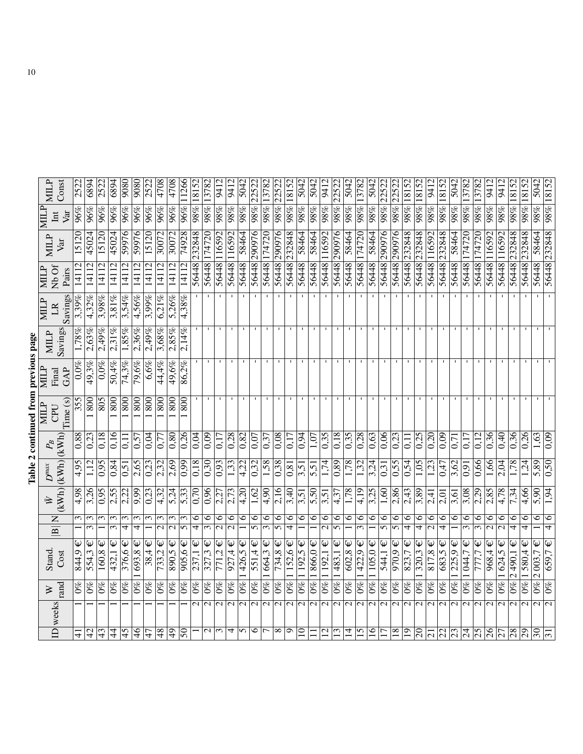**Table 2 continued from previous page**

| ID | weeks | W rand | Stand. Cost | \|B\| | N | $\bar{W}$ (kWh) | $D^{max}$ (kWh) | $P_B$ (kWh) | MILP CPU Time (s) | MILP Final GAP | MILP Savings | MILP LR Savings | MILP Nb Of Pairs | MILP Var | MILP Int Var | MILP Const |
|---|---|---|---|---|---|---|---|---|---|---|---|---|---|---|---|---|
| 41 | 1 | 0% | 844,9 € | 1 | 3 | 4,98 | 4,95 | 0,88 | 355 | 0,0% | 1,78% | 3,39% | 14112 | 15120 | 96% | 2522 |
| 42 | 1 | 0% | 554,3 € | 3 | 3 | 3,26 | 1,12 | 0,23 | 1 800 | 49,3% | 2,63% | 4,32% | 14112 | 45024 | 96% | 6894 |
| 43 | 1 | 0% | 160,8 € | 1 | 3 | 0,95 | 0,95 | 0,18 | 805 | 0,0% | 2,49% | 3,98% | 14112 | 15120 | 96% | 2522 |
| 44 | 1 | 0% | 432,1 € | 3 | 3 | 2,55 | 0,84 | 0,16 | 1 800 | 50,4% | 2,31% | 3,81% | 14112 | 45024 | 96% | 6894 |
| 45 | 1 | 0% | 376,6 € | 4 | 3 | 2,22 | 0,51 | 0,11 | 1 800 | 74,3% | 1,85% | 3,54% | 14112 | 59976 | 96% | 9080 |
| 46 | 1 | 0% | 1 693,8 € | 4 | 3 | 9,99 | 2,65 | 0,57 | 1 800 | 79,6% | 2,36% | 4,56% | 14112 | 59976 | 96% | 9080 |
| 47 | 1 | 0% | 38,4 € | 1 | 3 | 0,23 | 0,23 | 0,04 | 1 800 | 6,6% | 2,49% | 3,99% | 14112 | 15120 | 96% | 2522 |
| 48 | 1 | 0% | 733,2 € | 2 | 3 | 4,32 | 2,32 | 0,77 | 1 800 | 44,4% | 3,68% | 6,21% | 14112 | 30072 | 96% | 4708 |
| 49 | 1 | 0% | 890,5 € | 2 | 3 | 5,24 | 2,69 | 0,80 | 1 800 | 49,6% | 2,85% | 5,26% | 14112 | 30072 | 96% | 4708 |
| 50 | 1 | 0% | 905,6 € | 5 | 3 | 5,33 | 0,99 | 0,26 | 1 800 | 86,2% | 2,14% | 4,38% | 14112 | 74928 | 96% | 11266 |
| 1 | 2 | 0% | 237,1 € | 4 | 6 | 0,70 | 0,18 | 0,04 | - | - | - | - | 56448 | 232848 | 98% | 18152 |
| 2 | 2 | 0% | 327,3 € | 3 | 6 | 0,96 | 0,30 | 0,09 | - | - | - | - | 56448 | 174720 | 98% | 13782 |
| 3 | 2 | 0% | 771,2 € | 2 | 6 | 2,27 | 0,93 | 0,17 | - | - | - | - | 56448 | 116592 | 98% | 9412 |
| 4 | 2 | 0% | 927,4 € | 2 | 6 | 2,73 | 1,33 | 0,28 | - | - | - | - | 56448 | 116592 | 98% | 9412 |
| 5 | 2 | 0% | 1 426,5 € | 1 | 6 | 4,20 | 4,22 | 0,82 | - | - | - | - | 56448 | 58464 | 98% | 5042 |
| 6 | 2 | 0% | 551,4 € | 5 | 6 | 1,62 | 0,32 | 0,07 | - | - | - | - | 56448 | 290976 | 98% | 22522 |
| 7 | 2 | 0% | 1 664,3 € | 3 | 6 | 4,90 | 1,58 | 0,37 | - | - | - | - | 56448 | 174720 | 98% | 13782 |
| 8 | 2 | 0% | 734,8 € | 5 | 6 | 2,16 | 0,38 | 0,08 | - | - | - | - | 56448 | 290976 | 98% | 22522 |
| 9 | 2 | 0% | 1 152,6 € | 4 | 6 | 3,40 | 0,81 | 0,17 | - | - | - | - | 56448 | 232848 | 98% | 18152 |
| 10 | 2 | 0% | 1 192,5 € | 1 | 6 | 3,51 | 3,51 | 0,94 | - | - | - | - | 56448 | 58464 | 98% | 5042 |
| 11 | 2 | 0% | 1 866,0 € | 1 | 6 | 5,50 | 5,51 | 1,07 | - | - | - | - | 56448 | 58464 | 98% | 5042 |
| 12 | 2 | 0% | 1 192,1 € | 2 | 6 | 3,51 | 1,74 | 0,35 | - | - | - | - | 56448 | 116592 | 98% | 9412 |
| 13 | 2 | 0% | 1 483,1 € | 5 | 6 | 4,37 | 0,89 | 0,18 | - | - | - | - | 56448 | 290976 | 98% | 22522 |
| 14 | 2 | 0% | 602,8 € | 1 | 6 | 1,78 | 1,78 | 0,35 | - | - | - | - | 56448 | 58464 | 98% | 5042 |
| 15 | 2 | 0% | 1 422,9 € | 3 | 6 | 4,19 | 1,32 | 0,28 | - | - | - | - | 56448 | 174720 | 98% | 13782 |
| 16 | 2 | 0% | 1 105,0 € | 1 | 6 | 3,25 | 3,24 | 0,63 | - | - | - | - | 56448 | 58464 | 98% | 5042 |
| 17 | 2 | 0% | 544,1 € | 5 | 6 | 1,60 | 0,31 | 0,06 | - | - | - | - | 56448 | 290976 | 98% | 22522 |
| 18 | 2 | 0% | 970,9 € | 5 | 6 | 2,86 | 0,55 | 0,23 | - | - | - | - | 56448 | 290976 | 98% | 22522 |
| 19 | 2 | 0% | 823,7 € | 4 | 6 | 2,43 | 0,54 | 0,11 | - | - | - | - | 56448 | 232848 | 98% | 18152 |
| 20 | 2 | 0% | 1 320,3 € | 4 | 6 | 3,89 | 1,05 | 0,25 | - | - | - | - | 56448 | 232848 | 98% | 18152 |
| 21 | 2 | 0% | 817,8 € | 2 | 6 | 2,41 | 1,23 | 0,20 | - | - | - | - | 56448 | 116592 | 98% | 9412 |
| 22 | 2 | 0% | 683,5 € | 4 | 6 | 2,01 | 0,47 | 0,09 | - | - | - | - | 56448 | 232848 | 98% | 18152 |
| 23 | 2 | 0% | 1 225,9 € | 1 | 6 | 3,61 | 3,62 | 0,71 | - | - | - | - | 56448 | 58464 | 98% | 5042 |
| 24 | 2 | 0% | 1 044,7 € | 3 | 6 | 3,08 | 0,91 | 0,17 | - | - | - | - | 56448 | 174720 | 98% | 13782 |
| 25 | 2 | 0% | 777,7 € | 3 | 6 | 2,29 | 0,66 | 0,12 | - | - | - | - | 56448 | 174720 | 98% | 13782 |
| 26 | 2 | 0% | 968,4 € | 2 | 6 | 2,85 | 1,66 | 0,36 | - | - | - | - | 56448 | 116592 | 98% | 9412 |
| 27 | 2 | 0% | 1 624,5 € | 2 | 6 | 4,78 | 2,04 | 0,40 | - | - | - | - | 56448 | 116592 | 98% | 9412 |
| 28 | 2 | 0% | 2 490,1 € | 4 | 6 | 7,34 | 1,78 | 0,36 | - | - | - | - | 56448 | 232848 | 98% | 18152 |
| 29 | 2 | 0% | 1 580,4 € | 4 | 6 | 4,66 | 1,24 | 0,26 | - | - | - | - | 56448 | 232848 | 98% | 18152 |
| 30 | 2 | 0% | 2 003,7 € | 1 | 6 | 5,90 | 5,89 | 1,63 | - | - | - | - | 56448 | 58464 | 98% | 5042 |
| 31 | 2 | 0% | 659,7 € | 4 | 6 | 1,94 | 0,50 | 0,09 | - | - | - | - | 56448 | 232848 | 98% | 18152 |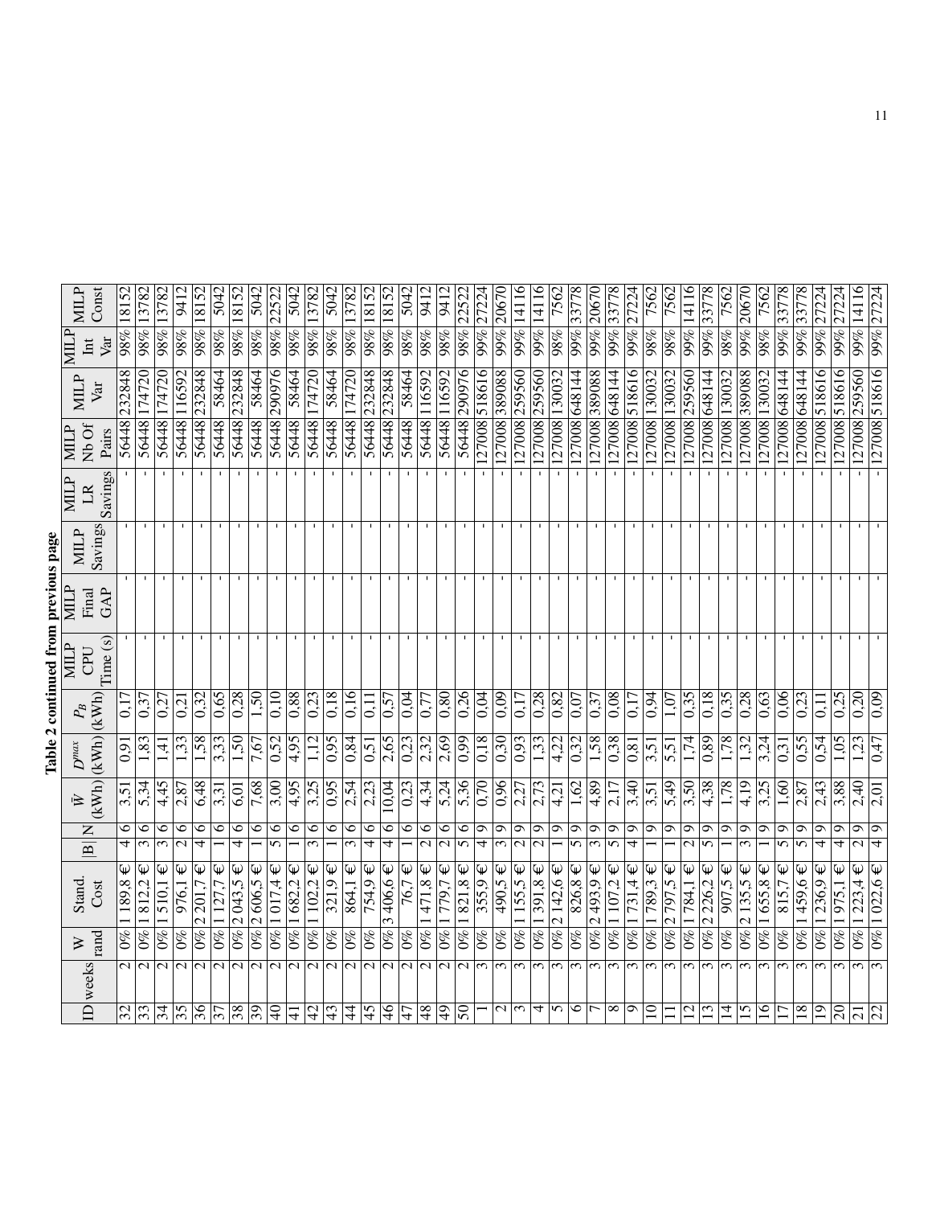**Table 2 continued from previous page**

| ID | weeks | W rand | Stand. Cost | \|B\| | N | $\bar{W}$ (kWh) | $D^{max}$ (kWh) | $P_B$ (kWh) | MILP CPU Time (s) | MILP Final GAP | MILP Savings | MILP LR Savings | MILP Nb Of Pairs | MILP Var | MILP Int Var | MILP Const |
|---|---|---|---|---|---|---|---|---|---|---|---|---|---|---|---|---|
| 32 | 2 | 0% | 1 189,8 € | 4 | 6 | 3,51 | 0,91 | 0,17 | - | - | - | - | 56448 | 232848 | 98% | 18152 |
| 33 | 2 | 0% | 1 812,2 € | 3 | 6 | 5,34 | 1,83 | 0,37 | - | - | - | - | 56448 | 174720 | 98% | 13782 |
| 34 | 2 | 0% | 1 510,1 € | 3 | 6 | 4,45 | 1,41 | 0,27 | - | - | - | - | 56448 | 174720 | 98% | 13782 |
| 35 | 2 | 0% | 976,1 € | 2 | 6 | 2,87 | 1,33 | 0,21 | - | - | - | - | 56448 | 116592 | 98% | 9412 |
| 36 | 2 | 0% | 2 201,7 € | 4 | 6 | 6,48 | 1,58 | 0,32 | - | - | - | - | 56448 | 232848 | 98% | 18152 |
| 37 | 2 | 0% | 1 127,7 € | 1 | 6 | 3,31 | 3,33 | 0,65 | - | - | - | - | 56448 | 58464 | 98% | 5042 |
| 38 | 2 | 0% | 2 043,5 € | 4 | 6 | 6,01 | 1,50 | 0,28 | - | - | - | - | 56448 | 232848 | 98% | 18152 |
| 39 | 2 | 0% | 2 606,5 € | 1 | 6 | 7,68 | 7,67 | 1,50 | - | - | - | - | 56448 | 58464 | 98% | 5042 |
| 40 | 2 | 0% | 1 017,4 € | 5 | 6 | 3,00 | 0,52 | 0,10 | - | - | - | - | 56448 | 290976 | 98% | 22522 |
| 41 | 2 | 0% | 1 682,2 € | 1 | 6 | 4,95 | 4,95 | 0,88 | - | - | - | - | 56448 | 58464 | 98% | 5042 |
| 42 | 2 | 0% | 1 102,2 € | 3 | 6 | 3,25 | 1,12 | 0,23 | - | - | - | - | 56448 | 174720 | 98% | 13782 |
| 43 | 2 | 0% | 321,9 € | 1 | 6 | 0,95 | 0,95 | 0,18 | - | - | - | - | 56448 | 58464 | 98% | 5042 |
| 44 | 2 | 0% | 864,1 € | 3 | 6 | 2,54 | 0,84 | 0,16 | - | - | - | - | 56448 | 174720 | 98% | 13782 |
| 45 | 2 | 0% | 754,9 € | 4 | 6 | 2,23 | 0,51 | 0,11 | - | - | - | - | 56448 | 232848 | 98% | 18152 |
| 46 | 2 | 0% | 3 406,6 € | 4 | 6 | 10,04 | 2,65 | 0,57 | - | - | - | - | 56448 | 232848 | 98% | 18152 |
| 47 | 2 | 0% | 76,7 € | 1 | 6 | 0,23 | 0,23 | 0,04 | - | - | - | - | 56448 | 58464 | 98% | 5042 |
| 48 | 2 | 0% | 1 471,8 € | 2 | 6 | 4,34 | 2,32 | 0,77 | - | - | - | - | 56448 | 116592 | 98% | 9412 |
| 49 | 2 | 0% | 1 779,7 € | 2 | 6 | 5,24 | 2,69 | 0,80 | - | - | - | - | 56448 | 116592 | 98% | 9412 |
| 50 | 2 | 0% | 1 821,8 € | 5 | 6 | 5,36 | 0,99 | 0,26 | - | - | - | - | 56448 | 290976 | 98% | 22522 |
| 1 | 3 | 0% | 355,9 € | 4 | 9 | 0,70 | 0,18 | 0,04 | - | - | - | - | 127008 | 518616 | 99% | 27224 |
| 2 | 3 | 0% | 490,5 € | 3 | 9 | 0,96 | 0,30 | 0,09 | - | - | - | - | 127008 | 389088 | 99% | 20670 |
| 3 | 3 | 0% | 1 155,5 € | 2 | 9 | 2,27 | 0,93 | 0,17 | - | - | - | - | 127008 | 259560 | 99% | 14116 |
| 4 | 3 | 0% | 1 391,8 € | 2 | 9 | 2,73 | 1,33 | 0,28 | - | - | - | - | 127008 | 259560 | 99% | 14116 |
| 5 | 3 | 0% | 2 142,6 € | 1 | 9 | 4,21 | 4,22 | 0,82 | - | - | - | - | 127008 | 130032 | 98% | 7562 |
| 6 | 3 | 0% | 826,8 € | 5 | 9 | 1,62 | 0,32 | 0,07 | - | - | - | - | 127008 | 648144 | 99% | 33778 |
| 7 | 3 | 0% | 2 493,9 € | 3 | 9 | 4,89 | 1,58 | 0,37 | - | - | - | - | 127008 | 389088 | 99% | 20670 |
| 8 | 3 | 0% | 1 107,2 € | 5 | 9 | 2,17 | 0,38 | 0,08 | - | - | - | - | 127008 | 648144 | 99% | 33778 |
| 9 | 3 | 0% | 1 731,4 € | 4 | 9 | 3,40 | 0,81 | 0,17 | - | - | - | - | 127008 | 518616 | 99% | 27224 |
| 10 | 3 | 0% | 1 789,3 € | 1 | 9 | 3,51 | 3,51 | 0,94 | - | - | - | - | 127008 | 130032 | 98% | 7562 |
| 11 | 3 | 0% | 2 797,5 € | 1 | 9 | 5,49 | 5,51 | 1,07 | - | - | - | - | 127008 | 130032 | 98% | 7562 |
| 12 | 3 | 0% | 1 784,1 € | 2 | 9 | 3,50 | 1,74 | 0,35 | - | - | - | - | 127008 | 259560 | 99% | 14116 |
| 13 | 3 | 0% | 2 226,2 € | 5 | 9 | 4,38 | 0,89 | 0,18 | - | - | - | - | 127008 | 648144 | 99% | 33778 |
| 14 | 3 | 0% | 907,5 € | 1 | 9 | 1,78 | 1,78 | 0,35 | - | - | - | - | 127008 | 130032 | 98% | 7562 |
| 15 | 3 | 0% | 2 135,5 € | 3 | 9 | 4,19 | 1,32 | 0,28 | - | - | - | - | 127008 | 389088 | 99% | 20670 |
| 16 | 3 | 0% | 1 655,8 € | 1 | 9 | 3,25 | 3,24 | 0,63 | - | - | - | - | 127008 | 130032 | 98% | 7562 |
| 17 | 3 | 0% | 815,7 € | 5 | 9 | 1,60 | 0,31 | 0,06 | - | - | - | - | 127008 | 648144 | 99% | 33778 |
| 18 | 3 | 0% | 1 459,6 € | 5 | 9 | 2,87 | 0,55 | 0,23 | - | - | - | - | 127008 | 648144 | 99% | 33778 |
| 19 | 3 | 0% | 1 236,9 € | 4 | 9 | 2,43 | 0,54 | 0,11 | - | - | - | - | 127008 | 518616 | 99% | 27224 |
| 20 | 3 | 0% | 1 975,1 € | 4 | 9 | 3,88 | 1,05 | 0,25 | - | - | - | - | 127008 | 518616 | 99% | 27224 |
| 21 | 3 | 0% | 1 223,4 € | 2 | 9 | 2,40 | 1,23 | 0,20 | - | - | - | - | 127008 | 259560 | 99% | 14116 |
| 22 | 3 | 0% | 1 022,6 € | 4 | 9 | 2,01 | 0,47 | 0,09 | - | - | - | - | 127008 | 518616 | 99% | 27224 |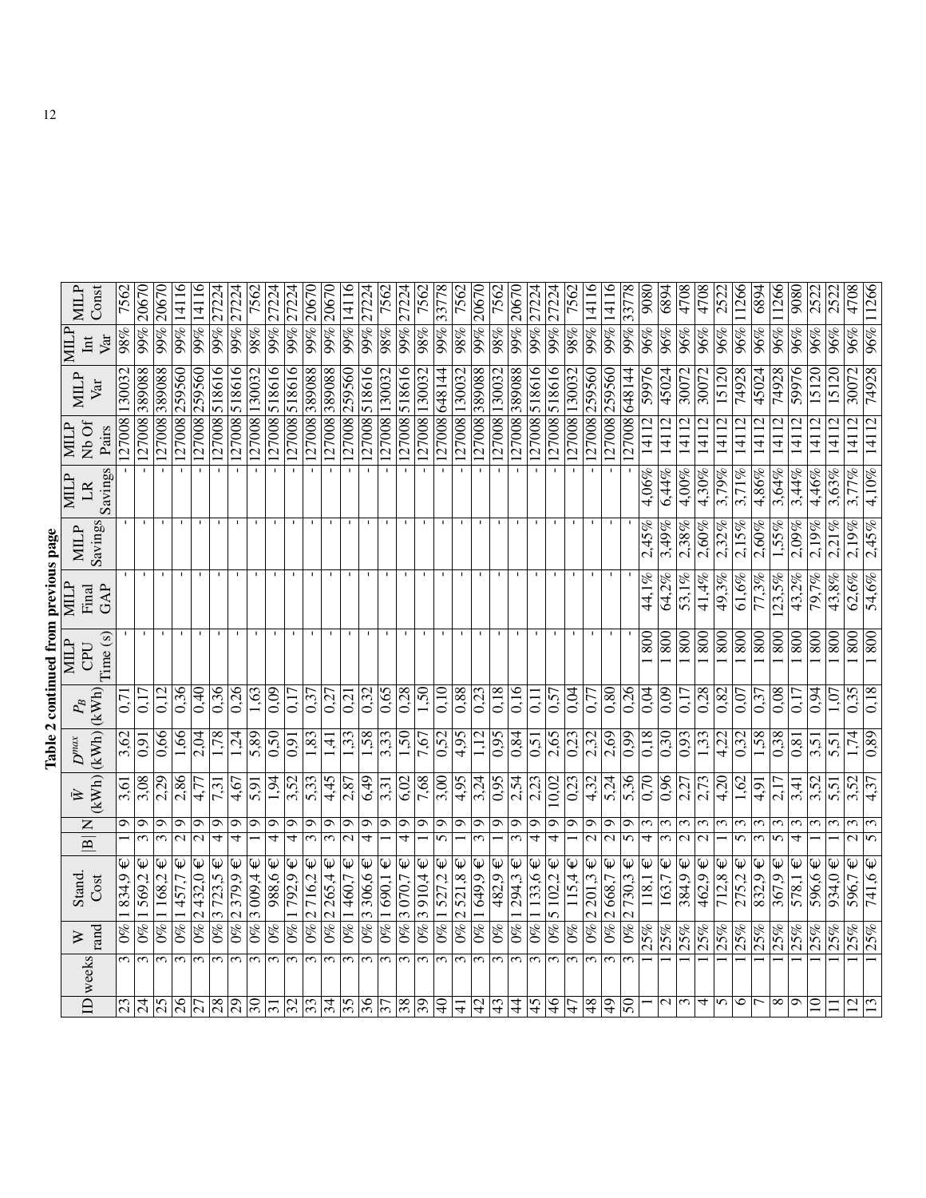**Table 2 continued from previous page**

| ID | weeks | W rand | Stand. Cost | \|B\| | N | $\bar{W}$ (kWh) | $D^{max}$ (kWh) | $P_B$ (kWh) | MILP CPU Time (s) | MILP Final GAP | MILP Savings | MILP LR Savings | MILP Nb Of Pairs | MILP Var | MILP Int Var | MILP Const |
|---|---|---|---|---|---|---|---|---|---|---|---|---|---|---|---|---|
| 23 | 3 | 0% | 1 834,9 € | 1 | 9 | 3,61 | 3,62 | 0,71 | - | - | - | - | 127008 | 130032 | 98% | 7562 |
| 24 | 3 | 0% | 1 569,2 € | 3 | 9 | 3,08 | 0,91 | 0,17 | - | - | - | - | 127008 | 389088 | 99% | 20670 |
| 25 | 3 | 0% | 1 168,2 € | 3 | 9 | 2,29 | 0,66 | 0,12 | - | - | - | - | 127008 | 389088 | 99% | 20670 |
| 26 | 3 | 0% | 1 457,7 € | 2 | 9 | 2,86 | 1,66 | 0,36 | - | - | - | - | 127008 | 259560 | 99% | 14116 |
| 27 | 3 | 0% | 2 432,0 € | 2 | 9 | 4,77 | 2,04 | 0,40 | - | - | - | - | 127008 | 259560 | 99% | 14116 |
| 28 | 3 | 0% | 3 723,5 € | 4 | 9 | 7,31 | 1,78 | 0,36 | - | - | - | - | 127008 | 518616 | 99% | 27224 |
| 29 | 3 | 0% | 2 379,9 € | 4 | 9 | 4,67 | 1,24 | 0,26 | - | - | - | - | 127008 | 518616 | 99% | 27224 |
| 30 | 3 | 0% | 3 009,4 € | 1 | 9 | 5,91 | 5,89 | 1,63 | - | - | - | - | 127008 | 130032 | 98% | 7562 |
| 31 | 3 | 0% | 988,6 € | 4 | 9 | 1,94 | 0,50 | 0,09 | - | - | - | - | 127008 | 518616 | 99% | 27224 |
| 32 | 3 | 0% | 1 792,9 € | 4 | 9 | 3,52 | 0,91 | 0,17 | - | - | - | - | 127008 | 518616 | 99% | 27224 |
| 33 | 3 | 0% | 2 716,2 € | 3 | 9 | 5,33 | 1,83 | 0,37 | - | - | - | - | 127008 | 389088 | 99% | 20670 |
| 34 | 3 | 0% | 2 265,4 € | 3 | 9 | 4,45 | 1,41 | 0,27 | - | - | - | - | 127008 | 389088 | 99% | 20670 |
| 35 | 3 | 0% | 1 460,7 € | 2 | 9 | 2,87 | 1,33 | 0,21 | - | - | - | - | 127008 | 259560 | 99% | 14116 |
| 36 | 3 | 0% | 3 306,6 € | 4 | 9 | 6,49 | 1,58 | 0,32 | - | - | - | - | 127008 | 518616 | 99% | 27224 |
| 37 | 3 | 0% | 1 690,1 € | 1 | 9 | 3,31 | 3,33 | 0,65 | - | - | - | - | 127008 | 130032 | 98% | 7562 |
| 38 | 3 | 0% | 3 070,7 € | 4 | 9 | 6,02 | 1,50 | 0,28 | - | - | - | - | 127008 | 518616 | 99% | 27224 |
| 39 | 3 | 0% | 3 910,4 € | 1 | 9 | 7,68 | 7,67 | 1,50 | - | - | - | - | 127008 | 130032 | 98% | 7562 |
| 40 | 3 | 0% | 1 527,2 € | 5 | 9 | 3,00 | 0,52 | 0,10 | - | - | - | - | 127008 | 648144 | 99% | 33778 |
| 41 | 3 | 0% | 2 521,8 € | 1 | 9 | 4,95 | 4,95 | 0,88 | - | - | - | - | 127008 | 130032 | 98% | 7562 |
| 42 | 3 | 0% | 1 649,9 € | 3 | 9 | 3,24 | 1,12 | 0,23 | - | - | - | - | 127008 | 389088 | 99% | 20670 |
| 43 | 3 | 0% | 482,9 € | 1 | 9 | 0,95 | 0,95 | 0,18 | - | - | - | - | 127008 | 130032 | 98% | 7562 |
| 44 | 3 | 0% | 1 294,3 € | 3 | 9 | 2,54 | 0,84 | 0,16 | - | - | - | - | 127008 | 389088 | 99% | 20670 |
| 45 | 3 | 0% | 1 133,6 € | 4 | 9 | 2,23 | 0,51 | 0,11 | - | - | - | - | 127008 | 518616 | 99% | 27224 |
| 46 | 3 | 0% | 5 102,2 € | 4 | 9 | 10,02 | 2,65 | 0,57 | - | - | - | - | 127008 | 518616 | 99% | 27224 |
| 47 | 3 | 0% | 115,4 € | 1 | 9 | 0,23 | 0,23 | 0,04 | - | - | - | - | 127008 | 130032 | 98% | 7562 |
| 48 | 3 | 0% | 2 201,3 € | 2 | 9 | 4,32 | 2,32 | 0,77 | - | - | - | - | 127008 | 259560 | 99% | 14116 |
| 49 | 3 | 0% | 2 668,7 € | 2 | 9 | 5,24 | 2,69 | 0,80 | - | - | - | - | 127008 | 259560 | 99% | 14116 |
| 50 | 3 | 0% | 2 730,3 € | 5 | 9 | 5,36 | 0,99 | 0,26 | - | - | - | - | 127008 | 648144 | 99% | 33778 |
| 1 | 1 | 25% | 118,1 € | 4 | 3 | 0,70 | 0,18 | 0,04 | 1 800 | 44,1% | 2,45% | 4,06% | 14112 | 59976 | 96% | 9080 |
| 2 | 1 | 25% | 163,7 € | 3 | 3 | 0,96 | 0,30 | 0,09 | 1 800 | 64,2% | 3,49% | 6,44% | 14112 | 45024 | 96% | 6894 |
| 3 | 1 | 25% | 384,9 € | 2 | 3 | 2,27 | 0,93 | 0,17 | 1 800 | 53,1% | 2,38% | 4,00% | 14112 | 30072 | 96% | 4708 |
| 4 | 1 | 25% | 462,9 € | 2 | 3 | 2,73 | 1,33 | 0,28 | 1 800 | 41,4% | 2,60% | 4,30% | 14112 | 30072 | 96% | 4708 |
| 5 | 1 | 25% | 712,8 € | 1 | 3 | 4,20 | 4,22 | 0,82 | 1 800 | 49,3% | 2,32% | 3,79% | 14112 | 15120 | 96% | 2522 |
| 6 | 1 | 25% | 275,2 € | 5 | 3 | 1,62 | 0,32 | 0,07 | 1 800 | 61,6% | 2,15% | 3,71% | 14112 | 74928 | 96% | 11266 |
| 7 | 1 | 25% | 832,9 € | 3 | 3 | 4,91 | 1,58 | 0,37 | 1 800 | 77,3% | 2,60% | 4,86% | 14112 | 45024 | 96% | 6894 |
| 8 | 1 | 25% | 367,9 € | 5 | 3 | 2,17 | 0,38 | 0,08 | 1 800 | 123,5% | 1,55% | 3,64% | 14112 | 74928 | 96% | 11266 |
| 9 | 1 | 25% | 578,1 € | 4 | 3 | 3,41 | 0,81 | 0,17 | 1 800 | 43,2% | 2,09% | 3,44% | 14112 | 59976 | 96% | 9080 |
| 10 | 1 | 25% | 596,6 € | 1 | 3 | 3,52 | 3,51 | 0,94 | 1 800 | 79,7% | 2,19% | 4,46% | 14112 | 15120 | 96% | 2522 |
| 11 | 1 | 25% | 934,0 € | 1 | 3 | 5,51 | 5,51 | 1,07 | 1 800 | 43,8% | 2,21% | 3,63% | 14112 | 15120 | 96% | 2522 |
| 12 | 1 | 25% | 596,7 € | 2 | 3 | 3,52 | 1,74 | 0,35 | 1 800 | 62,6% | 2,19% | 3,77% | 14112 | 30072 | 96% | 4708 |
| 13 | 1 | 25% | 741,6 € | 5 | 3 | 4,37 | 0,89 | 0,18 | 1 800 | 54,6% | 2,45% | 4,10% | 14112 | 74928 | 96% | 11266 |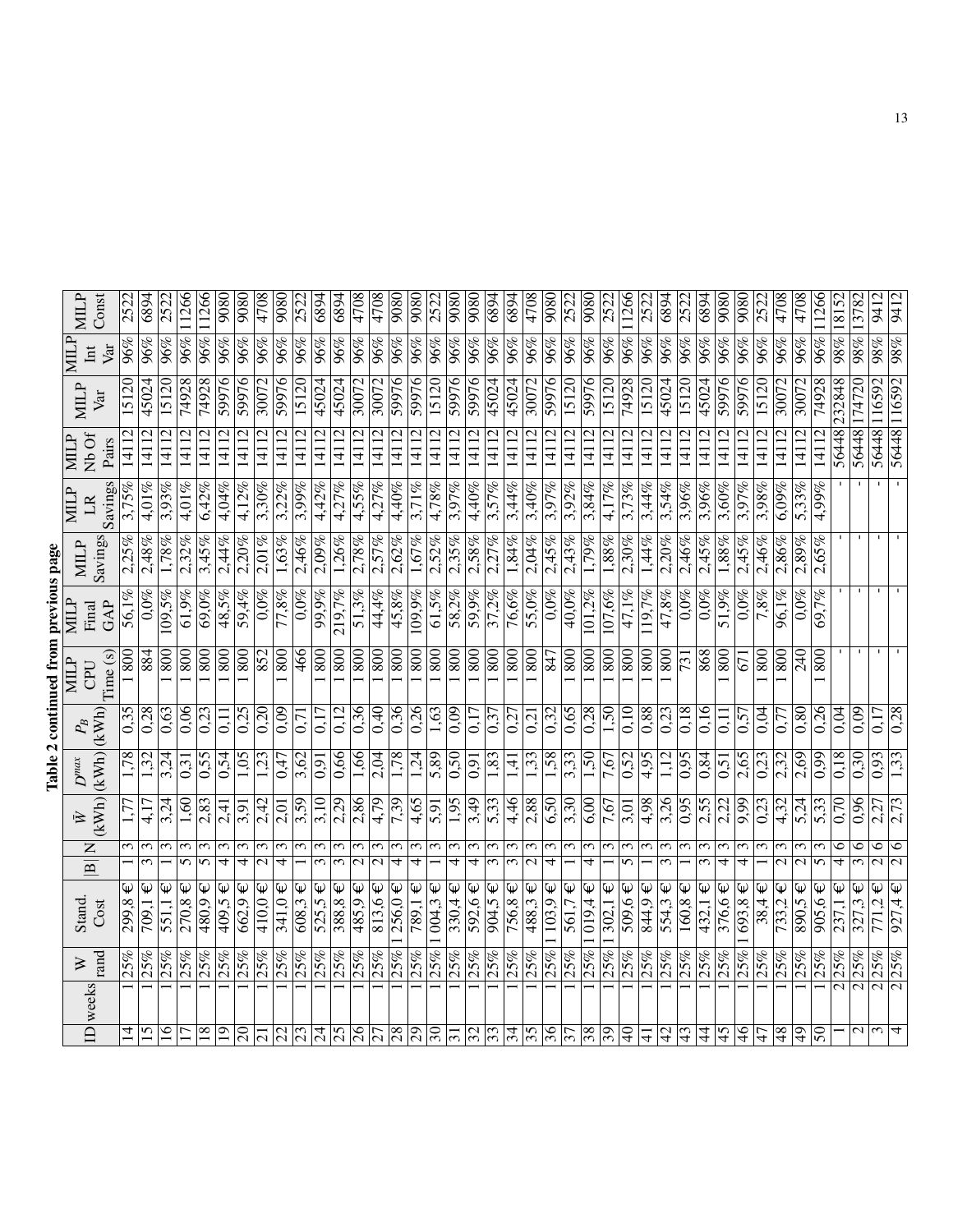**Table 2 continued from previous page**

| ID | weeks | W rand | Stand. Cost | \|B\| | N | $\bar{W}$ (kWh) | $D^{max}$ (kWh) | $P_B$ (kWh) | MILP CPU Time (s) | MILP Final GAP | MILP Savings | MILP LR Savings | MILP Nb Of Pairs | MILP Var | MILP Int Var | MILP Const |
|---|---|---|---|---|---|---|---|---|---|---|---|---|---|---|---|---|
| 14 | 1 | 25% | 299,8 € | 1 | 3 | 1,77 | 1,78 | 0,35 | 1 800 | 56,1% | 2,25% | 3,75% | 14112 | 15120 | 96% | 2522 |
| 15 | 1 | 25% | 709,1 € | 3 | 3 | 4,17 | 1,32 | 0,28 | 884 | 0,0% | 2,48% | 4,01% | 14112 | 45024 | 96% | 6894 |
| 16 | 1 | 25% | 551,1 € | 1 | 3 | 3,24 | 3,24 | 0,63 | 1 800 | 109,5% | 1,78% | 3,93% | 14112 | 15120 | 96% | 2522 |
| 17 | 1 | 25% | 270,8 € | 5 | 3 | 1,60 | 0,31 | 0,06 | 1 800 | 61,9% | 2,32% | 4,01% | 14112 | 74928 | 96% | 11266 |
| 18 | 1 | 25% | 480,9 € | 5 | 3 | 2,83 | 0,55 | 0,23 | 1 800 | 69,0% | 3,45% | 6,42% | 14112 | 74928 | 96% | 11266 |
| 19 | 1 | 25% | 409,5 € | 4 | 3 | 2,41 | 0,54 | 0,11 | 1 800 | 48,5% | 2,44% | 4,04% | 14112 | 59976 | 96% | 9080 |
| 20 | 1 | 25% | 662,9 € | 4 | 3 | 3,91 | 1,05 | 0,25 | 1 800 | 59,4% | 2,20% | 4,12% | 14112 | 59976 | 96% | 9080 |
| 21 | 1 | 25% | 410,0 € | 2 | 3 | 2,42 | 1,23 | 0,20 | 852 | 0,0% | 2,01% | 3,30% | 14112 | 30072 | 96% | 4708 |
| 22 | 1 | 25% | 341,0 € | 4 | 3 | 2,01 | 0,47 | 0,09 | 1 800 | 77,8% | 1,63% | 3,22% | 14112 | 59976 | 96% | 9080 |
| 23 | 1 | 25% | 608,3 € | 1 | 3 | 3,59 | 3,62 | 0,71 | 466 | 0,0% | 2,46% | 3,99% | 14112 | 15120 | 96% | 2522 |
| 24 | 1 | 25% | 525,5 € | 3 | 3 | 3,10 | 0,91 | 0,17 | 1 800 | 99,9% | 2,09% | 4,42% | 14112 | 45024 | 96% | 6894 |
| 25 | 1 | 25% | 388,8 € | 3 | 3 | 2,29 | 0,66 | 0,12 | 1 800 | 219,7% | 1,26% | 4,27% | 14112 | 45024 | 96% | 6894 |
| 26 | 1 | 25% | 485,9 € | 2 | 3 | 2,86 | 1,66 | 0,36 | 1 800 | 51,3% | 2,78% | 4,55% | 14112 | 30072 | 96% | 4708 |
| 27 | 1 | 25% | 813,6 € | 2 | 3 | 4,79 | 2,04 | 0,40 | 1 800 | 44,4% | 2,57% | 4,27% | 14112 | 30072 | 96% | 4708 |
| 28 | 1 | 25% | 1 256,0 € | 4 | 3 | 7,39 | 1,78 | 0,36 | 1 800 | 45,8% | 2,62% | 4,40% | 14112 | 59976 | 96% | 9080 |
| 29 | 1 | 25% | 789,1 € | 4 | 3 | 4,65 | 1,24 | 0,26 | 1 800 | 109,9% | 1,67% | 3,71% | 14112 | 59976 | 96% | 9080 |
| 30 | 1 | 25% | 1 004,3 € | 1 | 3 | 5,91 | 5,89 | 1,63 | 1 800 | 61,5% | 2,52% | 4,78% | 14112 | 15120 | 96% | 2522 |
| 31 | 1 | 25% | 330,4 € | 4 | 3 | 1,95 | 0,50 | 0,09 | 1 800 | 58,2% | 2,35% | 3,97% | 14112 | 59976 | 96% | 9080 |
| 32 | 1 | 25% | 592,6 € | 4 | 3 | 3,49 | 0,91 | 0,17 | 1 800 | 59,9% | 2,58% | 4,40% | 14112 | 59976 | 96% | 9080 |
| 33 | 1 | 25% | 904,5 € | 3 | 3 | 5,33 | 1,83 | 0,37 | 1 800 | 37,2% | 2,27% | 3,57% | 14112 | 45024 | 96% | 6894 |
| 34 | 1 | 25% | 756,8 € | 3 | 3 | 4,46 | 1,41 | 0,27 | 1 800 | 76,6% | 1,84% | 3,44% | 14112 | 45024 | 96% | 6894 |
| 35 | 1 | 25% | 488,3 € | 2 | 3 | 2,88 | 1,33 | 0,21 | 1 800 | 55,0% | 2,04% | 3,40% | 14112 | 30072 | 96% | 4708 |
| 36 | 1 | 25% | 1 103,9 € | 4 | 3 | 6,50 | 1,58 | 0,32 | 847 | 0,0% | 2,45% | 3,97% | 14112 | 59976 | 96% | 9080 |
| 37 | 1 | 25% | 561,7 € | 1 | 3 | 3,30 | 3,33 | 0,65 | 1 800 | 40,0% | 2,43% | 3,92% | 14112 | 15120 | 96% | 2522 |
| 38 | 1 | 25% | 1 019,4 € | 4 | 3 | 6,00 | 1,50 | 0,28 | 1 800 | 101,2% | 1,79% | 3,84% | 14112 | 59976 | 96% | 9080 |
| 39 | 1 | 25% | 1 302,1 € | 1 | 3 | 7,67 | 7,67 | 1,50 | 1 800 | 107,6% | 1,88% | 4,17% | 14112 | 15120 | 96% | 2522 |
| 40 | 1 | 25% | 509,6 € | 5 | 3 | 3,01 | 0,52 | 0,10 | 1 800 | 47,1% | 2,30% | 3,73% | 14112 | 74928 | 96% | 11266 |
| 41 | 1 | 25% | 844,9 € | 1 | 3 | 4,98 | 4,95 | 0,88 | 1 800 | 119,7% | 1,44% | 3,44% | 14112 | 15120 | 96% | 2522 |
| 42 | 1 | 25% | 554,3 € | 3 | 3 | 3,26 | 1,12 | 0,23 | 1 800 | 47,8% | 2,20% | 3,54% | 14112 | 45024 | 96% | 6894 |
| 43 | 1 | 25% | 160,8 € | 1 | 3 | 0,95 | 0,95 | 0,18 | 731 | 0,0% | 2,46% | 3,96% | 14112 | 15120 | 96% | 2522 |
| 44 | 1 | 25% | 432,1 € | 3 | 3 | 2,55 | 0,84 | 0,16 | 868 | 0,0% | 2,45% | 3,96% | 14112 | 45024 | 96% | 6894 |
| 45 | 1 | 25% | 376,6 € | 4 | 3 | 2,22 | 0,51 | 0,11 | 1 800 | 51,9% | 1,88% | 3,60% | 14112 | 59976 | 96% | 9080 |
| 46 | 1 | 25% | 1 693,8 € | 4 | 3 | 9,99 | 2,65 | 0,57 | 671 | 0,0% | 2,45% | 3,97% | 14112 | 59976 | 96% | 9080 |
| 47 | 1 | 25% | 38,4 € | 1 | 3 | 0,23 | 0,23 | 0,04 | 1 800 | 7,8% | 2,46% | 3,98% | 14112 | 15120 | 96% | 2522 |
| 48 | 1 | 25% | 733,2 € | 2 | 3 | 4,32 | 2,32 | 0,77 | 1 800 | 96,1% | 2,86% | 6,09% | 14112 | 30072 | 96% | 4708 |
| 49 | 1 | 25% | 890,5 € | 2 | 3 | 5,24 | 2,69 | 0,80 | 240 | 0,0% | 2,89% | 5,33% | 14112 | 30072 | 96% | 4708 |
| 50 | 1 | 25% | 905,6 € | 5 | 3 | 5,33 | 0,99 | 0,26 | 1 800 | 69,7% | 2,65% | 4,99% | 14112 | 74928 | 96% | 11266 |
| 1 | 2 | 25% | 237,1 € | 4 | 6 | 0,70 | 0,18 | 0,04 | - | - | - | - | 56448 | 232848 | 98% | 18152 |
| 2 | 2 | 25% | 327,3 € | 3 | 6 | 0,96 | 0,30 | 0,09 | - | - | - | - | 56448 | 174720 | 98% | 13782 |
| 3 | 2 | 25% | 771,2 € | 2 | 6 | 2,27 | 0,93 | 0,17 | - | - | - | - | 56448 | 116592 | 98% | 9412 |
| 4 | 2 | 25% | 927,4 € | 2 | 6 | 2,73 | 1,33 | 0,28 | - | - | - | - | 56448 | 116592 | 98% | 9412 |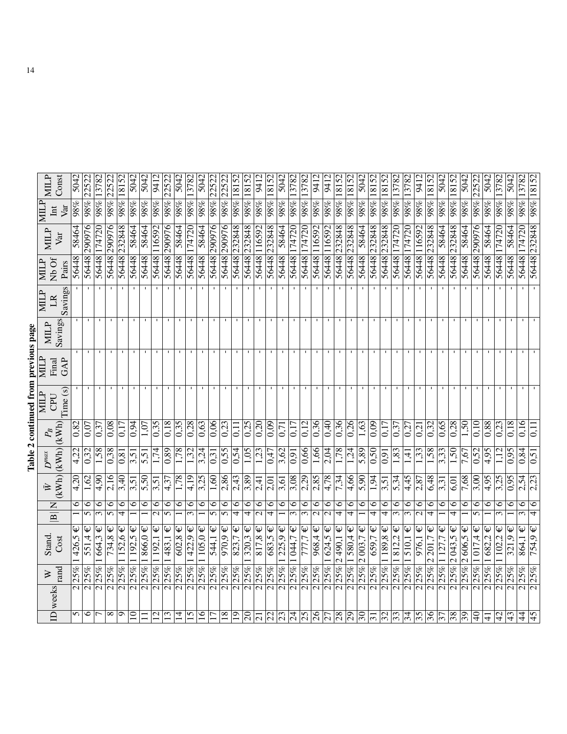**Table 2 continued from previous page**

| ID | weeks | W rand | Stand. Cost | \|B\| | N | $\bar{W}$ (kWh) | $D^{max}$ (kWh) | $P_B$ (kWh) | MILP CPU Time (s) | MILP Final GAP | MILP Savings | MILP LR Savings | MILP Nb Of Pairs | MILP Var | MILP Int Var | MILP Const |
|---|---|---|---|---|---|---|---|---|---|---|---|---|---|---|---|---|
| 5 | 2 | 25% | 1 426,5 € | 1 | 6 | 4,20 | 4,22 | 0,82 | - | - | - | - | 56448 | 58464 | 98% | 5042 |
| 6 | 2 | 25% | 551,4 € | 5 | 6 | 1,62 | 0,32 | 0,07 | - | - | - | - | 56448 | 290976 | 98% | 22522 |
| 7 | 2 | 25% | 1 664,3 € | 3 | 6 | 4,90 | 1,58 | 0,37 | - | - | - | - | 56448 | 174720 | 98% | 13782 |
| 8 | 2 | 25% | 734,8 € | 5 | 6 | 2,16 | 0,38 | 0,08 | - | - | - | - | 56448 | 290976 | 98% | 22522 |
| 9 | 2 | 25% | 1 152,6 € | 4 | 6 | 3,40 | 0,81 | 0,17 | - | - | - | - | 56448 | 232848 | 98% | 18152 |
| 10 | 2 | 25% | 1 192,5 € | 1 | 6 | 3,51 | 3,51 | 0,94 | - | - | - | - | 56448 | 58464 | 98% | 5042 |
| 11 | 2 | 25% | 1 866,0 € | 1 | 6 | 5,50 | 5,51 | 1,07 | - | - | - | - | 56448 | 58464 | 98% | 5042 |
| 12 | 2 | 25% | 1 192,1 € | 2 | 6 | 3,51 | 1,74 | 0,35 | - | - | - | - | 56448 | 116592 | 98% | 9412 |
| 13 | 2 | 25% | 1 483,1 € | 5 | 6 | 4,37 | 0,89 | 0,18 | - | - | - | - | 56448 | 290976 | 98% | 22522 |
| 14 | 2 | 25% | 602,8 € | 1 | 6 | 1,78 | 1,78 | 0,35 | - | - | - | - | 56448 | 58464 | 98% | 5042 |
| 15 | 2 | 25% | 1 422,9 € | 3 | 6 | 4,19 | 1,32 | 0,28 | - | - | - | - | 56448 | 174720 | 98% | 13782 |
| 16 | 2 | 25% | 1 105,0 € | 1 | 6 | 3,25 | 3,24 | 0,63 | - | - | - | - | 56448 | 58464 | 98% | 5042 |
| 17 | 2 | 25% | 544,1 € | 5 | 6 | 1,60 | 0,31 | 0,06 | - | - | - | - | 56448 | 290976 | 98% | 22522 |
| 18 | 2 | 25% | 970,9 € | 5 | 6 | 2,86 | 0,55 | 0,23 | - | - | - | - | 56448 | 290976 | 98% | 22522 |
| 19 | 2 | 25% | 823,7 € | 4 | 6 | 2,43 | 0,54 | 0,11 | - | - | - | - | 56448 | 232848 | 98% | 18152 |
| 20 | 2 | 25% | 1 320,3 € | 4 | 6 | 3,89 | 1,05 | 0,25 | - | - | - | - | 56448 | 232848 | 98% | 18152 |
| 21 | 2 | 25% | 817,8 € | 2 | 6 | 2,41 | 1,23 | 0,20 | - | - | - | - | 56448 | 116592 | 98% | 9412 |
| 22 | 2 | 25% | 683,5 € | 4 | 6 | 2,01 | 0,47 | 0,09 | - | - | - | - | 56448 | 232848 | 98% | 18152 |
| 23 | 2 | 25% | 1 225,9 € | 1 | 6 | 3,61 | 3,62 | 0,71 | - | - | - | - | 56448 | 58464 | 98% | 5042 |
| 24 | 2 | 25% | 1 044,7 € | 3 | 6 | 3,08 | 0,91 | 0,17 | - | - | - | - | 56448 | 174720 | 98% | 13782 |
| 25 | 2 | 25% | 777,7 € | 3 | 6 | 2,29 | 0,66 | 0,12 | - | - | - | - | 56448 | 174720 | 98% | 13782 |
| 26 | 2 | 25% | 968,4 € | 2 | 6 | 2,85 | 1,66 | 0,36 | - | - | - | - | 56448 | 116592 | 98% | 9412 |
| 27 | 2 | 25% | 1 624,5 € | 2 | 6 | 4,78 | 2,04 | 0,40 | - | - | - | - | 56448 | 116592 | 98% | 9412 |
| 28 | 2 | 25% | 2 490,1 € | 4 | 6 | 7,34 | 1,78 | 0,36 | - | - | - | - | 56448 | 232848 | 98% | 18152 |
| 29 | 2 | 25% | 1 580,4 € | 4 | 6 | 4,66 | 1,24 | 0,26 | - | - | - | - | 56448 | 232848 | 98% | 18152 |
| 30 | 2 | 25% | 2 003,7 € | 1 | 6 | 5,90 | 5,89 | 1,63 | - | - | - | - | 56448 | 58464 | 98% | 5042 |
| 31 | 2 | 25% | 659,7 € | 4 | 6 | 1,94 | 0,50 | 0,09 | - | - | - | - | 56448 | 232848 | 98% | 18152 |
| 32 | 2 | 25% | 1 189,8 € | 4 | 6 | 3,51 | 0,91 | 0,17 | - | - | - | - | 56448 | 232848 | 98% | 18152 |
| 33 | 2 | 25% | 1 812,2 € | 3 | 6 | 5,34 | 1,83 | 0,37 | - | - | - | - | 56448 | 174720 | 98% | 13782 |
| 34 | 2 | 25% | 1 510,1 € | 3 | 6 | 4,45 | 1,41 | 0,27 | - | - | - | - | 56448 | 174720 | 98% | 13782 |
| 35 | 2 | 25% | 976,1 € | 2 | 6 | 2,87 | 1,33 | 0,21 | - | - | - | - | 56448 | 116592 | 98% | 9412 |
| 36 | 2 | 25% | 2 201,7 € | 4 | 6 | 6,48 | 1,58 | 0,32 | - | - | - | - | 56448 | 232848 | 98% | 18152 |
| 37 | 2 | 25% | 1 127,7 € | 1 | 6 | 3,31 | 3,33 | 0,65 | - | - | - | - | 56448 | 58464 | 98% | 5042 |
| 38 | 2 | 25% | 2 043,5 € | 4 | 6 | 6,01 | 1,50 | 0,28 | - | - | - | - | 56448 | 232848 | 98% | 18152 |
| 39 | 2 | 25% | 2 606,5 € | 1 | 6 | 7,68 | 7,67 | 1,50 | - | - | - | - | 56448 | 58464 | 98% | 5042 |
| 40 | 2 | 25% | 1 017,4 € | 5 | 6 | 3,00 | 0,52 | 0,10 | - | - | - | - | 56448 | 290976 | 98% | 22522 |
| 41 | 2 | 25% | 1 682,2 € | 1 | 6 | 4,95 | 4,95 | 0,88 | - | - | - | - | 56448 | 58464 | 98% | 5042 |
| 42 | 2 | 25% | 1 102,2 € | 3 | 6 | 3,25 | 1,12 | 0,23 | - | - | - | - | 56448 | 174720 | 98% | 13782 |
| 43 | 2 | 25% | 321,9 € | 1 | 6 | 0,95 | 0,95 | 0,18 | - | - | - | - | 56448 | 58464 | 98% | 5042 |
| 44 | 2 | 25% | 864,1 € | 3 | 6 | 2,54 | 0,84 | 0,16 | - | - | - | - | 56448 | 174720 | 98% | 13782 |
| 45 | 2 | 25% | 754,9 € | 4 | 6 | 2,23 | 0,51 | 0,11 | - | - | - | - | 56448 | 232848 | 98% | 18152 |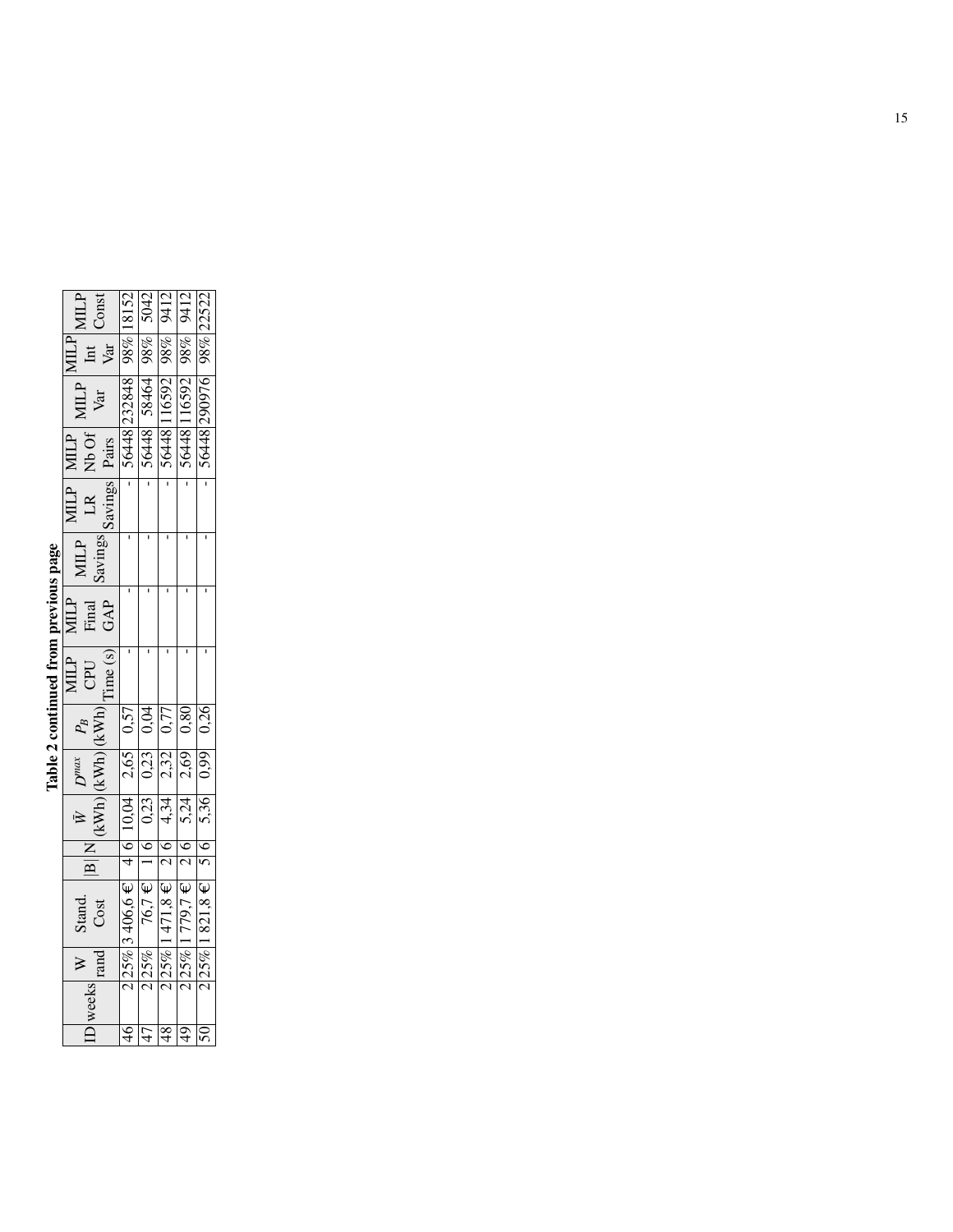**Table 2 continued from previous page**

| ID | weeks | W rand | Stand. Cost | \|B\| | N | $\bar{W}$ (kWh) | $D^{max}$ (kWh) | $P_B$ (kWh) | MILP CPU Time (s) | MILP Final GAP | MILP Savings | MILP LR Savings | MILP Nb Of Pairs | MILP Var | MILP Int Var | MILP Const |
|---|---|---|---|---|---|---|---|---|---|---|---|---|---|---|---|---|
| 46 | 2 | 25% | 3 406,6 € | 4 | 6 | 10,04 | 2,65 | 0,57 | - | - | - | - | 56448 | 232848 | 98% | 18152 |
| 47 | 2 | 25% | 76,7 € | 1 | 6 | 0,23 | 0,23 | 0,04 | - | - | - | - | 56448 | 58464 | 98% | 5042 |
| 48 | 2 | 25% | 1 471,8 € | 2 | 6 | 4,34 | 2,32 | 0,77 | - | - | - | - | 56448 | 116592 | 98% | 9412 |
| 49 | 2 | 25% | 1 779,7 € | 2 | 6 | 5,24 | 2,69 | 0,80 | - | - | - | - | 56448 | 116592 | 98% | 9412 |
| 50 | 2 | 25% | 1 821,8 € | 5 | 6 | 5,36 | 0,99 | 0,26 | - | - | - | - | 56448 | 290976 | 98% | 22522 |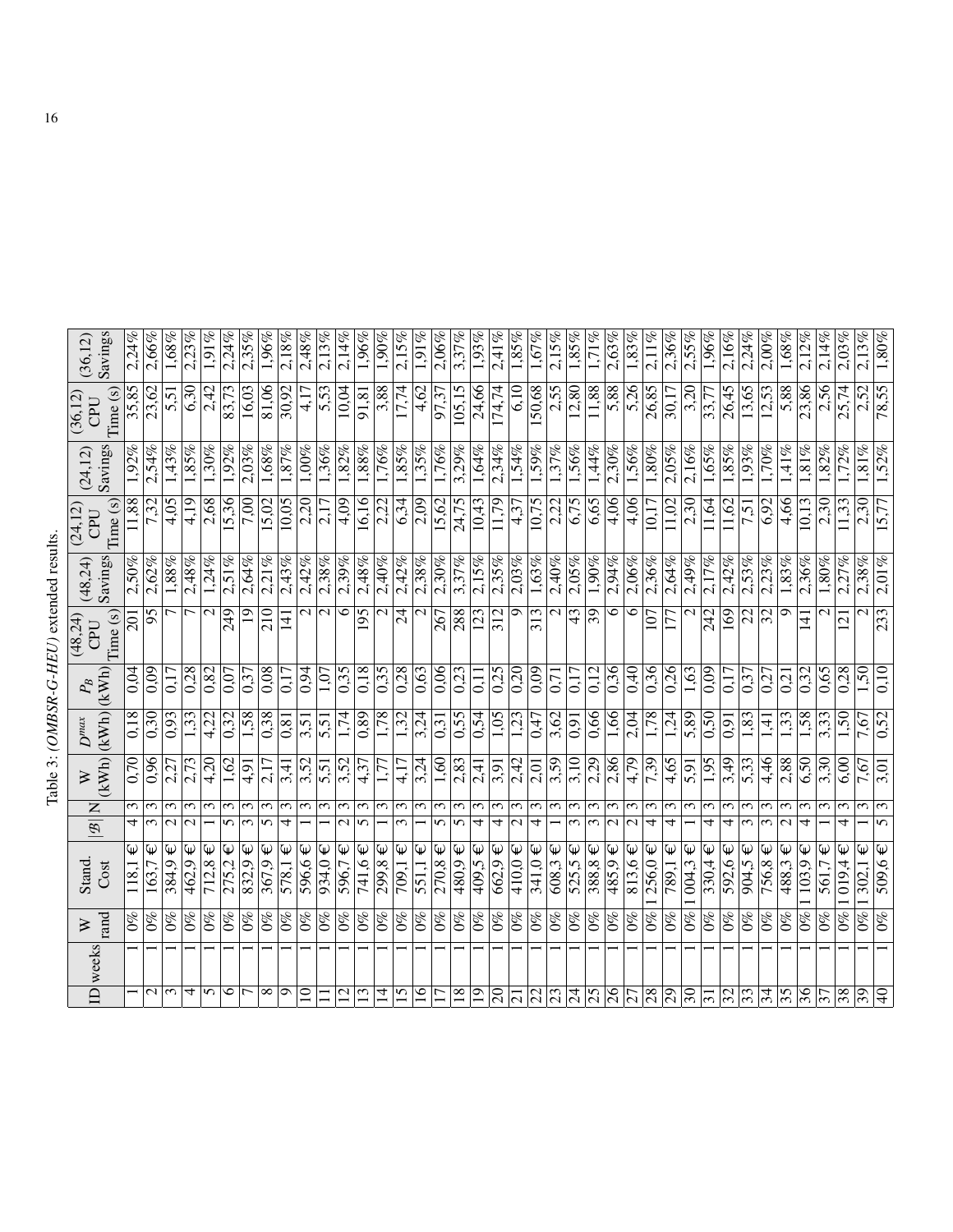Table 3: (*OMBSR-G-HEU*) extended results.

| ID | weeks | W rand | Stand. Cost | $\|\mathcal{B}\|$ | N | W (kWh) | $D^{max}$ (kWh) | $P_B$ (kWh) | (48,24) CPU Time (s) | (48,24) Savings | (24,12) CPU Time (s) | (24,12) Savings | (36,12) CPU Time (s) | (36,12) Savings |
|---|---|---|---|---|---|---|---|---|---|---|---|---|---|---|
| 1 | 1 | 0% | 118,1 € | 4 | 3 | 0,70 | 0,18 | 0,04 | 201 | 2,50% | 11,88 | 1,92% | 35,85 | 2,24% |
| 2 | 1 | 0% | 163,7 € | 3 | 3 | 0,96 | 0,30 | 0,09 | 95 | 2,62% | 7,32 | 2,54% | 23,62 | 2,66% |
| 3 | 1 | 0% | 384,9 € | 2 | 3 | 2,27 | 0,93 | 0,17 | 7 | 1,88% | 4,05 | 1,43% | 5,51 | 1,68% |
| 4 | 1 | 0% | 462,9 € | 2 | 3 | 2,73 | 1,33 | 0,28 | 7 | 2,48% | 4,19 | 1,85% | 6,30 | 2,23% |
| 5 | 1 | 0% | 712,8 € | 1 | 3 | 4,20 | 4,22 | 0,82 | 2 | 1,24% | 2,68 | 1,30% | 2,42 | 1,91% |
| 6 | 1 | 0% | 275,2 € | 5 | 3 | 1,62 | 0,32 | 0,07 | 249 | 2,51% | 15,36 | 1,92% | 83,73 | 2,24% |
| 7 | 1 | 0% | 832,9 € | 3 | 3 | 4,91 | 1,58 | 0,37 | 19 | 2,64% | 7,00 | 2,03% | 16,03 | 2,35% |
| 8 | 1 | 0% | 367,9 € | 5 | 3 | 2,17 | 0,38 | 0,08 | 210 | 2,21% | 15,02 | 1,68% | 81,06 | 1,96% |
| 9 | 1 | 0% | 578,1 € | 4 | 3 | 3,41 | 0,81 | 0,17 | 141 | 2,43% | 10,05 | 1,87% | 30,92 | 2,18% |
| 10 | 1 | 0% | 596,6 € | 1 | 3 | 3,52 | 3,51 | 0,94 | 2 | 2,42% | 2,20 | 1,00% | 4,17 | 2,48% |
| 11 | 1 | 0% | 934,0 € | 1 | 3 | 5,51 | 5,51 | 1,07 | 2 | 2,38% | 2,17 | 1,36% | 5,53 | 2,13% |
| 12 | 1 | 0% | 596,7 € | 2 | 3 | 3,52 | 1,74 | 0,35 | 6 | 2,39% | 4,09 | 1,82% | 10,04 | 2,14% |
| 13 | 1 | 0% | 741,6 € | 5 | 3 | 4,37 | 0,89 | 0,18 | 195 | 2,48% | 16,16 | 1,88% | 91,81 | 1,96% |
| 14 | 1 | 0% | 299,8 € | 1 | 3 | 1,77 | 1,78 | 0,35 | 2 | 2,40% | 2,22 | 1,76% | 3,88 | 1,90% |
| 15 | 1 | 0% | 709,1 € | 3 | 3 | 4,17 | 1,32 | 0,28 | 24 | 2,42% | 6,34 | 1,85% | 17,74 | 2,15% |
| 16 | 1 | 0% | 551,1 € | 1 | 3 | 3,24 | 3,24 | 0,63 | 2 | 2,38% | 2,09 | 1,35% | 4,62 | 1,91% |
| 17 | 1 | 0% | 270,8 € | 5 | 3 | 1,60 | 0,31 | 0,06 | 267 | 2,30% | 15,62 | 1,76% | 97,37 | 2,06% |
| 18 | 1 | 0% | 480,9 € | 5 | 3 | 2,83 | 0,55 | 0,23 | 288 | 3,37% | 24,75 | 3,29% | 105,15 | 3,37% |
| 19 | 1 | 0% | 409,5 € | 4 | 3 | 2,41 | 0,54 | 0,11 | 123 | 2,15% | 10,43 | 1,64% | 24,66 | 1,93% |
| 20 | 1 | 0% | 662,9 € | 4 | 3 | 3,91 | 1,05 | 0,25 | 312 | 2,35% | 11,79 | 2,34% | 174,74 | 2,41% |
| 21 | 1 | 0% | 410,0 € | 2 | 3 | 2,42 | 1,23 | 0,20 | 9 | 2,03% | 4,37 | 1,54% | 6,10 | 1,85% |
| 22 | 1 | 0% | 341,0 € | 4 | 3 | 2,01 | 0,47 | 0,09 | 313 | 1,63% | 10,75 | 1,59% | 150,68 | 1,67% |
| 23 | 1 | 0% | 608,3 € | 1 | 3 | 3,59 | 3,62 | 0,71 | 2 | 2,40% | 2,22 | 1,37% | 2,55 | 2,15% |
| 24 | 1 | 0% | 525,5 € | 3 | 3 | 3,10 | 0,91 | 0,17 | 43 | 2,05% | 6,75 | 1,56% | 12,80 | 1,85% |
| 25 | 1 | 0% | 388,8 € | 3 | 3 | 2,29 | 0,66 | 0,12 | 39 | 1,90% | 6,65 | 1,44% | 11,88 | 1,71% |
| 26 | 1 | 0% | 485,9 € | 2 | 3 | 2,86 | 1,66 | 0,36 | 6 | 2,94% | 4,06 | 2,30% | 5,88 | 2,63% |
| 27 | 1 | 0% | 813,6 € | 2 | 3 | 4,79 | 2,04 | 0,40 | 6 | 2,06% | 4,06 | 1,56% | 5,26 | 1,83% |
| 28 | 1 | 0% | 1 256,0 € | 4 | 3 | 7,39 | 1,78 | 0,36 | 107 | 2,36% | 10,17 | 1,80% | 26,85 | 2,11% |
| 29 | 1 | 0% | 789,1 € | 4 | 3 | 4,65 | 1,24 | 0,26 | 177 | 2,64% | 11,02 | 2,05% | 30,17 | 2,36% |
| 30 | 1 | 0% | 1 004,3 € | 1 | 3 | 5,91 | 5,89 | 1,63 | 2 | 2,49% | 2,30 | 2,16% | 3,20 | 2,55% |
| 31 | 1 | 0% | 330,4 € | 4 | 3 | 1,95 | 0,50 | 0,09 | 242 | 2,17% | 11,64 | 1,65% | 33,77 | 1,96% |
| 32 | 1 | 0% | 592,6 € | 4 | 3 | 3,49 | 0,91 | 0,17 | 169 | 2,42% | 11,62 | 1,85% | 26,45 | 2,16% |
| 33 | 1 | 0% | 904,5 € | 3 | 3 | 5,33 | 1,83 | 0,37 | 22 | 2,53% | 7,51 | 1,93% | 13,65 | 2,24% |
| 34 | 1 | 0% | 756,8 € | 3 | 3 | 4,46 | 1,41 | 0,27 | 32 | 2,23% | 6,92 | 1,70% | 12,53 | 2,00% |
| 35 | 1 | 0% | 488,3 € | 2 | 3 | 2,88 | 1,33 | 0,21 | 9 | 1,83% | 4,66 | 1,41% | 5,88 | 1,68% |
| 36 | 1 | 0% | 1 103,9 € | 4 | 3 | 6,50 | 1,58 | 0,32 | 141 | 2,36% | 10,13 | 1,81% | 23,86 | 2,12% |
| 37 | 1 | 0% | 561,7 € | 1 | 3 | 3,30 | 3,33 | 0,65 | 2 | 1,80% | 2,30 | 1,82% | 2,56 | 2,14% |
| 38 | 1 | 0% | 1 019,4 € | 4 | 3 | 6,00 | 1,50 | 0,28 | 121 | 2,27% | 11,33 | 1,72% | 25,74 | 2,03% |
| 39 | 1 | 0% | 1 302,1 € | 1 | 3 | 7,67 | 7,67 | 1,50 | 2 | 2,38% | 2,30 | 1,81% | 2,52 | 2,13% |
| 40 | 1 | 0% | 509,6 € | 5 | 3 | 3,01 | 0,52 | 0,10 | 233 | 2,01% | 15,77 | 1,52% | 78,55 | 1,80% |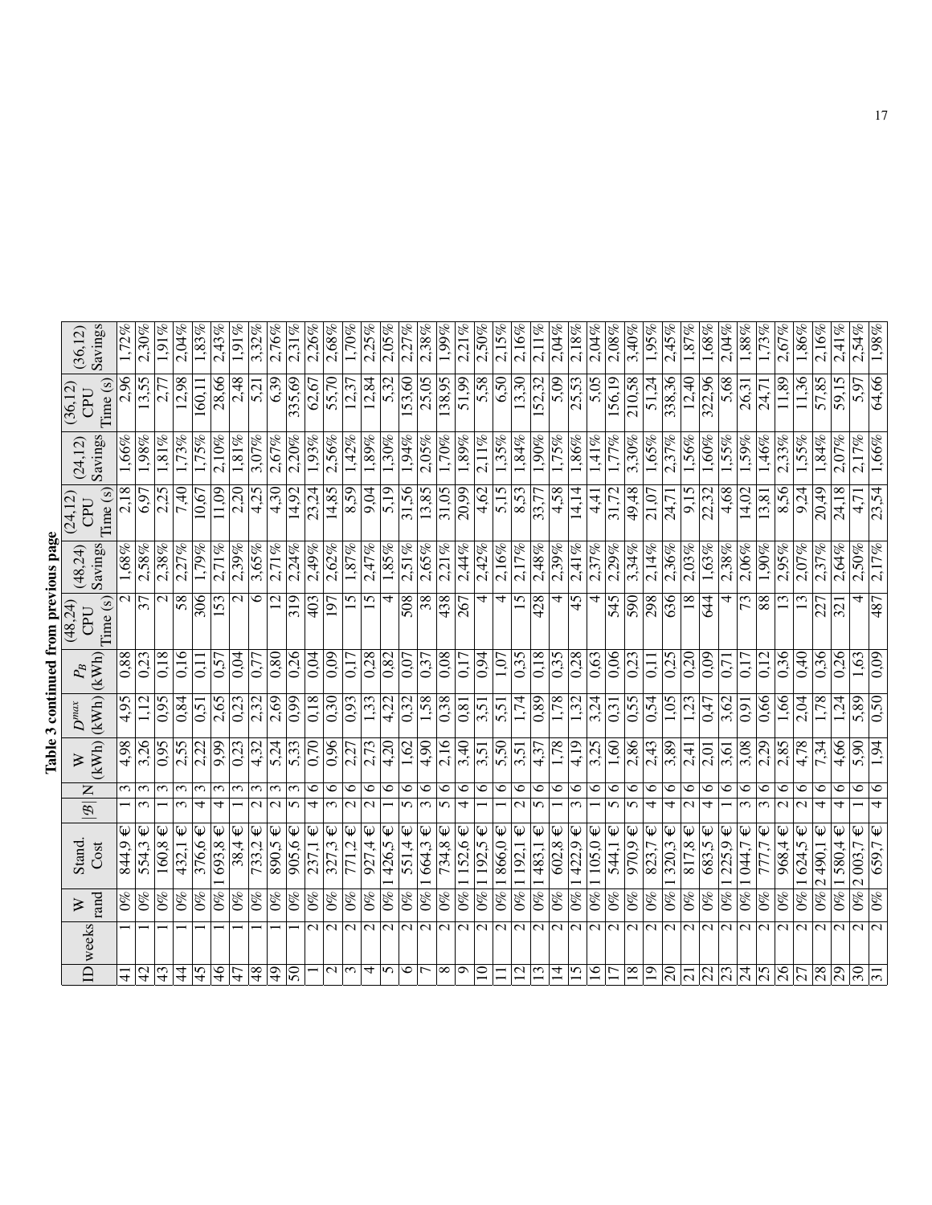**Table 3 continued from previous page**

| ID | weeks | W rand | Stand. Cost | $\|\mathcal{B}\|$ | N | W (kWh) | $D^{max}$ (kWh) | $P_B$ (kWh) | (48,24) CPU Time (s) | (48,24) Savings | (24,12) CPU Time (s) | (24,12) Savings | (36,12) CPU Time (s) | (36,12) Savings |
|---|---|---|---|---|---|---|---|---|---|---|---|---|---|---|
| 41 | 1 | 0% | 844,9 € | 1 | 3 | 4,98 | 4,95 | 0,88 | 2 | 1,68% | 2,18 | 1,66% | 2,96 | 1,72% |
| 42 | 1 | 0% | 554,3 € | 3 | 3 | 3,26 | 1,12 | 0,23 | 37 | 2,58% | 6,97 | 1,98% | 13,55 | 2,30% |
| 43 | 1 | 0% | 160,8 € | 1 | 3 | 0,95 | 0,95 | 0,18 | 2 | 2,38% | 2,25 | 1,81% | 2,77 | 1,91% |
| 44 | 1 | 0% | 432,1 € | 3 | 3 | 2,55 | 0,84 | 0,16 | 58 | 2,27% | 7,40 | 1,73% | 12,98 | 2,04% |
| 45 | 1 | 0% | 376,6 € | 4 | 3 | 2,22 | 0,51 | 0,11 | 306 | 1,79% | 10,67 | 1,75% | 160,11 | 1,83% |
| 46 | 1 | 0% | 1 693,8 € | 4 | 3 | 9,99 | 2,65 | 0,57 | 153 | 2,71% | 11,09 | 2,10% | 28,66 | 2,43% |
| 47 | 1 | 0% | 38,4 € | 1 | 3 | 0,23 | 0,23 | 0,04 | 2 | 2,39% | 2,20 | 1,81% | 2,48 | 1,91% |
| 48 | 1 | 0% | 733,2 € | 2 | 3 | 4,32 | 2,32 | 0,77 | 6 | 3,65% | 4,25 | 3,07% | 5,21 | 3,32% |
| 49 | 1 | 0% | 890,5 € | 2 | 3 | 5,24 | 2,69 | 0,80 | 12 | 2,71% | 4,30 | 2,67% | 6,39 | 2,76% |
| 50 | 1 | 0% | 905,6 € | 5 | 3 | 5,33 | 0,99 | 0,26 | 319 | 2,24% | 14,92 | 2,20% | 335,69 | 2,31% |
| 1 | 2 | 0% | 237,1 € | 4 | 6 | 0,70 | 0,18 | 0,04 | 403 | 2,49% | 23,24 | 1,93% | 62,67 | 2,26% |
| 2 | 2 | 0% | 327,3 € | 3 | 6 | 0,96 | 0,30 | 0,09 | 197 | 2,62% | 14,85 | 2,56% | 55,70 | 2,68% |
| 3 | 2 | 0% | 771,2 € | 2 | 6 | 2,27 | 0,93 | 0,17 | 15 | 1,87% | 8,59 | 1,42% | 12,37 | 1,70% |
| 4 | 2 | 0% | 927,4 € | 2 | 6 | 2,73 | 1,33 | 0,28 | 15 | 2,47% | 9,04 | 1,89% | 12,84 | 2,25% |
| 5 | 2 | 0% | 1 426,5 € | 1 | 6 | 4,20 | 4,22 | 0,82 | 4 | 1,85% | 5,19 | 1,30% | 5,32 | 2,05% |
| 6 | 2 | 0% | 551,4 € | 5 | 6 | 1,62 | 0,32 | 0,07 | 508 | 2,51% | 31,56 | 1,94% | 153,60 | 2,27% |
| 7 | 2 | 0% | 1 664,3 € | 3 | 6 | 4,90 | 1,58 | 0,37 | 38 | 2,65% | 13,85 | 2,05% | 25,05 | 2,38% |
| 8 | 2 | 0% | 734,8 € | 5 | 6 | 2,16 | 0,38 | 0,08 | 438 | 2,21% | 31,05 | 1,70% | 138,95 | 1,99% |
| 9 | 2 | 0% | 1 152,6 € | 4 | 6 | 3,40 | 0,81 | 0,17 | 267 | 2,44% | 20,99 | 1,89% | 51,99 | 2,21% |
| 10 | 2 | 0% | 1 192,5 € | 1 | 6 | 3,51 | 3,51 | 0,94 | 4 | 2,42% | 4,62 | 2,11% | 5,58 | 2,50% |
| 11 | 2 | 0% | 1 866,0 € | 1 | 6 | 5,50 | 5,51 | 1,07 | 4 | 2,16% | 5,15 | 1,35% | 6,50 | 2,15% |
| 12 | 2 | 0% | 1 192,1 € | 2 | 6 | 3,51 | 1,74 | 0,35 | 15 | 2,17% | 8,53 | 1,84% | 13,30 | 2,16% |
| 13 | 2 | 0% | 1 483,1 € | 5 | 6 | 4,37 | 0,89 | 0,18 | 428 | 2,48% | 33,77 | 1,90% | 152,32 | 2,11% |
| 14 | 2 | 0% | 602,8 € | 1 | 6 | 1,78 | 1,78 | 0,35 | 4 | 2,39% | 4,58 | 1,75% | 5,09 | 2,04% |
| 15 | 2 | 0% | 1 422,9 € | 3 | 6 | 4,19 | 1,32 | 0,28 | 45 | 2,41% | 14,14 | 1,86% | 25,53 | 2,18% |
| 16 | 2 | 0% | 1 105,0 € | 1 | 6 | 3,25 | 3,24 | 0,63 | 4 | 2,37% | 4,41 | 1,41% | 5,05 | 2,04% |
| 17 | 2 | 0% | 544,1 € | 5 | 6 | 1,60 | 0,31 | 0,06 | 545 | 2,29% | 31,72 | 1,77% | 156,19 | 2,08% |
| 18 | 2 | 0% | 970,9 € | 5 | 6 | 2,86 | 0,55 | 0,23 | 590 | 3,34% | 49,48 | 3,30% | 210,58 | 3,40% |
| 19 | 2 | 0% | 823,7 € | 4 | 6 | 2,43 | 0,54 | 0,11 | 298 | 2,14% | 21,07 | 1,65% | 51,24 | 1,95% |
| 20 | 2 | 0% | 1 320,3 € | 4 | 6 | 3,89 | 1,05 | 0,25 | 636 | 2,36% | 24,71 | 2,37% | 338,36 | 2,45% |
| 21 | 2 | 0% | 817,8 € | 2 | 6 | 2,41 | 1,23 | 0,20 | 18 | 2,03% | 9,15 | 1,56% | 12,40 | 1,87% |
| 22 | 2 | 0% | 683,5 € | 4 | 6 | 2,01 | 0,47 | 0,09 | 644 | 1,63% | 22,32 | 1,60% | 322,96 | 1,68% |
| 23 | 2 | 0% | 1 225,9 € | 1 | 6 | 3,61 | 3,62 | 0,71 | 4 | 2,38% | 4,68 | 1,55% | 5,68 | 2,04% |
| 24 | 2 | 0% | 1 044,7 € | 3 | 6 | 3,08 | 0,91 | 0,17 | 73 | 2,06% | 14,02 | 1,59% | 26,31 | 1,88% |
| 25 | 2 | 0% | 777,7 € | 3 | 6 | 2,29 | 0,66 | 0,12 | 88 | 1,90% | 13,81 | 1,46% | 24,71 | 1,73% |
| 26 | 2 | 0% | 968,4 € | 2 | 6 | 2,85 | 1,66 | 0,36 | 13 | 2,95% | 8,56 | 2,33% | 11,89 | 2,67% |
| 27 | 2 | 0% | 1 624,5 € | 2 | 6 | 4,78 | 2,04 | 0,40 | 13 | 2,07% | 9,24 | 1,55% | 11,36 | 1,86% |
| 28 | 2 | 0% | 2 490,1 € | 4 | 6 | 7,34 | 1,78 | 0,36 | 227 | 2,37% | 20,49 | 1,84% | 57,85 | 2,16% |
| 29 | 2 | 0% | 1 580,4 € | 4 | 6 | 4,66 | 1,24 | 0,26 | 321 | 2,64% | 24,18 | 2,07% | 59,15 | 2,41% |
| 30 | 2 | 0% | 2 003,7 € | 1 | 6 | 5,90 | 5,89 | 1,63 | 4 | 2,50% | 4,71 | 2,17% | 5,97 | 2,54% |
| 31 | 2 | 0% | 659,7 € | 4 | 6 | 1,94 | 0,50 | 0,09 | 487 | 2,17% | 23,54 | 1,66% | 64,66 | 1,98% |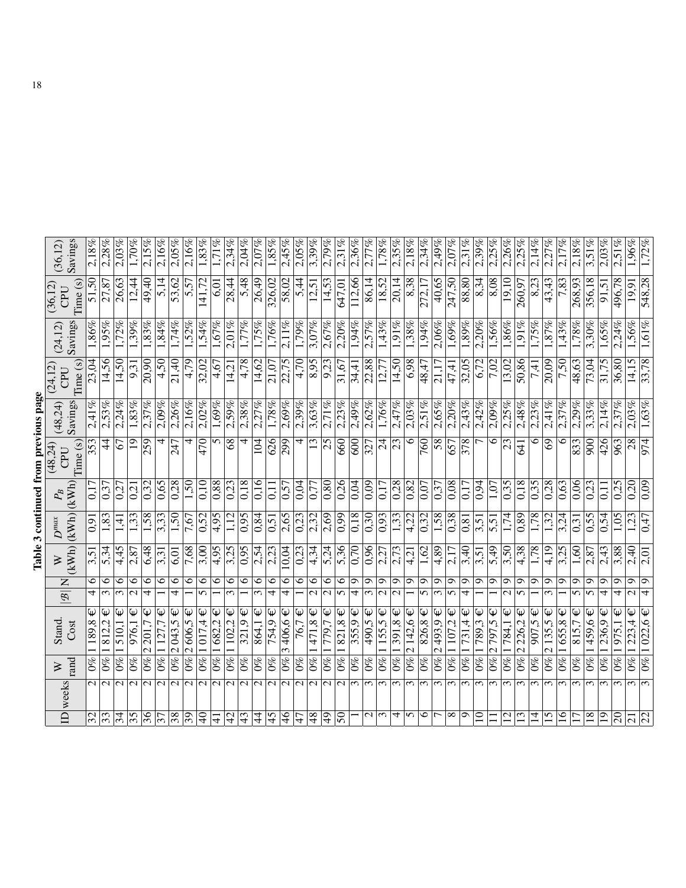**Table 3 continued from previous page**

| ID | weeks | W rand | Stand. Cost | $\|\mathcal{B}\|$ | N | W (kWh) | $D^{max}$ (kWh) | $P_B$ (kWh) | (48,24) CPU Time (s) | (48,24) Savings | (24,12) CPU Time (s) | (24,12) Savings | (36,12) CPU Time (s) | (36,12) Savings |
|---|---|---|---|---|---|---|---|---|---|---|---|---|---|---|
| 32 | 2 | 0% | 1 189,8 € | 4 | 6 | 3,51 | 0,91 | 0,17 | 353 | 2,41% | 23,04 | 1,86% | 51,50 | 2,18% |
| 33 | 2 | 0% | 1 812,2 € | 3 | 6 | 5,34 | 1,83 | 0,37 | 44 | 2,53% | 14,56 | 1,95% | 27,87 | 2,28% |
| 34 | 2 | 0% | 1 510,1 € | 3 | 6 | 4,45 | 1,41 | 0,27 | 67 | 2,24% | 14,50 | 1,72% | 26,63 | 2,03% |
| 35 | 2 | 0% | 976,1 € | 2 | 6 | 2,87 | 1,33 | 0,21 | 19 | 1,83% | 9,31 | 1,39% | 12,44 | 1,70% |
| 36 | 2 | 0% | 2 201,7 € | 4 | 6 | 6,48 | 1,58 | 0,32 | 259 | 2,37% | 20,90 | 1,83% | 49,40 | 2,15% |
| 37 | 2 | 0% | 1 127,7 € | 1 | 6 | 3,31 | 3,33 | 0,65 | 4 | 2,09% | 4,50 | 1,84% | 5,14 | 2,16% |
| 38 | 2 | 0% | 2 043,5 € | 4 | 6 | 6,01 | 1,50 | 0,28 | 247 | 2,26% | 21,40 | 1,74% | 53,62 | 2,05% |
| 39 | 2 | 0% | 2 606,5 € | 1 | 6 | 7,68 | 7,67 | 1,50 | 4 | 2,16% | 4,79 | 1,52% | 5,57 | 2,16% |
| 40 | 2 | 0% | 1 017,4 € | 5 | 6 | 3,00 | 0,52 | 0,10 | 470 | 2,02% | 32,02 | 1,54% | 141,72 | 1,83% |
| 41 | 2 | 0% | 1 682,2 € | 1 | 6 | 4,95 | 4,95 | 0,88 | 5 | 1,69% | 4,67 | 1,67% | 6,01 | 1,71% |
| 42 | 2 | 0% | 1 102,2 € | 3 | 6 | 3,25 | 1,12 | 0,23 | 68 | 2,59% | 14,21 | 2,01% | 28,44 | 2,34% |
| 43 | 2 | 0% | 321,9 € | 1 | 6 | 0,95 | 0,95 | 0,18 | 4 | 2,38% | 4,78 | 1,77% | 5,48 | 2,04% |
| 44 | 2 | 0% | 864,1 € | 3 | 6 | 2,54 | 0,84 | 0,16 | 104 | 2,27% | 14,62 | 1,75% | 26,49 | 2,07% |
| 45 | 2 | 0% | 754,9 € | 4 | 6 | 2,23 | 0,51 | 0,11 | 626 | 1,78% | 21,07 | 1,76% | 326,02 | 1,85% |
| 46 | 2 | 0% | 3 406,6 € | 4 | 6 | 10,04 | 2,65 | 0,57 | 299 | 2,69% | 22,75 | 2,11% | 58,02 | 2,45% |
| 47 | 2 | 0% | 76,7 € | 1 | 6 | 0,23 | 0,23 | 0,04 | 4 | 2,39% | 4,70 | 1,79% | 5,44 | 2,05% |
| 48 | 2 | 0% | 1 471,8 € | 2 | 6 | 4,34 | 2,32 | 0,77 | 13 | 3,63% | 8,95 | 3,07% | 12,51 | 3,39% |
| 49 | 2 | 0% | 1 779,7 € | 2 | 6 | 5,24 | 2,69 | 0,80 | 25 | 2,71% | 9,23 | 2,67% | 14,53 | 2,79% |
| 50 | 2 | 0% | 1 821,8 € | 5 | 6 | 5,36 | 0,99 | 0,26 | 660 | 2,23% | 31,67 | 2,20% | 647,01 | 2,31% |
| 1 | 3 | 0% | 355,9 € | 4 | 9 | 0,70 | 0,18 | 0,04 | 600 | 2,49% | 34,41 | 1,94% | 112,66 | 2,36% |
| 2 | 3 | 0% | 490,5 € | 3 | 9 | 0,96 | 0,30 | 0,09 | 327 | 2,62% | 22,88 | 2,57% | 86,14 | 2,77% |
| 3 | 3 | 0% | 1 155,5 € | 2 | 9 | 2,27 | 0,93 | 0,17 | 24 | 1,76% | 12,77 | 1,43% | 18,52 | 1,78% |
| 4 | 3 | 0% | 1 391,8 € | 2 | 9 | 2,73 | 1,33 | 0,28 | 23 | 2,47% | 14,50 | 1,91% | 20,14 | 2,35% |
| 5 | 3 | 0% | 2 142,6 € | 1 | 9 | 4,21 | 4,22 | 0,82 | 6 | 2,03% | 6,98 | 1,38% | 8,38 | 2,18% |
| 6 | 3 | 0% | 826,8 € | 5 | 9 | 1,62 | 0,32 | 0,07 | 760 | 2,51% | 48,47 | 1,94% | 272,17 | 2,34% |
| 7 | 3 | 0% | 2 493,9 € | 3 | 9 | 4,89 | 1,58 | 0,37 | 58 | 2,65% | 21,17 | 2,06% | 40,65 | 2,49% |
| 8 | 3 | 0% | 1 107,2 € | 5 | 9 | 2,17 | 0,38 | 0,08 | 657 | 2,20% | 47,41 | 1,69% | 247,50 | 2,07% |
| 9 | 3 | 0% | 1 731,4 € | 4 | 9 | 3,40 | 0,81 | 0,17 | 378 | 2,43% | 32,05 | 1,89% | 88,80 | 2,31% |
| 10 | 3 | 0% | 1 789,3 € | 1 | 9 | 3,51 | 3,51 | 0,94 | 7 | 2,42% | 6,72 | 2,20% | 8,34 | 2,39% |
| 11 | 3 | 0% | 2 797,5 € | 1 | 9 | 5,49 | 5,51 | 1,07 | 6 | 2,09% | 7,02 | 1,56% | 8,08 | 2,25% |
| 12 | 3 | 0% | 1 784,1 € | 2 | 9 | 3,50 | 1,74 | 0,35 | 23 | 2,25% | 13,02 | 1,86% | 19,10 | 2,26% |
| 13 | 3 | 0% | 2 226,2 € | 5 | 9 | 4,38 | 0,89 | 0,18 | 641 | 2,48% | 50,86 | 1,91% | 260,97 | 2,25% |
| 14 | 3 | 0% | 907,5 € | 1 | 9 | 1,78 | 1,78 | 0,35 | 6 | 2,23% | 7,41 | 1,75% | 8,23 | 2,14% |
| 15 | 3 | 0% | 2 135,5 € | 3 | 9 | 4,19 | 1,32 | 0,28 | 69 | 2,41% | 20,09 | 1,87% | 43,43 | 2,27% |
| 16 | 3 | 0% | 1 655,8 € | 1 | 9 | 3,25 | 3,24 | 0,63 | 6 | 2,37% | 7,50 | 1,43% | 7,83 | 2,17% |
| 17 | 3 | 0% | 815,7 € | 5 | 9 | 1,60 | 0,31 | 0,06 | 833 | 2,29% | 48,63 | 1,78% | 268,93 | 2,18% |
| 18 | 3 | 0% | 1 459,6 € | 5 | 9 | 2,87 | 0,55 | 0,23 | 900 | 3,33% | 73,04 | 3,30% | 356,18 | 3,51% |
| 19 | 3 | 0% | 1 236,9 € | 4 | 9 | 2,43 | 0,54 | 0,11 | 426 | 2,14% | 31,75 | 1,65% | 91,51 | 2,03% |
| 20 | 3 | 0% | 1 975,1 € | 4 | 9 | 3,88 | 1,05 | 0,25 | 963 | 2,37% | 36,80 | 2,24% | 496,78 | 2,51% |
| 21 | 3 | 0% | 1 223,4 € | 2 | 9 | 2,40 | 1,23 | 0,20 | 28 | 2,03% | 14,15 | 1,56% | 19,91 | 1,96% |
| 22 | 3 | 0% | 1 022,6 € | 4 | 9 | 2,01 | 0,47 | 0,09 | 974 | 1,63% | 33,78 | 1,61% | 548,28 | 1,72% |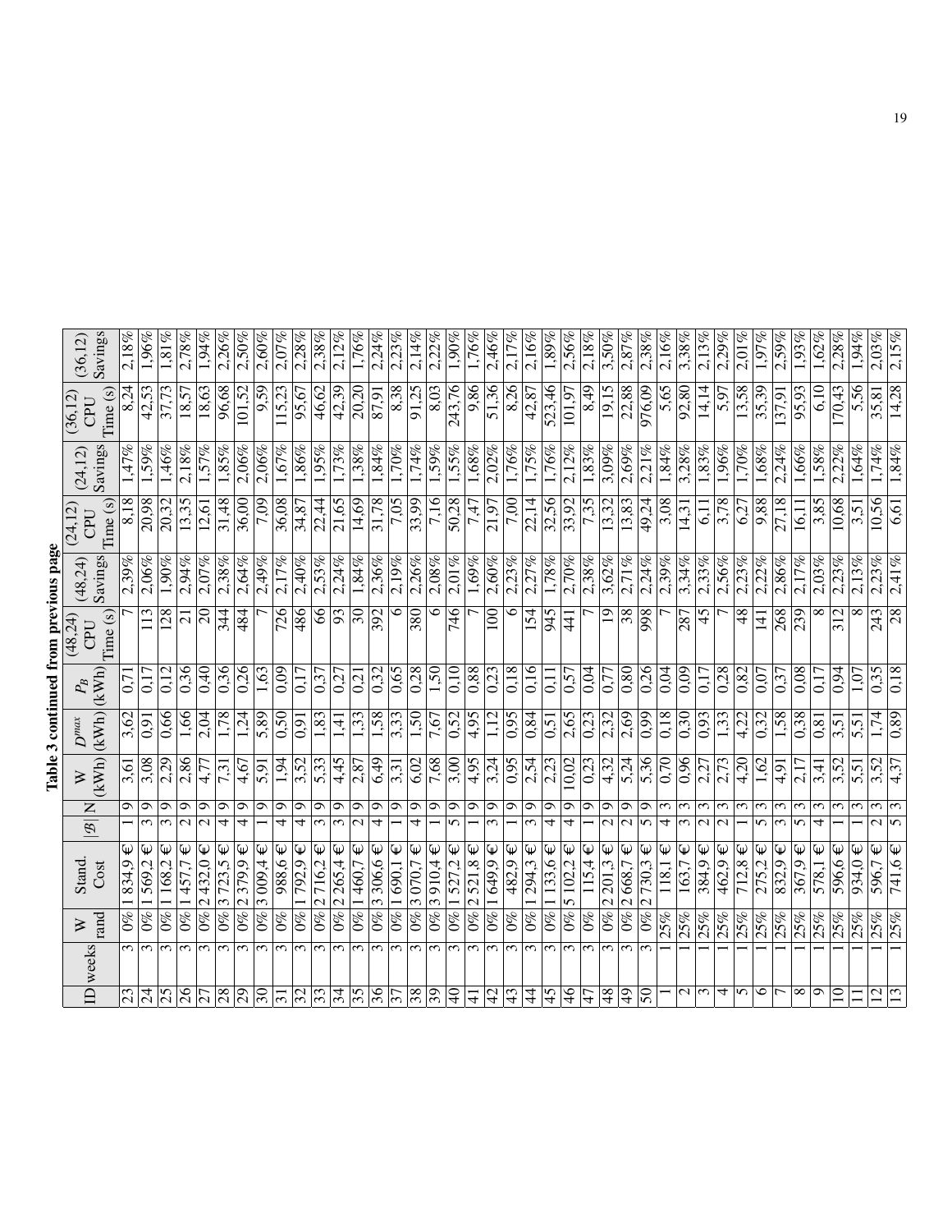**Table 3 continued from previous page**

| ID | weeks | W rand | Stand. Cost | $\|\mathcal{B}\|$ | N | W (kWh) | $D^{max}$ (kWh) | $P_B$ (kWh) | (48,24) CPU Time (s) | (48,24) Savings | (24,12) CPU Time (s) | (24,12) Savings | (36,12) CPU Time (s) | (36,12) Savings |
|---|---|---|---|---|---|---|---|---|---|---|---|---|---|---|
| 23 | 3 | 0% | 1 834,9 € | 1 | 9 | 3,61 | 3,62 | 0,71 | 7 | 2,39% | 8,18 | 1,47% | 8,24 | 2,18% |
| 24 | 3 | 0% | 1 569,2 € | 3 | 9 | 3,08 | 0,91 | 0,17 | 113 | 2,06% | 20,98 | 1,59% | 42,53 | 1,96% |
| 25 | 3 | 0% | 1 168,2 € | 3 | 9 | 2,29 | 0,66 | 0,12 | 128 | 1,90% | 20,32 | 1,46% | 37,73 | 1,81% |
| 26 | 3 | 0% | 1 457,7 € | 2 | 9 | 2,86 | 1,66 | 0,36 | 21 | 2,94% | 13,35 | 2,18% | 18,57 | 2,78% |
| 27 | 3 | 0% | 2 432,0 € | 2 | 9 | 4,77 | 2,04 | 0,40 | 20 | 2,07% | 12,61 | 1,57% | 18,63 | 1,94% |
| 28 | 3 | 0% | 3 723,5 € | 4 | 9 | 7,31 | 1,78 | 0,36 | 344 | 2,38% | 31,48 | 1,85% | 96,68 | 2,26% |
| 29 | 3 | 0% | 2 379,9 € | 4 | 9 | 4,67 | 1,24 | 0,26 | 484 | 2,64% | 36,00 | 2,06% | 101,52 | 2,50% |
| 30 | 3 | 0% | 3 009,4 € | 1 | 9 | 5,91 | 5,89 | 1,63 | 7 | 2,49% | 7,09 | 2,06% | 9,59 | 2,60% |
| 31 | 3 | 0% | 988,6 € | 4 | 9 | 1,94 | 0,50 | 0,09 | 726 | 2,17% | 36,08 | 1,67% | 115,23 | 2,07% |
| 32 | 3 | 0% | 1 792,9 € | 4 | 9 | 3,52 | 0,91 | 0,17 | 486 | 2,40% | 34,87 | 1,86% | 95,67 | 2,28% |
| 33 | 3 | 0% | 2 716,2 € | 3 | 9 | 5,33 | 1,83 | 0,37 | 66 | 2,53% | 22,44 | 1,95% | 46,62 | 2,38% |
| 34 | 3 | 0% | 2 265,4 € | 3 | 9 | 4,45 | 1,41 | 0,27 | 93 | 2,24% | 21,65 | 1,73% | 42,39 | 2,12% |
| 35 | 3 | 0% | 1 460,7 € | 2 | 9 | 2,87 | 1,33 | 0,21 | 30 | 1,84% | 14,69 | 1,38% | 20,20 | 1,76% |
| 36 | 3 | 0% | 3 306,6 € | 4 | 9 | 6,49 | 1,58 | 0,32 | 392 | 2,36% | 31,78 | 1,84% | 87,91 | 2,24% |
| 37 | 3 | 0% | 1 690,1 € | 1 | 9 | 3,31 | 3,33 | 0,65 | 6 | 2,19% | 7,05 | 1,70% | 8,38 | 2,23% |
| 38 | 3 | 0% | 3 070,7 € | 4 | 9 | 6,02 | 1,50 | 0,28 | 380 | 2,26% | 33,99 | 1,74% | 91,25 | 2,14% |
| 39 | 3 | 0% | 3 910,4 € | 1 | 9 | 7,68 | 7,67 | 1,50 | 6 | 2,08% | 7,16 | 1,59% | 8,03 | 2,22% |
| 40 | 3 | 0% | 1 527,2 € | 5 | 9 | 3,00 | 0,52 | 0,10 | 746 | 2,01% | 50,28 | 1,55% | 243,76 | 1,90% |
| 41 | 3 | 0% | 2 521,8 € | 1 | 9 | 4,95 | 4,95 | 0,88 | 7 | 1,69% | 7,47 | 1,68% | 9,86 | 1,76% |
| 42 | 3 | 0% | 1 649,9 € | 3 | 9 | 3,24 | 1,12 | 0,23 | 100 | 2,60% | 21,97 | 2,02% | 51,36 | 2,46% |
| 43 | 3 | 0% | 482,9 € | 1 | 9 | 0,95 | 0,95 | 0,18 | 6 | 2,23% | 7,00 | 1,76% | 8,26 | 2,17% |
| 44 | 3 | 0% | 1 294,3 € | 3 | 9 | 2,54 | 0,84 | 0,16 | 154 | 2,27% | 22,14 | 1,75% | 42,87 | 2,16% |
| 45 | 3 | 0% | 1 133,6 € | 4 | 9 | 2,23 | 0,51 | 0,11 | 945 | 1,78% | 32,56 | 1,76% | 523,46 | 1,89% |
| 46 | 3 | 0% | 5 102,2 € | 4 | 9 | 10,02 | 2,65 | 0,57 | 441 | 2,70% | 33,92 | 2,12% | 101,97 | 2,56% |
| 47 | 3 | 0% | 115,4 € | 1 | 9 | 0,23 | 0,23 | 0,04 | 7 | 2,38% | 7,35 | 1,83% | 8,49 | 2,18% |
| 48 | 3 | 0% | 2 201,3 € | 2 | 9 | 4,32 | 2,32 | 0,77 | 19 | 3,62% | 13,32 | 3,09% | 19,15 | 3,50% |
| 49 | 3 | 0% | 2 668,7 € | 2 | 9 | 5,24 | 2,69 | 0,80 | 38 | 2,71% | 13,83 | 2,69% | 22,88 | 2,87% |
| 50 | 3 | 0% | 2 730,3 € | 5 | 9 | 5,36 | 0,99 | 0,26 | 998 | 2,24% | 49,24 | 2,21% | 976,09 | 2,38% |
| 1 | 1 | 25% | 118,1 € | 4 | 3 | 0,70 | 0,18 | 0,04 | 7 | 2,39% | 3,08 | 1,84% | 5,65 | 2,16% |
| 2 | 1 | 25% | 163,7 € | 3 | 3 | 0,96 | 0,30 | 0,09 | 287 | 3,34% | 14,31 | 3,28% | 92,80 | 3,38% |
| 3 | 1 | 25% | 384,9 € | 2 | 3 | 2,27 | 0,93 | 0,17 | 45 | 2,33% | 6,11 | 1,83% | 14,14 | 2,13% |
| 4 | 1 | 25% | 462,9 € | 2 | 3 | 2,73 | 1,33 | 0,28 | 7 | 2,56% | 3,78 | 1,96% | 5,97 | 2,29% |
| 5 | 1 | 25% | 712,8 € | 1 | 3 | 4,20 | 4,22 | 0,82 | 48 | 2,23% | 6,27 | 1,70% | 13,58 | 2,01% |
| 6 | 1 | 25% | 275,2 € | 5 | 3 | 1,62 | 0,32 | 0,07 | 141 | 2,22% | 9,88 | 1,68% | 35,39 | 1,97% |
| 7 | 1 | 25% | 832,9 € | 3 | 3 | 4,91 | 1,58 | 0,37 | 268 | 2,86% | 27,18 | 2,24% | 137,91 | 2,59% |
| 8 | 1 | 25% | 367,9 € | 5 | 3 | 2,17 | 0,38 | 0,08 | 239 | 2,17% | 16,11 | 1,66% | 95,93 | 1,93% |
| 9 | 1 | 25% | 578,1 € | 4 | 3 | 3,41 | 0,81 | 0,17 | 8 | 2,03% | 3,85 | 1,58% | 6,10 | 1,62% |
| 10 | 1 | 25% | 596,6 € | 1 | 3 | 3,52 | 3,51 | 0,94 | 312 | 2,23% | 10,68 | 2,22% | 170,43 | 2,28% |
| 11 | 1 | 25% | 934,0 € | 1 | 3 | 5,51 | 5,51 | 1,07 | 8 | 2,13% | 3,51 | 1,64% | 5,56 | 1,94% |
| 12 | 1 | 25% | 596,7 € | 2 | 3 | 3,52 | 1,74 | 0,35 | 243 | 2,23% | 10,56 | 1,74% | 35,81 | 2,03% |
| 13 | 1 | 25% | 741,6 € | 5 | 3 | 4,37 | 0,89 | 0,18 | 28 | 2,41% | 6,61 | 1,84% | 14,28 | 2,15% |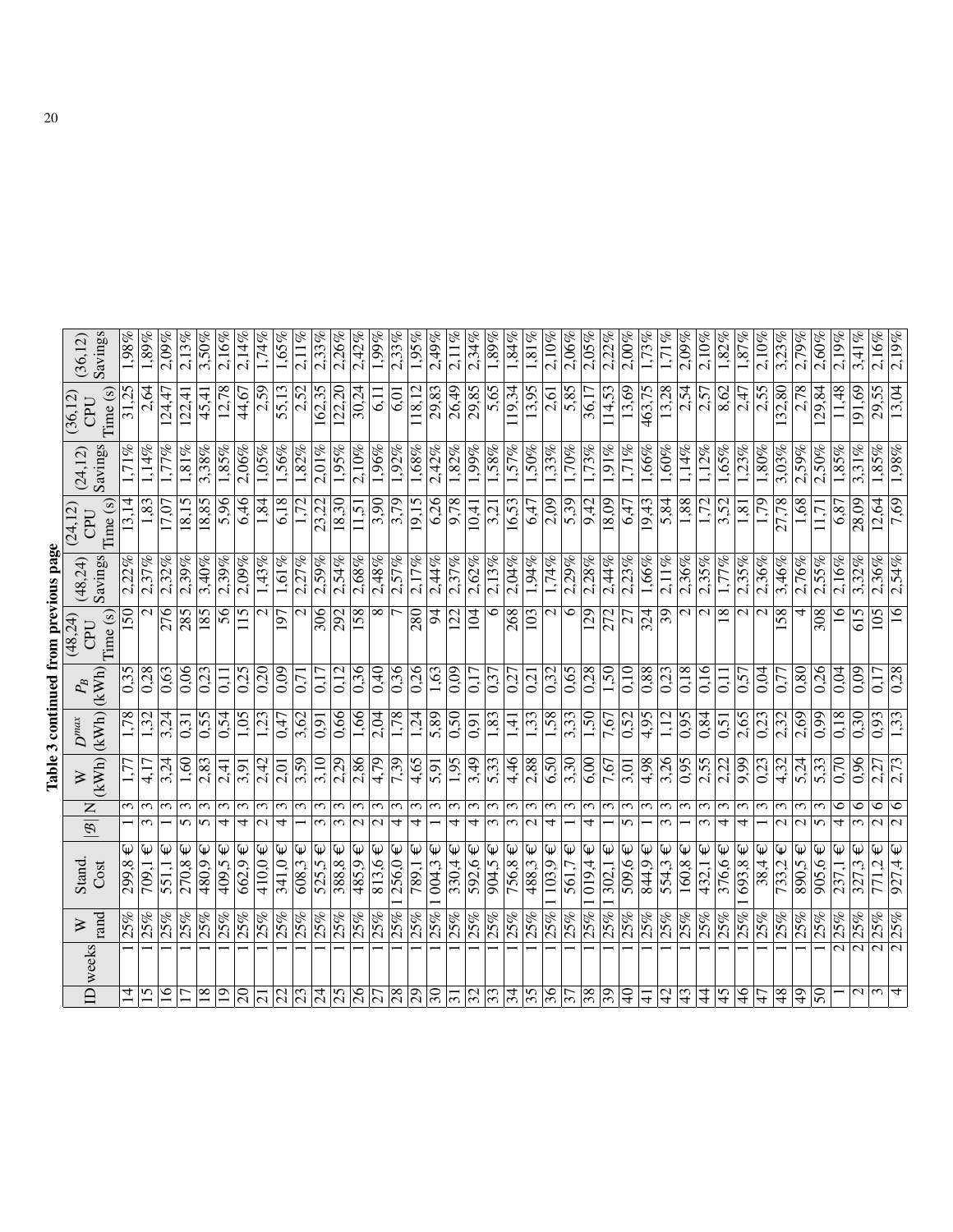**Table 3 continued from previous page**

| ID | weeks | W rand | Stand. Cost | $\lvert\mathcal{B}\rvert$ | N | W (kWh) | $D^{max}$ (kWh) | $P_B$ (kWh) | (48,24) CPU Time (s) | (48,24) Savings | (24,12) CPU Time (s) | (24,12) Savings | (36,12) CPU Time (s) | (36,12) Savings |
|---|---|---|---|---|---|---|---|---|---|---|---|---|---|---|
| 14 | 1 | 25% | 299,8 € | 1 | 3 | 1,77 | 1,78 | 0,35 | 150 | 2,22% | 13,14 | 1,71% | 31,25 | 1,98% |
| 15 | 1 | 25% | 709,1 € | 3 | 3 | 4,17 | 1,32 | 0,28 | 2 | 2,37% | 1,83 | 1,14% | 2,64 | 1,89% |
| 16 | 1 | 25% | 551,1 € | 1 | 3 | 3,24 | 3,24 | 0,63 | 276 | 2,32% | 17,07 | 1,77% | 124,47 | 2,09% |
| 17 | 1 | 25% | 270,8 € | 5 | 3 | 1,60 | 0,31 | 0,06 | 285 | 2,39% | 18,15 | 1,81% | 122,41 | 2,13% |
| 18 | 1 | 25% | 480,9 € | 5 | 3 | 2,83 | 0,55 | 0,23 | 185 | 3,40% | 18,85 | 3,38% | 45,41 | 3,50% |
| 19 | 1 | 25% | 409,5 € | 4 | 3 | 2,41 | 0,54 | 0,11 | 56 | 2,39% | 5,96 | 1,85% | 12,78 | 2,16% |
| 20 | 1 | 25% | 662,9 € | 4 | 3 | 3,91 | 1,05 | 0,25 | 115 | 2,09% | 6,46 | 2,06% | 44,67 | 2,14% |
| 21 | 1 | 25% | 410,0 € | 2 | 3 | 2,42 | 1,23 | 0,20 | 2 | 1,43% | 1,84 | 1,05% | 2,59 | 1,74% |
| 22 | 1 | 25% | 341,0 € | 4 | 3 | 2,01 | 0,47 | 0,09 | 197 | 1,61% | 6,18 | 1,56% | 55,13 | 1,65% |
| 23 | 1 | 25% | 608,3 € | 1 | 3 | 3,59 | 3,62 | 0,71 | 2 | 2,27% | 1,72 | 1,82% | 2,52 | 2,11% |
| 24 | 1 | 25% | 525,5 € | 3 | 3 | 3,10 | 0,91 | 0,17 | 306 | 2,59% | 23,22 | 2,01% | 162,35 | 2,33% |
| 25 | 1 | 25% | 388,8 € | 3 | 3 | 2,29 | 0,66 | 0,12 | 292 | 2,54% | 18,30 | 1,95% | 122,20 | 2,26% |
| 26 | 1 | 25% | 485,9 € | 2 | 3 | 2,86 | 1,66 | 0,36 | 158 | 2,68% | 11,51 | 2,10% | 30,24 | 2,42% |
| 27 | 1 | 25% | 813,6 € | 2 | 3 | 4,79 | 2,04 | 0,40 | 8 | 2,48% | 3,90 | 1,96% | 6,11 | 1,99% |
| 28 | 1 | 25% | 1 256,0 € | 4 | 3 | 7,39 | 1,78 | 0,36 | 7 | 2,57% | 3,79 | 1,92% | 6,01 | 2,33% |
| 29 | 1 | 25% | 789,1 € | 4 | 3 | 4,65 | 1,24 | 0,26 | 280 | 2,17% | 19,15 | 1,68% | 118,12 | 1,95% |
| 30 | 1 | 25% | 1 004,3 € | 1 | 3 | 5,91 | 5,89 | 1,63 | 94 | 2,44% | 6,26 | 2,42% | 29,83 | 2,49% |
| 31 | 1 | 25% | 330,4 € | 4 | 3 | 1,95 | 0,50 | 0,09 | 122 | 2,37% | 9,78 | 1,82% | 26,49 | 2,11% |
| 32 | 1 | 25% | 592,6 € | 4 | 3 | 3,49 | 0,91 | 0,17 | 104 | 2,62% | 10,41 | 1,99% | 29,85 | 2,34% |
| 33 | 1 | 25% | 904,5 € | 3 | 3 | 5,33 | 1,83 | 0,37 | 6 | 2,13% | 3,21 | 1,58% | 5,65 | 1,89% |
| 34 | 1 | 25% | 756,8 € | 3 | 3 | 4,46 | 1,41 | 0,27 | 268 | 2,04% | 16,53 | 1,57% | 119,34 | 1,84% |
| 35 | 1 | 25% | 488,3 € | 2 | 3 | 2,88 | 1,33 | 0,21 | 103 | 1,94% | 6,47 | 1,50% | 13,95 | 1,81% |
| 36 | 1 | 25% | 1 103,9 € | 4 | 3 | 6,50 | 1,58 | 0,32 | 2 | 1,74% | 2,09 | 1,33% | 2,61 | 2,10% |
| 37 | 1 | 25% | 561,7 € | 1 | 3 | 3,30 | 3,33 | 0,65 | 6 | 2,29% | 5,39 | 1,70% | 5,85 | 2,06% |
| 38 | 1 | 25% | 1 019,4 € | 4 | 3 | 6,00 | 1,50 | 0,28 | 129 | 2,28% | 9,42 | 1,73% | 36,17 | 2,05% |
| 39 | 1 | 25% | 1 302,1 € | 1 | 3 | 7,67 | 7,67 | 1,50 | 272 | 2,44% | 18,09 | 1,91% | 114,53 | 2,22% |
| 40 | 1 | 25% | 509,6 € | 5 | 3 | 3,01 | 0,52 | 0,10 | 27 | 2,23% | 6,47 | 1,71% | 13,69 | 2,00% |
| 41 | 1 | 25% | 844,9 € | 1 | 3 | 4,98 | 4,95 | 0,88 | 324 | 1,66% | 19,43 | 1,66% | 463,75 | 1,73% |
| 42 | 1 | 25% | 554,3 € | 3 | 3 | 3,26 | 1,12 | 0,23 | 39 | 2,11% | 5,84 | 1,60% | 13,28 | 1,71% |
| 43 | 1 | 25% | 160,8 € | 1 | 3 | 0,95 | 0,95 | 0,18 | 2 | 2,36% | 1,88 | 1,14% | 2,54 | 2,09% |
| 44 | 1 | 25% | 432,1 € | 3 | 3 | 2,55 | 0,84 | 0,16 | 2 | 2,35% | 1,72 | 1,12% | 2,57 | 2,10% |
| 45 | 1 | 25% | 376,6 € | 4 | 3 | 2,22 | 0,51 | 0,11 | 18 | 1,77% | 3,52 | 1,65% | 8,62 | 1,82% |
| 46 | 1 | 25% | 1 693,8 € | 4 | 3 | 9,99 | 2,65 | 0,57 | 2 | 2,35% | 1,81 | 1,23% | 2,47 | 1,87% |
| 47 | 1 | 25% | 38,4 € | 1 | 3 | 0,23 | 0,23 | 0,04 | 2 | 2,36% | 1,79 | 1,80% | 2,55 | 2,10% |
| 48 | 1 | 25% | 733,2 € | 2 | 3 | 4,32 | 2,32 | 0,77 | 158 | 3,46% | 27,78 | 3,03% | 132,80 | 3,23% |
| 49 | 1 | 25% | 890,5 € | 2 | 3 | 5,24 | 2,69 | 0,80 | 4 | 2,76% | 1,68 | 2,59% | 2,78 | 2,79% |
| 50 | 1 | 25% | 905,6 € | 5 | 3 | 5,33 | 0,99 | 0,26 | 308 | 2,55% | 11,71 | 2,50% | 129,84 | 2,60% |
| 1 | 2 | 25% | 237,1 € | 4 | 6 | 0,70 | 0,18 | 0,04 | 16 | 2,16% | 6,87 | 1,85% | 11,48 | 2,19% |
| 2 | 2 | 25% | 327,3 € | 3 | 6 | 0,96 | 0,30 | 0,09 | 615 | 3,32% | 28,09 | 3,31% | 191,69 | 3,41% |
| 3 | 2 | 25% | 771,2 € | 2 | 6 | 2,27 | 0,93 | 0,17 | 105 | 2,36% | 12,64 | 1,85% | 29,55 | 2,16% |
| 4 | 2 | 25% | 927,4 € | 2 | 6 | 2,73 | 1,33 | 0,28 | 16 | 2,54% | 7,69 | 1,98% | 13,04 | 2,19% |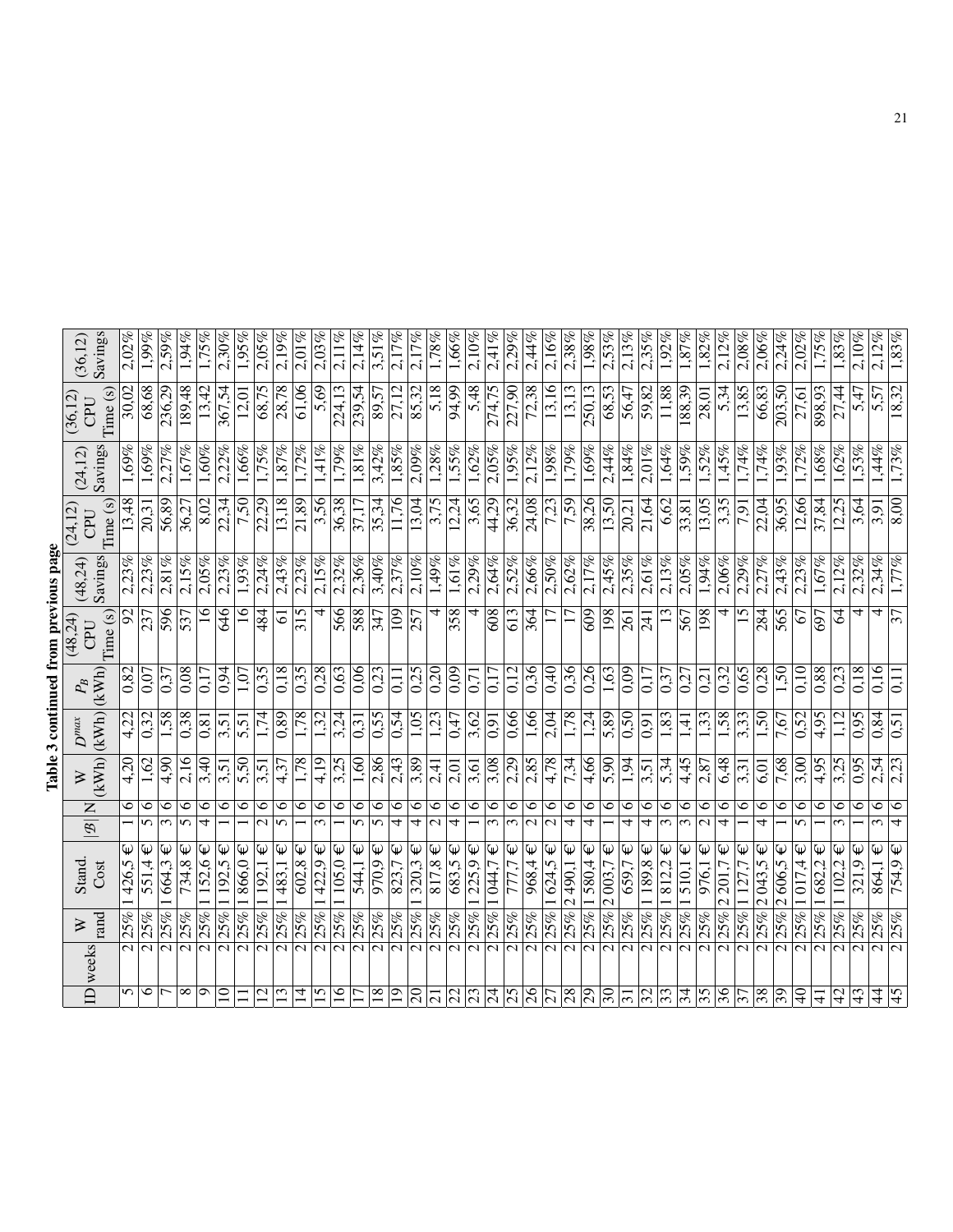**Table 3 continued from previous page**

| ID | weeks | W rand | Stand. Cost | $\|\mathcal{B}\|$ | N | W (kWh) | $D^{max}$ (kWh) | $P_B$ (kWh) | (48,24) CPU Time (s) | (48,24) Savings | (24,12) CPU Time (s) | (24,12) Savings | (36,12) CPU Time (s) | (36,12) Savings |
|---|---|---|---|---|---|---|---|---|---|---|---|---|---|---|
| 5 | 2 | 25% | 1 426,5 € | 1 | 6 | 4,20 | 4,22 | 0,82 | 92 | 2,23% | 13,48 | 1,69% | 30,02 | 2,02% |
| 6 | 2 | 25% | 551,4 € | 5 | 6 | 1,62 | 0,32 | 0,07 | 237 | 2,23% | 20,31 | 1,69% | 68,68 | 1,99% |
| 7 | 2 | 25% | 1 664,3 € | 3 | 6 | 4,90 | 1,58 | 0,37 | 596 | 2,81% | 56,89 | 2,27% | 236,29 | 2,59% |
| 8 | 2 | 25% | 734,8 € | 5 | 6 | 2,16 | 0,38 | 0,08 | 537 | 2,15% | 36,27 | 1,67% | 189,48 | 1,94% |
| 9 | 2 | 25% | 1 152,6 € | 4 | 6 | 3,40 | 0,81 | 0,17 | 16 | 2,05% | 8,02 | 1,60% | 13,42 | 1,75% |
| 10 | 2 | 25% | 1 192,5 € | 1 | 6 | 3,51 | 3,51 | 0,94 | 646 | 2,23% | 22,34 | 2,22% | 367,54 | 2,30% |
| 11 | 2 | 25% | 1 866,0 € | 1 | 6 | 5,50 | 5,51 | 1,07 | 16 | 1,93% | 7,50 | 1,66% | 12,01 | 1,95% |
| 12 | 2 | 25% | 1 192,1 € | 2 | 6 | 3,51 | 1,74 | 0,35 | 484 | 2,24% | 22,29 | 1,75% | 68,75 | 2,05% |
| 13 | 2 | 25% | 1 483,1 € | 5 | 6 | 4,37 | 0,89 | 0,18 | 61 | 2,43% | 13,18 | 1,87% | 28,78 | 2,19% |
| 14 | 2 | 25% | 602,8 € | 1 | 6 | 1,78 | 1,78 | 0,35 | 315 | 2,23% | 21,89 | 1,72% | 61,06 | 2,01% |
| 15 | 2 | 25% | 1 422,9 € | 3 | 6 | 4,19 | 1,32 | 0,28 | 4 | 2,15% | 3,56 | 1,41% | 5,69 | 2,03% |
| 16 | 2 | 25% | 1 105,0 € | 1 | 6 | 3,25 | 3,24 | 0,63 | 566 | 2,32% | 36,38 | 1,79% | 224,13 | 2,11% |
| 17 | 2 | 25% | 544,1 € | 5 | 6 | 1,60 | 0,31 | 0,06 | 588 | 2,36% | 37,17 | 1,81% | 239,54 | 2,14% |
| 18 | 2 | 25% | 970,9 € | 5 | 6 | 2,86 | 0,55 | 0,23 | 347 | 3,40% | 35,34 | 3,42% | 89,57 | 3,51% |
| 19 | 2 | 25% | 823,7 € | 4 | 6 | 2,43 | 0,54 | 0,11 | 109 | 2,37% | 11,76 | 1,85% | 27,12 | 2,17% |
| 20 | 2 | 25% | 1 320,3 € | 4 | 6 | 3,89 | 1,05 | 0,25 | 257 | 2,10% | 13,04 | 2,09% | 85,32 | 2,17% |
| 21 | 2 | 25% | 817,8 € | 2 | 6 | 2,41 | 1,23 | 0,20 | 4 | 1,49% | 3,75 | 1,28% | 5,18 | 1,78% |
| 22 | 2 | 25% | 683,5 € | 4 | 6 | 2,01 | 0,47 | 0,09 | 358 | 1,61% | 12,24 | 1,55% | 94,99 | 1,66% |
| 23 | 2 | 25% | 1 225,9 € | 1 | 6 | 3,61 | 3,62 | 0,71 | 4 | 2,29% | 3,65 | 1,62% | 5,48 | 2,10% |
| 24 | 2 | 25% | 1 044,7 € | 3 | 6 | 3,08 | 0,91 | 0,17 | 608 | 2,64% | 44,29 | 2,05% | 274,75 | 2,41% |
| 25 | 2 | 25% | 777,7 € | 3 | 6 | 2,29 | 0,66 | 0,12 | 613 | 2,52% | 36,32 | 1,95% | 227,90 | 2,29% |
| 26 | 2 | 25% | 968,4 € | 2 | 6 | 2,85 | 1,66 | 0,36 | 364 | 2,66% | 24,08 | 2,12% | 72,38 | 2,44% |
| 27 | 2 | 25% | 1 624,5 € | 2 | 6 | 4,78 | 2,04 | 0,40 | 17 | 2,50% | 7,23 | 1,98% | 13,16 | 2,16% |
| 28 | 2 | 25% | 2 490,1 € | 4 | 6 | 7,34 | 1,78 | 0,36 | 17 | 2,62% | 7,59 | 1,79% | 13,13 | 2,38% |
| 29 | 2 | 25% | 1 580,4 € | 4 | 6 | 4,66 | 1,24 | 0,26 | 609 | 2,17% | 38,26 | 1,69% | 250,13 | 1,98% |
| 30 | 2 | 25% | 2 003,7 € | 1 | 6 | 5,90 | 5,89 | 1,63 | 198 | 2,45% | 13,50 | 2,44% | 68,53 | 2,53% |
| 31 | 2 | 25% | 659,7 € | 4 | 6 | 1,94 | 0,50 | 0,09 | 261 | 2,35% | 20,21 | 1,84% | 56,47 | 2,13% |
| 32 | 2 | 25% | 1 189,8 € | 4 | 6 | 3,51 | 0,91 | 0,17 | 241 | 2,61% | 21,64 | 2,01% | 59,82 | 2,35% |
| 33 | 2 | 25% | 1 812,2 € | 3 | 6 | 5,34 | 1,83 | 0,37 | 13 | 2,13% | 6,62 | 1,64% | 11,88 | 1,92% |
| 34 | 2 | 25% | 1 510,1 € | 3 | 6 | 4,45 | 1,41 | 0,27 | 567 | 2,05% | 33,81 | 1,59% | 188,39 | 1,87% |
| 35 | 2 | 25% | 976,1 € | 2 | 6 | 2,87 | 1,33 | 0,21 | 198 | 1,94% | 13,05 | 1,52% | 28,01 | 1,82% |
| 36 | 2 | 25% | 2 201,7 € | 4 | 6 | 6,48 | 1,58 | 0,32 | 4 | 2,06% | 3,35 | 1,45% | 5,34 | 2,12% |
| 37 | 2 | 25% | 1 127,7 € | 1 | 6 | 3,31 | 3,33 | 0,65 | 15 | 2,29% | 7,91 | 1,74% | 13,85 | 2,08% |
| 38 | 2 | 25% | 2 043,5 € | 4 | 6 | 6,01 | 1,50 | 0,28 | 284 | 2,27% | 22,04 | 1,74% | 66,83 | 2,06% |
| 39 | 2 | 25% | 2 606,5 € | 1 | 6 | 7,68 | 7,67 | 1,50 | 565 | 2,43% | 36,95 | 1,93% | 203,50 | 2,24% |
| 40 | 2 | 25% | 1 017,4 € | 5 | 6 | 3,00 | 0,52 | 0,10 | 67 | 2,23% | 12,66 | 1,72% | 27,61 | 2,02% |
| 41 | 2 | 25% | 1 682,2 € | 1 | 6 | 4,95 | 4,95 | 0,88 | 697 | 1,67% | 37,84 | 1,68% | 898,93 | 1,75% |
| 42 | 2 | 25% | 1 102,2 € | 3 | 6 | 3,25 | 1,12 | 0,23 | 64 | 2,12% | 12,25 | 1,62% | 27,44 | 1,83% |
| 43 | 2 | 25% | 321,9 € | 1 | 6 | 0,95 | 0,95 | 0,18 | 4 | 2,32% | 3,64 | 1,53% | 5,47 | 2,10% |
| 44 | 2 | 25% | 864,1 € | 3 | 6 | 2,54 | 0,84 | 0,16 | 4 | 2,34% | 3,91 | 1,44% | 5,57 | 2,12% |
| 45 | 2 | 25% | 754,9 € | 4 | 6 | 2,23 | 0,51 | 0,11 | 37 | 1,77% | 8,00 | 1,73% | 18,32 | 1,83% |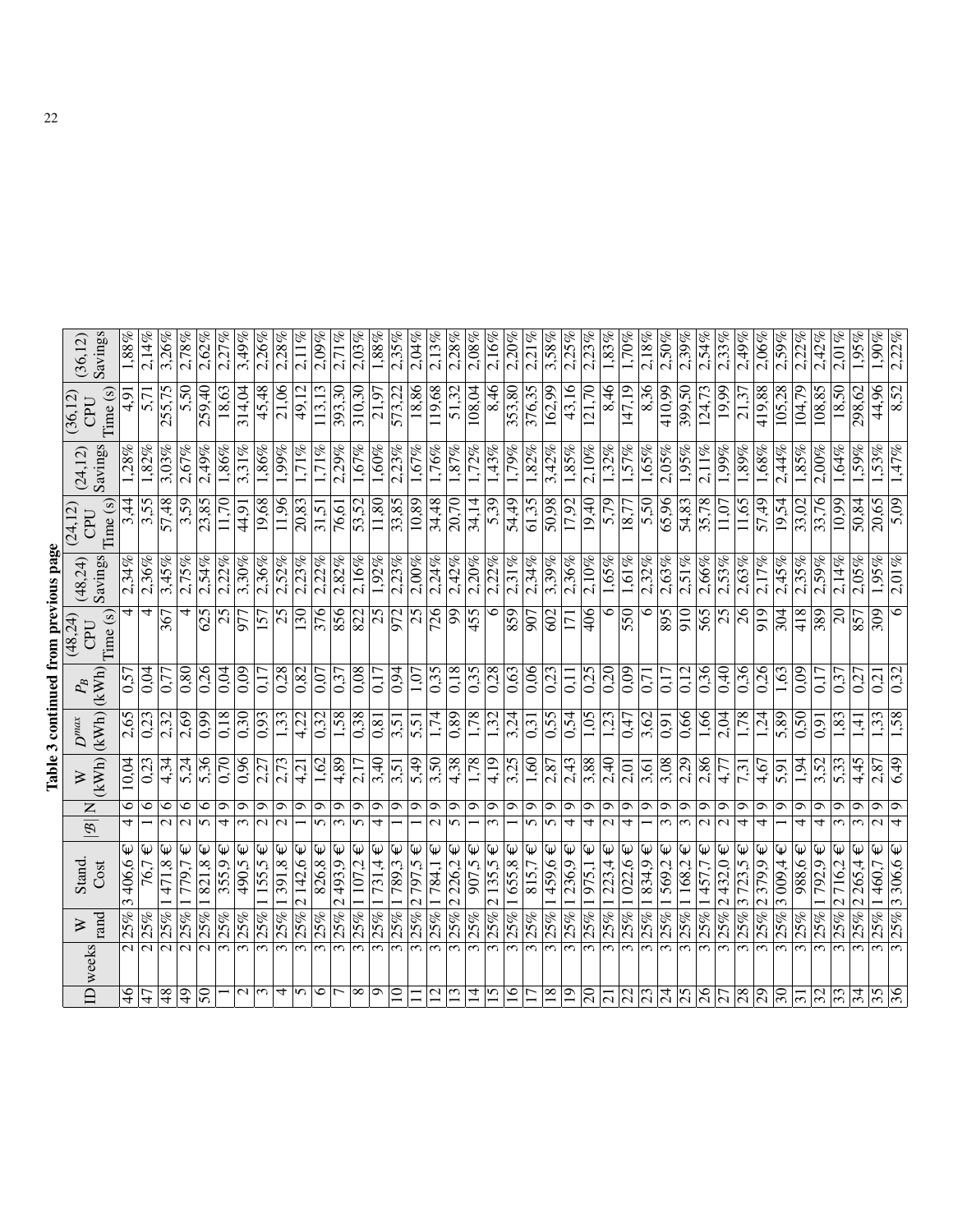**Table 3 continued from previous page**

| ID | weeks | W rand | Stand. Cost | $\|\mathcal{B}\|$ | N | W (kWh) | $D^{max}$ (kWh) | $P_B$ (kWh) | (48,24) CPU Time (s) | (48,24) Savings | (24,12) CPU Time (s) | (24,12) Savings | (36,12) CPU Time (s) | (36,12) Savings |
|---|---|---|---|---|---|---|---|---|---|---|---|---|---|---|
| 46 | 2 | 25% | 3 406,6 € | 4 | 6 | 10,04 | 2,65 | 0,57 | 4 | 2,34% | 3,44 | 1,28% | 4,91 | 1,88% |
| 47 | 2 | 25% | 76,7 € | 1 | 6 | 0,23 | 0,23 | 0,04 | 4 | 2,36% | 3,55 | 1,82% | 5,71 | 2,14% |
| 48 | 2 | 25% | 1 471,8 € | 2 | 6 | 4,34 | 2,32 | 0,77 | 367 | 3,45% | 57,48 | 3,03% | 255,75 | 3,26% |
| 49 | 2 | 25% | 1 779,7 € | 2 | 6 | 5,24 | 2,69 | 0,80 | 4 | 2,75% | 3,59 | 2,67% | 5,50 | 2,78% |
| 50 | 2 | 25% | 1 821,8 € | 5 | 6 | 5,36 | 0,99 | 0,26 | 625 | 2,54% | 23,85 | 2,49% | 259,40 | 2,62% |
| 1 | 3 | 25% | 355,9 € | 4 | 9 | 0,70 | 0,18 | 0,04 | 25 | 2,22% | 11,70 | 1,86% | 18,63 | 2,27% |
| 2 | 3 | 25% | 490,5 € | 3 | 9 | 0,96 | 0,30 | 0,09 | 977 | 3,30% | 44,91 | 3,31% | 314,04 | 3,49% |
| 3 | 3 | 25% | 1 155,5 € | 2 | 9 | 2,27 | 0,93 | 0,17 | 157 | 2,36% | 19,68 | 1,86% | 45,48 | 2,26% |
| 4 | 3 | 25% | 1 391,8 € | 2 | 9 | 2,73 | 1,33 | 0,28 | 25 | 2,52% | 11,96 | 1,99% | 21,06 | 2,28% |
| 5 | 3 | 25% | 2 142,6 € | 1 | 9 | 4,21 | 4,22 | 0,82 | 130 | 2,23% | 20,83 | 1,71% | 49,12 | 2,11% |
| 6 | 3 | 25% | 826,8 € | 5 | 9 | 1,62 | 0,32 | 0,07 | 376 | 2,22% | 31,51 | 1,71% | 113,13 | 2,09% |
| 7 | 3 | 25% | 2 493,9 € | 3 | 9 | 4,89 | 1,58 | 0,37 | 856 | 2,82% | 76,61 | 2,29% | 393,30 | 2,71% |
| 8 | 3 | 25% | 1 107,2 € | 5 | 9 | 2,17 | 0,38 | 0,08 | 822 | 2,16% | 53,52 | 1,67% | 310,30 | 2,03% |
| 9 | 3 | 25% | 1 731,4 € | 4 | 9 | 3,40 | 0,81 | 0,17 | 25 | 1,92% | 11,80 | 1,60% | 21,97 | 1,88% |
| 10 | 3 | 25% | 1 789,3 € | 1 | 9 | 3,51 | 3,51 | 0,94 | 972 | 2,23% | 33,85 | 2,23% | 573,22 | 2,35% |
| 11 | 3 | 25% | 2 797,5 € | 1 | 9 | 5,49 | 5,51 | 1,07 | 25 | 2,00% | 10,89 | 1,67% | 18,86 | 2,04% |
| 12 | 3 | 25% | 1 784,1 € | 2 | 9 | 3,50 | 1,74 | 0,35 | 726 | 2,24% | 34,48 | 1,76% | 119,68 | 2,13% |
| 13 | 3 | 25% | 2 226,2 € | 5 | 9 | 4,38 | 0,89 | 0,18 | 99 | 2,42% | 20,70 | 1,87% | 51,32 | 2,28% |
| 14 | 3 | 25% | 907,5 € | 1 | 9 | 1,78 | 1,78 | 0,35 | 455 | 2,20% | 34,14 | 1,72% | 108,04 | 2,08% |
| 15 | 3 | 25% | 2 135,5 € | 3 | 9 | 4,19 | 1,32 | 0,28 | 6 | 2,22% | 5,39 | 1,43% | 8,46 | 2,16% |
| 16 | 3 | 25% | 1 655,8 € | 1 | 9 | 3,25 | 3,24 | 0,63 | 859 | 2,31% | 54,49 | 1,79% | 353,80 | 2,20% |
| 17 | 3 | 25% | 815,7 € | 5 | 9 | 1,60 | 0,31 | 0,06 | 907 | 2,34% | 61,35 | 1,82% | 376,35 | 2,21% |
| 18 | 3 | 25% | 1 459,6 € | 5 | 9 | 2,87 | 0,55 | 0,23 | 602 | 3,39% | 50,98 | 3,42% | 162,99 | 3,58% |
| 19 | 3 | 25% | 1 236,9 € | 4 | 9 | 2,43 | 0,54 | 0,11 | 171 | 2,36% | 17,92 | 1,85% | 43,16 | 2,25% |
| 20 | 3 | 25% | 1 975,1 € | 4 | 9 | 3,88 | 1,05 | 0,25 | 406 | 2,10% | 19,40 | 2,10% | 121,70 | 2,23% |
| 21 | 3 | 25% | 1 223,4 € | 2 | 9 | 2,40 | 1,23 | 0,20 | 6 | 1,65% | 5,79 | 1,32% | 8,46 | 1,83% |
| 22 | 3 | 25% | 1 022,6 € | 4 | 9 | 2,01 | 0,47 | 0,09 | 550 | 1,61% | 18,77 | 1,57% | 147,19 | 1,70% |
| 23 | 3 | 25% | 1 834,9 € | 1 | 9 | 3,61 | 3,62 | 0,71 | 6 | 2,32% | 5,50 | 1,65% | 8,36 | 2,18% |
| 24 | 3 | 25% | 1 569,2 € | 3 | 9 | 3,08 | 0,91 | 0,17 | 895 | 2,63% | 65,96 | 2,05% | 410,99 | 2,50% |
| 25 | 3 | 25% | 1 168,2 € | 3 | 9 | 2,29 | 0,66 | 0,12 | 910 | 2,51% | 54,83 | 1,95% | 399,50 | 2,39% |
| 26 | 3 | 25% | 1 457,7 € | 2 | 9 | 2,86 | 1,66 | 0,36 | 565 | 2,66% | 35,78 | 2,11% | 124,73 | 2,54% |
| 27 | 3 | 25% | 2 432,0 € | 2 | 9 | 4,77 | 2,04 | 0,40 | 25 | 2,53% | 11,07 | 1,99% | 19,99 | 2,33% |
| 28 | 3 | 25% | 3 723,5 € | 4 | 9 | 7,31 | 1,78 | 0,36 | 26 | 2,63% | 11,65 | 1,89% | 21,37 | 2,49% |
| 29 | 3 | 25% | 2 379,9 € | 4 | 9 | 4,67 | 1,24 | 0,26 | 919 | 2,17% | 57,49 | 1,68% | 419,88 | 2,06% |
| 30 | 3 | 25% | 3 009,4 € | 1 | 9 | 5,91 | 5,89 | 1,63 | 304 | 2,45% | 19,54 | 2,44% | 105,28 | 2,59% |
| 31 | 3 | 25% | 988,6 € | 4 | 9 | 1,94 | 0,50 | 0,09 | 418 | 2,35% | 33,02 | 1,85% | 104,79 | 2,22% |
| 32 | 3 | 25% | 1 792,9 € | 4 | 9 | 3,52 | 0,91 | 0,17 | 389 | 2,59% | 33,76 | 2,00% | 108,85 | 2,42% |
| 33 | 3 | 25% | 2 716,2 € | 3 | 9 | 5,33 | 1,83 | 0,37 | 20 | 2,14% | 10,99 | 1,64% | 18,50 | 2,01% |
| 34 | 3 | 25% | 2 265,4 € | 3 | 9 | 4,45 | 1,41 | 0,27 | 857 | 2,05% | 50,84 | 1,59% | 298,62 | 1,95% |
| 35 | 3 | 25% | 1 460,7 € | 2 | 9 | 2,87 | 1,33 | 0,21 | 309 | 1,95% | 20,65 | 1,53% | 44,96 | 1,90% |
| 36 | 3 | 25% | 3 306,6 € | 4 | 9 | 6,49 | 1,58 | 0,32 | 6 | 2,01% | 5,09 | 1,47% | 8,52 | 2,22% |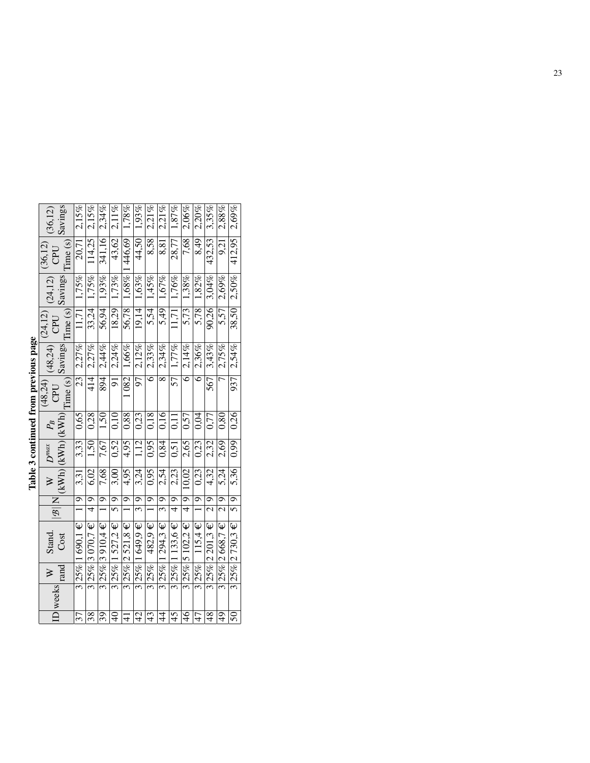**Table 3 continued from previous page**

| ID | weeks | W rand | Stand. Cost | $\lvert\mathcal{B}\rvert$ | N | W (kWh) | $D^{max}$ (kWh) | $P_B$ (kWh) | (48,24) CPU Time (s) | (48,24) Savings | (24,12) CPU Time (s) | (24,12) Savings | (36,12) CPU Time (s) | (36,12) Savings |
|---|---|---|---|---|---|---|---|---|---|---|---|---|---|---|
| 37 | 3 | 25% | 1 690,1 € | 1 | 9 | 3,31 | 3,33 | 0,65 | 23 | 2,27% | 11,71 | 1,75% | 20,71 | 2,15% |
| 38 | 3 | 25% | 3 070,7 € | 4 | 9 | 6,02 | 1,50 | 0,28 | 414 | 2,27% | 33,24 | 1,75% | 114,25 | 2,15% |
| 39 | 3 | 25% | 3 910,4 € | 1 | 9 | 7,68 | 7,67 | 1,50 | 894 | 2,44% | 56,94 | 1,93% | 341,16 | 2,34% |
| 40 | 3 | 25% | 1 527,2 € | 5 | 9 | 3,00 | 0,52 | 0,10 | 91 | 2,24% | 18,29 | 1,73% | 43,62 | 2,11% |
| 41 | 3 | 25% | 2 521,8 € | 1 | 9 | 4,95 | 4,95 | 0,88 | 1 082 | 1,66% | 56,78 | 1,68% | 1 446,69 | 1,78% |
| 42 | 3 | 25% | 1 649,9 € | 3 | 9 | 3,24 | 1,12 | 0,23 | 97 | 2,12% | 19,14 | 1,63% | 44,50 | 1,93% |
| 43 | 3 | 25% | 482,9 € | 1 | 9 | 0,95 | 0,95 | 0,18 | 6 | 2,33% | 5,54 | 1,45% | 8,58 | 2,21% |
| 44 | 3 | 25% | 1 294,3 € | 3 | 9 | 2,54 | 0,84 | 0,16 | 8 | 2,34% | 5,49 | 1,67% | 8,81 | 2,21% |
| 45 | 3 | 25% | 1 133,6 € | 4 | 9 | 2,23 | 0,51 | 0,11 | 57 | 1,77% | 11,71 | 1,76% | 28,77 | 1,87% |
| 46 | 3 | 25% | 5 102,2 € | 4 | 9 | 10,02 | 2,65 | 0,57 | 6 | 2,14% | 5,73 | 1,38% | 7,68 | 2,06% |
| 47 | 3 | 25% | 115,4 € | 1 | 9 | 0,23 | 0,23 | 0,04 | 6 | 2,36% | 5,78 | 1,82% | 8,49 | 2,20% |
| 48 | 3 | 25% | 2 201,3 € | 2 | 9 | 4,32 | 2,32 | 0,77 | 567 | 3,43% | 90,26 | 3,04% | 432,53 | 3,35% |
| 49 | 3 | 25% | 2 668,7 € | 2 | 9 | 5,24 | 2,69 | 0,80 | 7 | 2,75% | 5,57 | 2,69% | 9,21 | 2,88% |
| 50 | 3 | 25% | 2 730,3 € | 5 | 9 | 5,36 | 0,99 | 0,26 | 937 | 2,54% | 38,50 | 2,50% | 412,95 | 2,69% |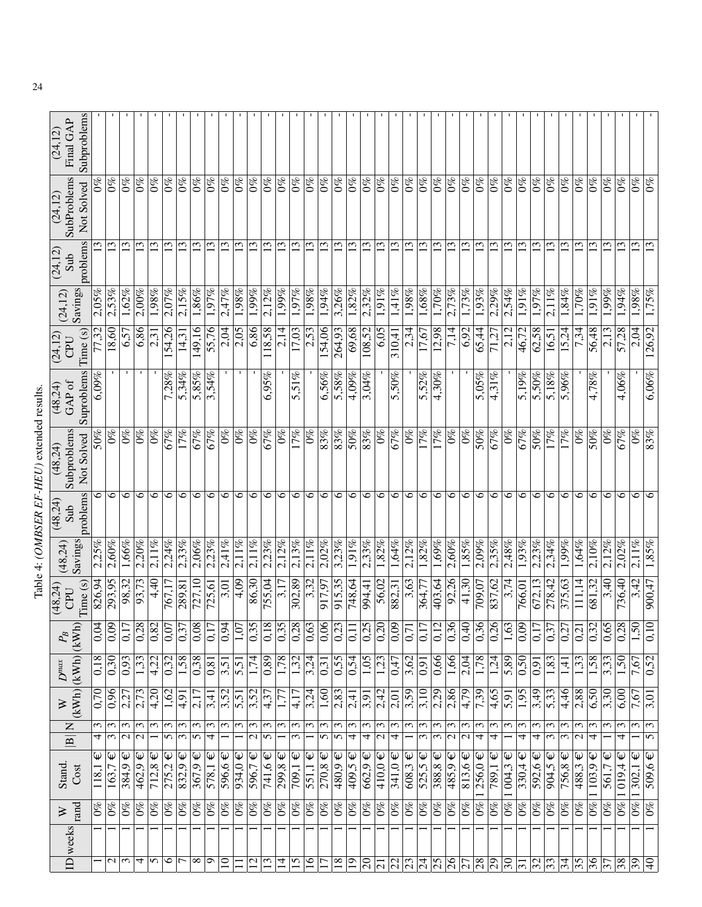Table 4: (*OMBSER EF-HEU*) extended results.

| ID | weeks | W rand | Stand. Cost | \|B\| | N | W (kWh) | $D^{max}$ (kWh) | $P_B$ (kWh) | (48,24) CPU Time (s) | (48,24) Savings | (48,24) Sub problems | (48,24) Subproblems Not Solved | (48,24) GAP of Suproblems | (24,12) CPU Time (s) | (24,12) Savings | (24,12) Sub problems | (24,12) SubProblems Not Solved | (24,12) Final GAP Subproblems |
|---|---|---|---|---|---|---|---|---|---|---|---|---|---|---|---|---|---|---|
| 1 | 1 | 0% | 118,1 € | 4 | 3 | 0,70 | 0,18 | 0,04 | 826,94 | 2,25% | 6 | 50% | 6,09% | 77,32 | 2,05% | 13 | 0% | - |
| 2 | 1 | 0% | 163,7 € | 3 | 3 | 0,96 | 0,30 | 0,09 | 293,95 | 2,60% | 6 | 0% | - | 18,60 | 2,53% | 13 | 0% | - |
| 3 | 1 | 0% | 384,9 € | 2 | 3 | 2,27 | 0,93 | 0,17 | 98,32 | 1,66% | 6 | 0% | - | 6,57 | 1,62% | 13 | 0% | - |
| 4 | 1 | 0% | 462,9 € | 2 | 3 | 2,73 | 1,33 | 0,28 | 93,73 | 2,20% | 6 | 0% | - | 6,86 | 2,00% | 13 | 0% | - |
| 5 | 1 | 0% | 712,8 € | 1 | 3 | 4,20 | 4,22 | 0,82 | 4,40 | 2,11% | 6 | 0% | - | 2,31 | 1,98% | 13 | 0% | - |
| 6 | 1 | 0% | 275,2 € | 5 | 3 | 1,62 | 0,32 | 0,07 | 767,17 | 2,24% | 6 | 67% | 7,28% | 154,26 | 2,07% | 13 | 0% | - |
| 7 | 1 | 0% | 832,9 € | 3 | 3 | 4,91 | 1,58 | 0,37 | 289,81 | 2,33% | 6 | 17% | 5,34% | 14,31 | 2,15% | 13 | 0% | - |
| 8 | 1 | 0% | 367,9 € | 5 | 3 | 2,17 | 0,38 | 0,08 | 727,10 | 2,06% | 6 | 67% | 5,85% | 149,16 | 1,86% | 13 | 0% | - |
| 9 | 1 | 0% | 578,1 € | 4 | 3 | 3,41 | 0,81 | 0,17 | 725,61 | 2,23% | 6 | 67% | 3,54% | 55,76 | 1,97% | 13 | 0% | - |
| 10 | 1 | 0% | 596,6 € | 1 | 3 | 3,52 | 3,51 | 0,94 | 3,01 | 2,41% | 6 | 0% | - | 2,04 | 2,47% | 13 | 0% | - |
| 11 | 1 | 0% | 934,0 € | 1 | 3 | 5,51 | 5,51 | 1,07 | 4,09 | 2,11% | 6 | 0% | - | 2,05 | 1,98% | 13 | 0% | - |
| 12 | 1 | 0% | 596,7 € | 2 | 3 | 3,52 | 1,74 | 0,35 | 86,30 | 2,11% | 6 | 0% | - | 6,86 | 1,99% | 13 | 0% | - |
| 13 | 1 | 0% | 741,6 € | 5 | 3 | 4,37 | 0,89 | 0,18 | 755,04 | 2,23% | 6 | 67% | 6,95% | 118,58 | 2,12% | 13 | 0% | - |
| 14 | 1 | 0% | 299,8 € | 1 | 3 | 1,77 | 1,78 | 0,35 | 3,17 | 2,12% | 6 | 0% | - | 2,14 | 1,99% | 13 | 0% | - |
| 15 | 1 | 0% | 709,1 € | 3 | 3 | 4,17 | 1,32 | 0,28 | 302,89 | 2,13% | 6 | 17% | 5,51% | 17,03 | 1,97% | 13 | 0% | - |
| 16 | 1 | 0% | 551,1 € | 1 | 3 | 3,24 | 3,24 | 0,63 | 3,32 | 2,11% | 6 | 0% | - | 2,53 | 1,98% | 13 | 0% | - |
| 17 | 1 | 0% | 270,8 € | 5 | 3 | 1,60 | 0,31 | 0,06 | 917,97 | 2,02% | 6 | 83% | 6,56% | 154,06 | 1,94% | 13 | 0% | - |
| 18 | 1 | 0% | 480,9 € | 5 | 3 | 2,83 | 0,55 | 0,23 | 915,35 | 3,23% | 6 | 83% | 5,58% | 264,93 | 3,26% | 13 | 0% | - |
| 19 | 1 | 0% | 409,5 € | 4 | 3 | 2,41 | 0,54 | 0,11 | 748,64 | 1,91% | 6 | 50% | 4,09% | 69,68 | 1,82% | 13 | 0% | - |
| 20 | 1 | 0% | 662,9 € | 4 | 3 | 3,91 | 1,05 | 0,25 | 994,41 | 2,33% | 6 | 83% | 3,04% | 108,52 | 2,32% | 13 | 0% | - |
| 21 | 1 | 0% | 410,0 € | 2 | 3 | 2,42 | 1,23 | 0,20 | 56,02 | 1,82% | 6 | 0% | - | 6,05 | 1,91% | 13 | 0% | - |
| 22 | 1 | 0% | 341,0 € | 4 | 3 | 2,01 | 0,47 | 0,09 | 882,31 | 1,64% | 6 | 67% | 5,50% | 310,41 | 1,41% | 13 | 0% | - |
| 23 | 1 | 0% | 608,3 € | 1 | 3 | 3,59 | 3,62 | 0,71 | 3,63 | 2,12% | 6 | 0% | - | 2,34 | 1,98% | 13 | 0% | - |
| 24 | 1 | 0% | 525,5 € | 3 | 3 | 3,10 | 0,91 | 0,17 | 364,77 | 1,82% | 6 | 17% | 5,52% | 17,67 | 1,68% | 13 | 0% | - |
| 25 | 1 | 0% | 388,8 € | 3 | 3 | 2,29 | 0,66 | 0,12 | 403,64 | 1,69% | 6 | 17% | 4,30% | 12,98 | 1,70% | 13 | 0% | - |
| 26 | 1 | 0% | 485,9 € | 2 | 3 | 2,86 | 1,66 | 0,36 | 92,26 | 2,60% | 6 | 0% | - | 7,14 | 2,73% | 13 | 0% | - |
| 27 | 1 | 0% | 813,6 € | 2 | 3 | 4,79 | 2,04 | 0,40 | 41,30 | 1,85% | 6 | 0% | - | 6,92 | 1,73% | 13 | 0% | - |
| 28 | 1 | 0% | 1 256,0 € | 4 | 3 | 7,39 | 1,78 | 0,36 | 709,07 | 2,09% | 6 | 50% | 5,05% | 65,44 | 1,93% | 13 | 0% | - |
| 29 | 1 | 0% | 789,1 € | 4 | 3 | 4,65 | 1,24 | 0,26 | 837,62 | 2,35% | 6 | 67% | 4,31% | 71,27 | 2,29% | 13 | 0% | - |
| 30 | 1 | 0% | 1 004,3 € | 1 | 3 | 5,91 | 5,89 | 1,63 | 3,74 | 2,48% | 6 | 0% | - | 2,12 | 2,54% | 13 | 0% | - |
| 31 | 1 | 0% | 330,4 € | 4 | 3 | 1,95 | 0,50 | 0,09 | 766,01 | 1,93% | 6 | 67% | 5,19% | 46,72 | 1,91% | 13 | 0% | - |
| 32 | 1 | 0% | 592,6 € | 4 | 3 | 3,49 | 0,91 | 0,17 | 672,13 | 2,23% | 6 | 50% | 5,50% | 62,58 | 1,97% | 13 | 0% | - |
| 33 | 1 | 0% | 904,5 € | 3 | 3 | 5,33 | 1,83 | 0,37 | 278,42 | 2,34% | 6 | 17% | 5,18% | 16,51 | 2,11% | 13 | 0% | - |
| 34 | 1 | 0% | 756,8 € | 3 | 3 | 4,46 | 1,41 | 0,27 | 375,63 | 1,99% | 6 | 17% | 5,96% | 15,24 | 1,84% | 13 | 0% | - |
| 35 | 1 | 0% | 488,3 € | 2 | 3 | 2,88 | 1,33 | 0,21 | 111,14 | 1,64% | 6 | 0% | - | 7,34 | 1,70% | 13 | 0% | - |
| 36 | 1 | 0% | 1 103,9 € | 4 | 3 | 6,50 | 1,58 | 0,32 | 681,32 | 2,10% | 6 | 50% | 4,78% | 56,48 | 1,91% | 13 | 0% | - |
| 37 | 1 | 0% | 561,7 € | 1 | 3 | 3,30 | 3,33 | 0,65 | 3,40 | 2,12% | 6 | 0% | - | 2,13 | 1,99% | 13 | 0% | - |
| 38 | 1 | 0% | 1 019,4 € | 4 | 3 | 6,00 | 1,50 | 0,28 | 736,40 | 2,02% | 6 | 67% | 4,06% | 57,28 | 1,94% | 13 | 0% | - |
| 39 | 1 | 0% | 1 302,1 € | 1 | 3 | 7,67 | 7,67 | 1,50 | 3,42 | 2,11% | 6 | 0% | - | 2,04 | 1,98% | 13 | 0% | - |
| 40 | 1 | 0% | 509,6 € | 5 | 3 | 3,01 | 0,52 | 0,10 | 900,47 | 1,85% | 6 | 83% | 6,06% | 126,92 | 1,75% | 13 | 0% | - |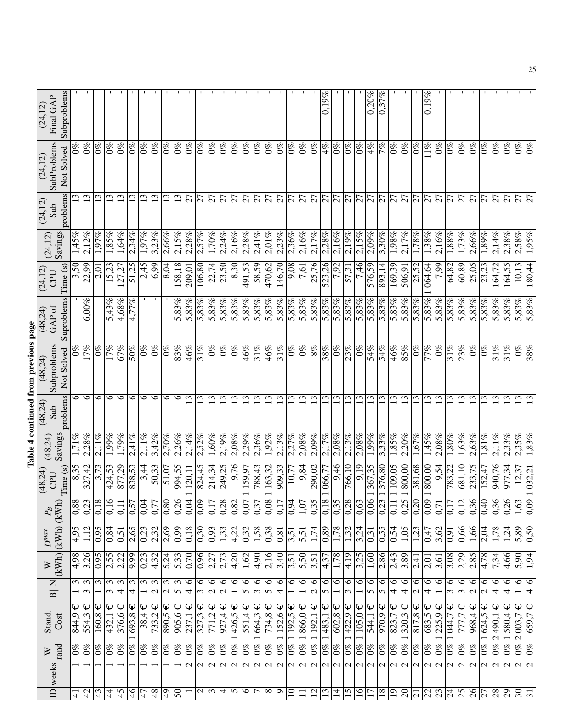**Table 4 continued from previous page**

| ID | weeks | W rand | Stand. Cost | \|B\| | N | W (kWh) | $D^{max}$ (kWh) | $P_B$ (kWh) | (48,24) CPU Time (s) | (48,24) Savings | (48,24) Sub problems | (48,24) Subproblems Not Solved | (48,24) GAP of Suproblems | (24,12) CPU Time (s) | (24,12) Savings | (24,12) Sub problems | (24,12) SubProblems Not Solved | (24,12) Final GAP Subproblems |
|---|---|---|---|---|---|---|---|---|---|---|---|---|---|---|---|---|---|---|
| 41 | 1 | 0% | 844,9 € | 1 | 3 | 4,98 | 4,95 | 0,88 | 8,35 | 1,71% | 6 | 0% | - | 3,50 | 1,45% | 13 | 0% | - |
| 42 | 1 | 0% | 554,3 € | 3 | 3 | 3,26 | 1,12 | 0,23 | 327,42 | 2,28% | 6 | 17% | 6,00% | 22,99 | 2,12% | 13 | 0% | - |
| 43 | 1 | 0% | 160,8 € | 1 | 3 | 0,95 | 0,95 | 0,18 | 3,73 | 2,11% | 6 | 0% | - | 2,01 | 1,97% | 13 | 0% | - |
| 44 | 1 | 0% | 432,1 € | 3 | 3 | 2,55 | 0,84 | 0,16 | 424,53 | 1,99% | 6 | 17% | 5,43% | 15,23 | 1,85% | 13 | 0% | - |
| 45 | 1 | 0% | 376,6 € | 4 | 3 | 2,22 | 0,51 | 0,11 | 877,29 | 1,79% | 6 | 67% | 4,68% | 127,27 | 1,64% | 13 | 0% | - |
| 46 | 1 | 0% | 1 693,8 € | 4 | 3 | 9,99 | 2,65 | 0,57 | 838,53 | 2,41% | 6 | 50% | 4,77% | 51,25 | 2,34% | 13 | 0% | - |
| 47 | 1 | 0% | 38,4 € | 1 | 3 | 0,23 | 0,23 | 0,04 | 3,44 | 2,11% | 6 | 0% | - | 2,45 | 1,97% | 13 | 0% | - |
| 48 | 1 | 0% | 733,2 € | 2 | 3 | 4,32 | 2,32 | 0,77 | 50,33 | 3,42% | 6 | 0% | - | 6,99 | 3,23% | 13 | 0% | - |
| 49 | 1 | 0% | 890,5 € | 2 | 3 | 5,24 | 2,69 | 0,80 | 51,07 | 2,70% | 6 | 0% | - | 8,04 | 2,66% | 13 | 0% | - |
| 50 | 1 | 0% | 905,6 € | 5 | 3 | 5,33 | 0,99 | 0,26 | 994,55 | 2,26% | 6 | 83% | 5,83% | 158,18 | 2,15% | 13 | 0% | - |
| 1 | 2 | 0% | 237,1 € | 4 | 6 | 0,70 | 0,18 | 0,04 | 1 120,11 | 2,14% | 13 | 46% | 5,83% | 209,01 | 2,28% | 27 | 0% | - |
| 2 | 2 | 0% | 327,3 € | 3 | 6 | 0,96 | 0,30 | 0,09 | 824,45 | 2,52% | 13 | 31% | 5,83% | 106,80 | 2,57% | 27 | 0% | - |
| 3 | 2 | 0% | 771,2 € | 2 | 6 | 2,27 | 0,93 | 0,17 | 214,34 | 1,60% | 13 | 0% | 5,83% | 22,74 | 1,70% | 27 | 0% | - |
| 4 | 2 | 0% | 927,4 € | 2 | 6 | 2,73 | 1,33 | 0,28 | 249,25 | 2,19% | 13 | 0% | 5,83% | 23,50 | 2,24% | 27 | 0% | - |
| 5 | 2 | 0% | 1 426,5 € | 1 | 6 | 4,20 | 4,22 | 0,82 | 9,76 | 2,08% | 13 | 0% | 5,83% | 8,30 | 2,16% | 27 | 0% | - |
| 6 | 2 | 0% | 551,4 € | 5 | 6 | 1,62 | 0,32 | 0,07 | 1 159,97 | 2,29% | 13 | 46% | 5,83% | 491,53 | 2,28% | 27 | 0% | - |
| 7 | 2 | 0% | 1 664,3 € | 3 | 6 | 4,90 | 1,58 | 0,37 | 788,43 | 2,36% | 13 | 31% | 5,83% | 58,59 | 2,41% | 27 | 0% | - |
| 8 | 2 | 0% | 734,8 € | 5 | 6 | 2,16 | 0,38 | 0,08 | 1 163,32 | 1,92% | 13 | 46% | 5,83% | 470,62 | 2,01% | 27 | 0% | - |
| 9 | 2 | 0% | 1 152,6 € | 4 | 6 | 3,40 | 0,81 | 0,17 | 909,33 | 2,13% | 13 | 31% | 5,83% | 146,70 | 2,23% | 27 | 0% | - |
| 10 | 2 | 0% | 1 192,5 € | 1 | 6 | 3,51 | 3,51 | 0,94 | 10,77 | 2,27% | 13 | 0% | 5,83% | 9,08 | 2,36% | 27 | 0% | - |
| 11 | 2 | 0% | 1 866,0 € | 1 | 6 | 5,50 | 5,51 | 1,07 | 9,84 | 2,08% | 13 | 0% | 5,83% | 7,61 | 2,16% | 27 | 0% | - |
| 12 | 2 | 0% | 1 192,1 € | 2 | 6 | 3,51 | 1,74 | 0,35 | 290,02 | 2,09% | 13 | 8% | 5,83% | 25,76 | 2,17% | 27 | 0% | - |
| 13 | 2 | 0% | 1 483,1 € | 5 | 6 | 4,37 | 0,89 | 0,18 | 1 066,77 | 2,17% | 13 | 38% | 5,83% | 523,26 | 2,28% | 27 | 4% | 0,19% |
| 14 | 2 | 0% | 602,8 € | 1 | 6 | 1,78 | 1,78 | 0,35 | 9,46 | 2,08% | 13 | 0% | 5,83% | 7,92 | 2,16% | 27 | 0% | - |
| 15 | 2 | 0% | 1 422,9 € | 3 | 6 | 4,19 | 1,32 | 0,28 | 766,10 | 2,13% | 13 | 23% | 5,83% | 57,31 | 2,19% | 27 | 0% | - |
| 16 | 2 | 0% | 1 105,0 € | 1 | 6 | 3,25 | 3,24 | 0,63 | 9,19 | 2,08% | 13 | 0% | 5,83% | 7,46 | 2,15% | 27 | 0% | - |
| 17 | 2 | 0% | 544,1 € | 5 | 6 | 1,60 | 0,31 | 0,06 | 1 367,35 | 1,99% | 13 | 54% | 5,83% | 576,59 | 2,09% | 27 | 4% | 0,20% |
| 18 | 2 | 0% | 970,9 € | 5 | 6 | 2,86 | 0,55 | 0,23 | 1 376,80 | 3,33% | 13 | 54% | 5,83% | 893,14 | 3,30% | 27 | 7% | 0,37% |
| 19 | 2 | 0% | 823,7 € | 4 | 6 | 2,43 | 0,54 | 0,11 | 1 109,05 | 1,85% | 13 | 46% | 5,83% | 169,39 | 1,98% | 27 | 0% | - |
| 20 | 2 | 0% | 1 320,3 € | 4 | 6 | 3,89 | 1,05 | 0,25 | 1 800,00 | 2,20% | 13 | 85% | 5,83% | 506,91 | 2,17% | 27 | 0% | - |
| 21 | 2 | 0% | 817,8 € | 2 | 6 | 2,41 | 1,23 | 0,20 | 381,68 | 1,67% | 13 | 0% | 5,83% | 25,52 | 1,78% | 27 | 0% | - |
| 22 | 2 | 0% | 683,5 € | 4 | 6 | 2,01 | 0,47 | 0,09 | 1 800,00 | 1,45% | 13 | 77% | 5,83% | 1 064,64 | 1,38% | 27 | 11% | 0,19% |
| 23 | 2 | 0% | 1 225,9 € | 1 | 6 | 3,61 | 3,62 | 0,71 | 9,54 | 2,08% | 13 | 0% | 5,83% | 7,99 | 2,16% | 27 | 0% | - |
| 24 | 2 | 0% | 1 044,7 € | 3 | 6 | 3,08 | 0,91 | 0,17 | 783,22 | 1,80% | 13 | 31% | 5,83% | 64,82 | 1,88% | 27 | 0% | - |
| 25 | 2 | 0% | 777,7 € | 3 | 6 | 2,29 | 0,66 | 0,12 | 681,10 | 1,63% | 13 | 23% | 5,83% | 60,89 | 1,73% | 27 | 0% | - |
| 26 | 2 | 0% | 968,4 € | 2 | 6 | 2,85 | 1,66 | 0,36 | 233,75 | 2,63% | 13 | 0% | 5,83% | 25,05 | 2,66% | 27 | 0% | - |
| 27 | 2 | 0% | 1 624,5 € | 2 | 6 | 4,78 | 2,04 | 0,40 | 152,47 | 1,81% | 13 | 0% | 5,83% | 23,23 | 1,89% | 27 | 0% | - |
| 28 | 2 | 0% | 2 490,1 € | 4 | 6 | 7,34 | 1,78 | 0,36 | 940,76 | 2,11% | 13 | 31% | 5,83% | 164,72 | 2,14% | 27 | 0% | - |
| 29 | 2 | 0% | 1 580,4 € | 4 | 6 | 4,66 | 1,24 | 0,26 | 977,34 | 2,33% | 13 | 31% | 5,83% | 164,55 | 2,38% | 27 | 0% | - |
| 30 | 2 | 0% | 2 003,7 € | 1 | 6 | 5,90 | 5,89 | 1,63 | 12,37 | 2,35% | 13 | 0% | 5,83% | 10,13 | 2,58% | 27 | 0% | - |
| 31 | 2 | 0% | 659,7 € | 4 | 6 | 1,94 | 0,50 | 0,09 | 1 032,21 | 1,83% | 13 | 38% | 5,83% | 180,44 | 1,95% | 27 | 0% | - |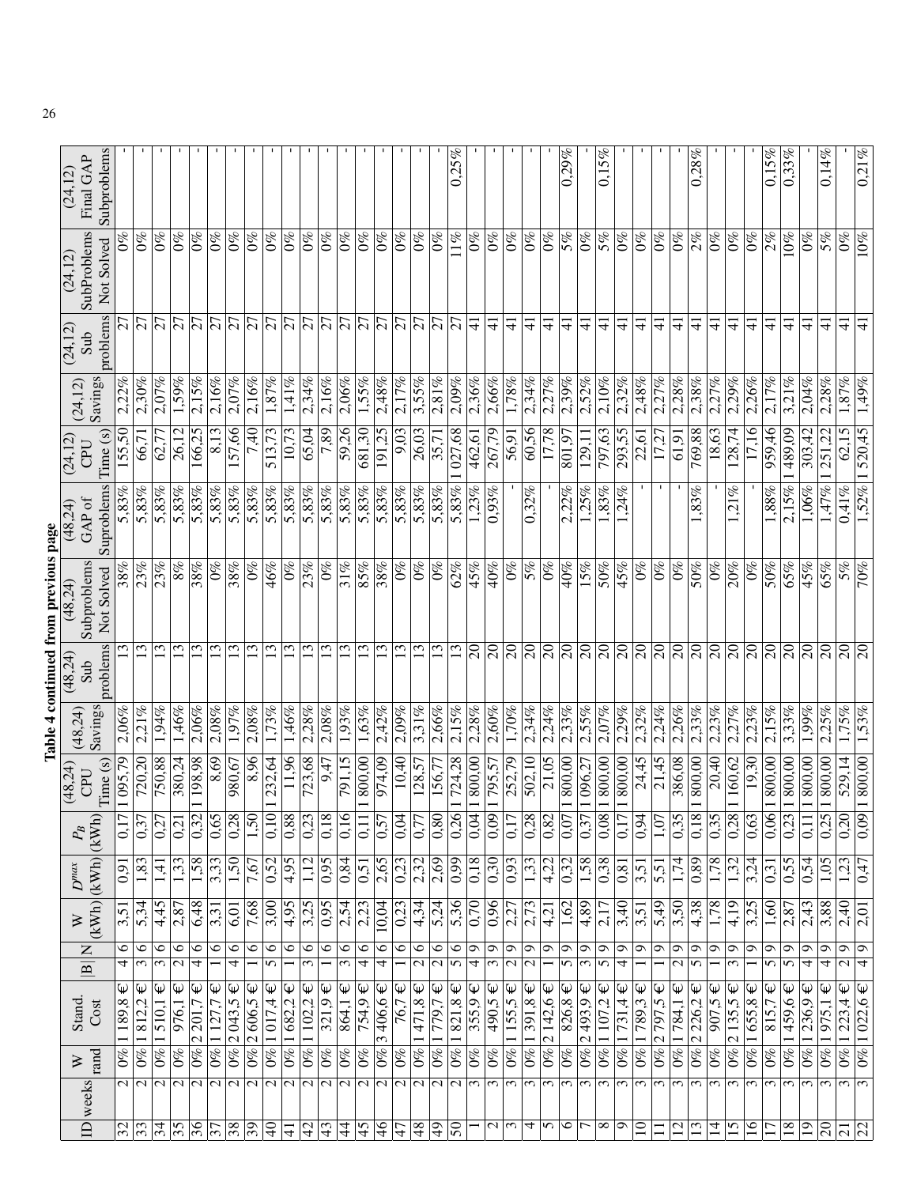**Table 4 continued from previous page**

| ID | weeks | W rand | Stand. Cost | \|B\| | N | W (kWh) | $D^{max}$ (kWh) | $P_B$ (kWh) | (48,24) CPU Time (s) | (48,24) Savings | (48,24) Sub problems | (48,24) Subproblems Not Solved | (48,24) GAP of Suproblems | (24,12) CPU Time (s) | (24,12) Savings | (24,12) Sub problems | (24,12) SubProblems Not Solved | (24,12) Final GAP Subproblems |
|---|---|---|---|---|---|---|---|---|---|---|---|---|---|---|---|---|---|---|
| 32 | 2 | 0% | 1 189,8 € | 4 | 6 | 3,51 | 0,91 | 0,17 | 1 095,79 | 2,06% | 13 | 38% | 5,83% | 155,50 | 2,22% | 27 | 0% | - |
| 33 | 2 | 0% | 1 812,2 € | 3 | 6 | 5,34 | 1,83 | 0,37 | 720,20 | 2,21% | 13 | 23% | 5,83% | 66,71 | 2,30% | 27 | 0% | - |
| 34 | 2 | 0% | 1 510,1 € | 3 | 6 | 4,45 | 1,41 | 0,27 | 750,88 | 1,94% | 13 | 23% | 5,83% | 62,77 | 2,07% | 27 | 0% | - |
| 35 | 2 | 0% | 976,1 € | 2 | 6 | 2,87 | 1,33 | 0,21 | 380,24 | 1,46% | 13 | 8% | 5,83% | 26,12 | 1,59% | 27 | 0% | - |
| 36 | 2 | 0% | 2 201,7 € | 4 | 6 | 6,48 | 1,58 | 0,32 | 1 198,98 | 2,06% | 13 | 38% | 5,83% | 166,25 | 2,15% | 27 | 0% | - |
| 37 | 2 | 0% | 1 127,7 € | 1 | 6 | 3,31 | 3,33 | 0,65 | 8,69 | 2,08% | 13 | 0% | 5,83% | 8,13 | 2,16% | 27 | 0% | - |
| 38 | 2 | 0% | 2 043,5 € | 4 | 6 | 6,01 | 1,50 | 0,28 | 980,67 | 1,97% | 13 | 38% | 5,83% | 157,66 | 2,07% | 27 | 0% | - |
| 39 | 2 | 0% | 2 606,5 € | 1 | 6 | 7,68 | 7,67 | 1,50 | 8,96 | 2,08% | 13 | 0% | 5,83% | 7,40 | 2,16% | 27 | 0% | - |
| 40 | 2 | 0% | 1 017,4 € | 5 | 6 | 3,00 | 0,52 | 0,10 | 1 232,64 | 1,73% | 13 | 46% | 5,83% | 513,73 | 1,87% | 27 | 0% | - |
| 41 | 2 | 0% | 1 682,2 € | 1 | 6 | 4,95 | 4,95 | 0,88 | 11,96 | 1,46% | 13 | 0% | 5,83% | 10,73 | 1,41% | 27 | 0% | - |
| 42 | 2 | 0% | 1 102,2 € | 3 | 6 | 3,25 | 1,12 | 0,23 | 723,68 | 2,28% | 13 | 23% | 5,83% | 65,04 | 2,34% | 27 | 0% | - |
| 43 | 2 | 0% | 321,9 € | 1 | 6 | 0,95 | 0,95 | 0,18 | 9,47 | 2,08% | 13 | 0% | 5,83% | 7,89 | 2,16% | 27 | 0% | - |
| 44 | 2 | 0% | 864,1 € | 3 | 6 | 2,54 | 0,84 | 0,16 | 791,15 | 1,93% | 13 | 31% | 5,83% | 59,26 | 2,06% | 27 | 0% | - |
| 45 | 2 | 0% | 754,9 € | 4 | 6 | 2,23 | 0,51 | 0,11 | 1 800,00 | 1,63% | 13 | 85% | 5,83% | 681,30 | 1,55% | 27 | 0% | - |
| 46 | 2 | 0% | 3 406,6 € | 4 | 6 | 10,04 | 2,65 | 0,57 | 974,09 | 2,42% | 13 | 38% | 5,83% | 191,25 | 2,48% | 27 | 0% | - |
| 47 | 2 | 0% | 76,7 € | 1 | 6 | 0,23 | 0,23 | 0,04 | 10,40 | 2,09% | 13 | 0% | 5,83% | 9,03 | 2,17% | 27 | 0% | - |
| 48 | 2 | 0% | 1 471,8 € | 2 | 6 | 4,34 | 2,32 | 0,77 | 128,57 | 3,31% | 13 | 0% | 5,83% | 26,03 | 3,55% | 27 | 0% | - |
| 49 | 2 | 0% | 1 779,7 € | 2 | 6 | 5,24 | 2,69 | 0,80 | 156,77 | 2,66% | 13 | 0% | 5,83% | 35,71 | 2,81% | 27 | 0% | - |
| 50 | 2 | 0% | 1 821,8 € | 5 | 6 | 5,36 | 0,99 | 0,26 | 1 724,28 | 2,15% | 13 | 62% | 5,83% | 1 027,68 | 2,09% | 27 | 11% | 0,25% |
| 1 | 3 | 0% | 355,9 € | 4 | 9 | 0,70 | 0,18 | 0,04 | 1 800,00 | 2,28% | 20 | 45% | 1,23% | 462,61 | 2,36% | 41 | 0% | - |
| 2 | 3 | 0% | 490,5 € | 3 | 9 | 0,96 | 0,30 | 0,09 | 1 795,57 | 2,60% | 20 | 40% | 0,93% | 267,79 | 2,66% | 41 | 0% | - |
| 3 | 3 | 0% | 1 155,5 € | 2 | 9 | 2,27 | 0,93 | 0,17 | 252,79 | 1,70% | 20 | 0% | - | 56,91 | 1,78% | 41 | 0% | - |
| 4 | 3 | 0% | 1 391,8 € | 2 | 9 | 2,73 | 1,33 | 0,28 | 502,10 | 2,34% | 20 | 5% | 0,32% | 60,56 | 2,34% | 41 | 0% | - |
| 5 | 3 | 0% | 2 142,6 € | 1 | 9 | 4,21 | 4,22 | 0,82 | 21,05 | 2,24% | 20 | 0% | - | 17,78 | 2,27% | 41 | 0% | - |
| 6 | 3 | 0% | 826,8 € | 5 | 9 | 1,62 | 0,32 | 0,07 | 1 800,00 | 2,33% | 20 | 40% | 2,22% | 801,97 | 2,39% | 41 | 5% | 0,29% |
| 7 | 3 | 0% | 2 493,9 € | 3 | 9 | 4,89 | 1,58 | 0,37 | 1 096,27 | 2,55% | 20 | 15% | 1,25% | 129,11 | 2,52% | 41 | 0% | - |
| 8 | 3 | 0% | 1 107,2 € | 5 | 9 | 2,17 | 0,38 | 0,08 | 1 800,00 | 2,07% | 20 | 50% | 1,83% | 797,63 | 2,10% | 41 | 5% | 0,15% |
| 9 | 3 | 0% | 1 731,4 € | 4 | 9 | 3,40 | 0,81 | 0,17 | 1 800,00 | 2,29% | 20 | 45% | 1,24% | 293,55 | 2,32% | 41 | 0% | - |
| 10 | 3 | 0% | 1 789,3 € | 1 | 9 | 3,51 | 3,51 | 0,94 | 24,45 | 2,32% | 20 | 0% | - | 22,61 | 2,48% | 41 | 0% | - |
| 11 | 3 | 0% | 2 797,5 € | 1 | 9 | 5,49 | 5,51 | 1,07 | 21,45 | 2,24% | 20 | 0% | - | 17,27 | 2,27% | 41 | 0% | - |
| 12 | 3 | 0% | 1 784,1 € | 2 | 9 | 3,50 | 1,74 | 0,35 | 386,08 | 2,26% | 20 | 0% | - | 61,91 | 2,28% | 41 | 0% | - |
| 13 | 3 | 0% | 2 226,2 € | 5 | 9 | 4,38 | 0,89 | 0,18 | 1 800,00 | 2,33% | 20 | 50% | 1,83% | 769,88 | 2,38% | 41 | 2% | 0,28% |
| 14 | 3 | 0% | 907,5 € | 1 | 9 | 1,78 | 1,78 | 0,35 | 20,40 | 2,23% | 20 | 0% | - | 18,63 | 2,27% | 41 | 0% | - |
| 15 | 3 | 0% | 2 135,5 € | 3 | 9 | 4,19 | 1,32 | 0,28 | 1 160,62 | 2,27% | 20 | 20% | 1,21% | 128,74 | 2,29% | 41 | 0% | - |
| 16 | 3 | 0% | 1 655,8 € | 1 | 9 | 3,25 | 3,24 | 0,63 | 19,30 | 2,23% | 20 | 0% | - | 17,16 | 2,26% | 41 | 0% | - |
| 17 | 3 | 0% | 815,7 € | 5 | 9 | 1,60 | 0,31 | 0,06 | 1 800,00 | 2,15% | 20 | 50% | 1,88% | 959,46 | 2,17% | 41 | 2% | 0,15% |
| 18 | 3 | 0% | 1 459,6 € | 5 | 9 | 2,87 | 0,55 | 0,23 | 1 800,00 | 3,33% | 20 | 65% | 2,15% | 1 489,09 | 3,21% | 41 | 10% | 0,33% |
| 19 | 3 | 0% | 1 236,9 € | 4 | 9 | 2,43 | 0,54 | 0,11 | 1 800,00 | 1,99% | 20 | 45% | 1,06% | 303,42 | 2,04% | 41 | 0% | - |
| 20 | 3 | 0% | 1 975,1 € | 4 | 9 | 3,88 | 1,05 | 0,25 | 1 800,00 | 2,25% | 20 | 65% | 1,47% | 1 251,22 | 2,28% | 41 | 5% | 0,14% |
| 21 | 3 | 0% | 1 223,4 € | 2 | 9 | 2,40 | 1,23 | 0,20 | 529,14 | 1,75% | 20 | 5% | 0,41% | 62,15 | 1,87% | 41 | 0% | - |
| 22 | 3 | 0% | 1 022,6 € | 4 | 9 | 2,01 | 0,47 | 0,09 | 1 800,00 | 1,53% | 20 | 70% | 1,52% | 1 520,45 | 1,49% | 41 | 10% | 0,21% |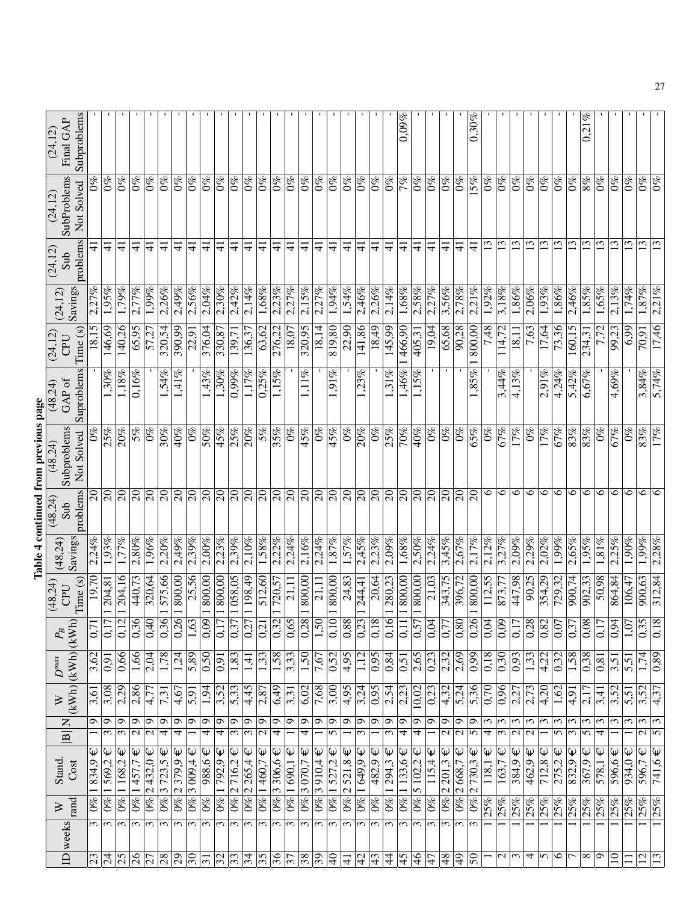**Table 4 continued from previous page**

| ID | weeks | W rand | Stand. Cost | \|B\| | N | W (kWh) | $D^{max}$ (kWh) | $P_B$ (kWh) | (48,24) CPU Time (s) | (48,24) Savings | (48,24) Sub problems | (48,24) Subproblems Not Solved | (48,24) GAP of Suproblems | (24,12) CPU Time (s) | (24,12) Savings | (24,12) Sub problems | (24,12) SubProblems Not Solved | (24,12) Final GAP Subproblems |
|---|---|---|---|---|---|---|---|---|---|---|---|---|---|---|---|---|---|---|
| 23 | 3 | 0% | 1 834,9 € | 1 | 9 | 3,61 | 3,62 | 0,71 | 19,70 | 2,24% | 20 | 0% | - | 18,15 | 2,27% | 41 | 0% | - |
| 24 | 3 | 0% | 1 569,2 € | 3 | 9 | 3,08 | 0,91 | 0,17 | 1 204,81 | 1,93% | 20 | 25% | 1,30% | 146,69 | 1,95% | 41 | 0% | - |
| 25 | 3 | 0% | 1 168,2 € | 3 | 9 | 2,29 | 0,66 | 0,12 | 1 204,16 | 1,77% | 20 | 20% | 1,18% | 140,26 | 1,79% | 41 | 0% | - |
| 26 | 3 | 0% | 1 457,7 € | 2 | 9 | 2,86 | 1,66 | 0,36 | 440,73 | 2,80% | 20 | 5% | 0,16% | 65,95 | 2,77% | 41 | 0% | - |
| 27 | 3 | 0% | 2 432,0 € | 2 | 9 | 4,77 | 2,04 | 0,40 | 320,64 | 1,96% | 20 | 0% | - | 57,27 | 1,99% | 41 | 0% | - |
| 28 | 3 | 0% | 3 723,5 € | 4 | 9 | 7,31 | 1,78 | 0,36 | 1 575,66 | 2,20% | 20 | 30% | 1,54% | 320,54 | 2,26% | 41 | 0% | - |
| 29 | 3 | 0% | 2 379,9 € | 4 | 9 | 4,67 | 1,24 | 0,26 | 1 800,00 | 2,49% | 20 | 40% | 1,41% | 390,99 | 2,49% | 41 | 0% | - |
| 30 | 3 | 0% | 3 009,4 € | 1 | 9 | 5,91 | 5,89 | 1,63 | 25,56 | 2,39% | 20 | 0% | - | 22,91 | 2,56% | 41 | 0% | - |
| 31 | 3 | 0% | 988,6 € | 4 | 9 | 1,94 | 0,50 | 0,09 | 1 800,00 | 2,00% | 20 | 50% | 1,43% | 376,04 | 2,04% | 41 | 0% | - |
| 32 | 3 | 0% | 1 792,9 € | 4 | 9 | 3,52 | 0,91 | 0,17 | 1 800,00 | 2,23% | 20 | 45% | 1,30% | 330,87 | 2,30% | 41 | 0% | - |
| 33 | 3 | 0% | 2 716,2 € | 3 | 9 | 5,33 | 1,83 | 0,37 | 1 058,05 | 2,39% | 20 | 25% | 0,99% | 139,71 | 2,42% | 41 | 0% | - |
| 34 | 3 | 0% | 2 265,4 € | 3 | 9 | 4,45 | 1,41 | 0,27 | 1 198,49 | 2,10% | 20 | 20% | 1,17% | 136,37 | 2,14% | 41 | 0% | - |
| 35 | 3 | 0% | 1 460,7 € | 2 | 9 | 2,87 | 1,33 | 0,21 | 512,60 | 1,58% | 20 | 5% | 0,25% | 63,62 | 1,68% | 41 | 0% | - |
| 36 | 3 | 0% | 3 306,6 € | 4 | 9 | 6,49 | 1,58 | 0,32 | 1 720,57 | 2,22% | 20 | 35% | 1,15% | 276,22 | 2,23% | 41 | 0% | - |
| 37 | 3 | 0% | 1 690,1 € | 1 | 9 | 3,31 | 3,33 | 0,65 | 21,11 | 2,24% | 20 | 0% | - | 18,07 | 2,27% | 41 | 0% | - |
| 38 | 3 | 0% | 3 070,7 € | 4 | 9 | 6,02 | 1,50 | 0,28 | 1 800,00 | 2,16% | 20 | 45% | 1,11% | 320,95 | 2,15% | 41 | 0% | - |
| 39 | 3 | 0% | 3 910,4 € | 1 | 9 | 7,68 | 7,67 | 1,50 | 21,11 | 2,24% | 20 | 0% | - | 18,14 | 2,27% | 41 | 0% | - |
| 40 | 3 | 0% | 1 527,2 € | 5 | 9 | 3,00 | 0,52 | 0,10 | 1 800,00 | 1,87% | 20 | 45% | 1,91% | 819,80 | 1,94% | 41 | 0% | - |
| 41 | 3 | 0% | 2 521,8 € | 1 | 9 | 4,95 | 4,95 | 0,88 | 24,83 | 1,57% | 20 | 0% | - | 22,90 | 1,54% | 41 | 0% | - |
| 42 | 3 | 0% | 1 649,9 € | 3 | 9 | 3,24 | 1,12 | 0,23 | 1 244,41 | 2,45% | 20 | 20% | 1,23% | 141,86 | 2,46% | 41 | 0% | - |
| 43 | 3 | 0% | 482,9 € | 1 | 9 | 0,95 | 0,95 | 0,18 | 20,64 | 2,23% | 20 | 0% | - | 18,49 | 2,26% | 41 | 0% | - |
| 44 | 3 | 0% | 1 294,3 € | 3 | 9 | 2,54 | 0,84 | 0,16 | 1 280,23 | 2,09% | 20 | 25% | 1,31% | 145,99 | 2,14% | 41 | 0% | - |
| 45 | 3 | 0% | 1 133,6 € | 4 | 9 | 2,23 | 0,51 | 0,11 | 1 800,00 | 1,68% | 20 | 70% | 1,46% | 1 466,90 | 1,68% | 41 | 7% | 0,09% |
| 46 | 3 | 0% | 5 102,2 € | 4 | 9 | 10,02 | 2,65 | 0,57 | 1 800,00 | 2,50% | 20 | 40% | 1,15% | 405,31 | 2,58% | 41 | 0% | - |
| 47 | 3 | 0% | 115,4 € | 1 | 9 | 0,23 | 0,23 | 0,04 | 21,03 | 2,24% | 20 | 0% | - | 19,04 | 2,27% | 41 | 0% | - |
| 48 | 3 | 0% | 2 201,3 € | 2 | 9 | 4,32 | 2,32 | 0,77 | 343,75 | 3,45% | 20 | 0% | - | 65,68 | 3,56% | 41 | 0% | - |
| 49 | 3 | 0% | 2 668,7 € | 2 | 9 | 5,24 | 2,69 | 0,80 | 396,72 | 2,67% | 20 | 0% | - | 90,28 | 2,78% | 41 | 0% | - |
| 50 | 3 | 0% | 2 730,3 € | 5 | 9 | 5,36 | 0,99 | 0,26 | 1 800,00 | 2,17% | 20 | 65% | 1,85% | 1 800,00 | 2,21% | 41 | 15% | 0,30% |
| 1 | 1 | 25% | 118,1 € | 4 | 3 | 0,70 | 0,18 | 0,04 | 112,55 | 2,12% | 6 | 0% | - | 7,48 | 1,92% | 13 | 0% | - |
| 2 | 1 | 25% | 163,7 € | 3 | 3 | 0,96 | 0,30 | 0,09 | 873,77 | 3,27% | 6 | 67% | 3,44% | 114,72 | 3,18% | 13 | 0% | - |
| 3 | 1 | 25% | 384,9 € | 2 | 3 | 2,27 | 0,93 | 0,17 | 447,98 | 2,09% | 6 | 17% | 4,13% | 18,11 | 1,86% | 13 | 0% | - |
| 4 | 1 | 25% | 462,9 € | 2 | 3 | 2,73 | 1,33 | 0,28 | 90,25 | 2,29% | 6 | 0% | - | 7,63 | 2,06% | 13 | 0% | - |
| 5 | 1 | 25% | 712,8 € | 1 | 3 | 4,20 | 4,22 | 0,82 | 354,29 | 2,02% | 6 | 17% | 2,91% | 17,64 | 1,93% | 13 | 0% | - |
| 6 | 1 | 25% | 275,2 € | 5 | 3 | 1,62 | 0,32 | 0,07 | 729,32 | 1,99% | 6 | 67% | 4,24% | 73,36 | 1,86% | 13 | 0% | - |
| 7 | 1 | 25% | 832,9 € | 3 | 3 | 4,91 | 1,58 | 0,37 | 900,74 | 2,65% | 6 | 83% | 5,42% | 160,15 | 2,46% | 13 | 0% | - |
| 8 | 1 | 25% | 367,9 € | 5 | 3 | 2,17 | 0,38 | 0,08 | 902,33 | 1,95% | 6 | 83% | 6,67% | 234,31 | 1,85% | 13 | 8% | 0,21% |
| 9 | 1 | 25% | 578,1 € | 4 | 3 | 3,41 | 0,81 | 0,17 | 50,98 | 1,81% | 6 | 0% | - | 7,72 | 1,65% | 13 | 0% | - |
| 10 | 1 | 25% | 596,6 € | 1 | 3 | 3,52 | 3,51 | 0,94 | 864,84 | 2,25% | 6 | 67% | 4,69% | 99,23 | 2,13% | 13 | 0% | - |
| 11 | 1 | 25% | 934,0 € | 1 | 3 | 5,51 | 5,51 | 1,07 | 106,47 | 1,90% | 6 | 0% | - | 6,99 | 1,74% | 13 | 0% | - |
| 12 | 1 | 25% | 596,7 € | 2 | 3 | 3,52 | 1,74 | 0,35 | 900,63 | 1,99% | 6 | 83% | 3,84% | 70,91 | 1,87% | 13 | 0% | - |
| 13 | 1 | 25% | 741,6 € | 5 | 3 | 4,37 | 0,89 | 0,18 | 312,84 | 2,28% | 6 | 17% | 5,74% | 17,46 | 2,21% | 13 | 0% | - |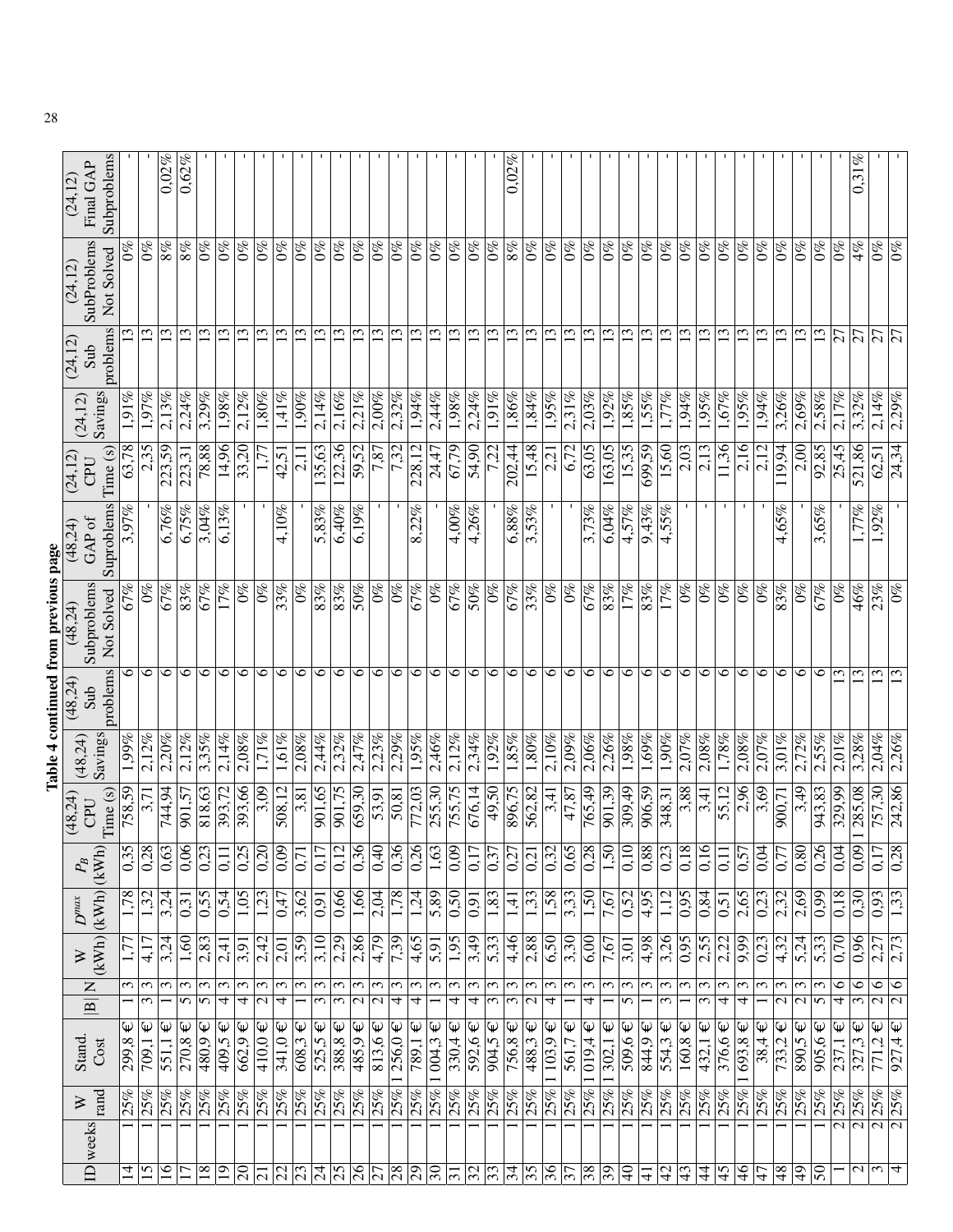**Table 4 continued from previous page**

| ID | weeks | W rand | Stand. Cost | \|B\| | N | W (kWh) | $D^{max}$ (kWh) | $P_B$ (kWh) | (48,24) CPU Time (s) | (48,24) Savings | (48,24) Sub problems | (48,24) Subproblems Not Solved | (48,24) GAP of Suproblems | (24,12) CPU Time (s) | (24,12) Savings | (24,12) Sub problems | (24,12) SubProblems Not Solved | (24,12) Final GAP Subproblems |
|---|---|---|---|---|---|---|---|---|---|---|---|---|---|---|---|---|---|---|
| 14 | 1 | 25% | 299,8 € | 1 | 3 | 1,77 | 1,78 | 0,35 | 758,59 | 1,99% | 6 | 67% | 3,97% | 63,78 | 1,91% | 13 | 0% | - |
| 15 | 1 | 25% | 709,1 € | 3 | 3 | 4,17 | 1,32 | 0,28 | 3,71 | 2,12% | 6 | 0% | - | 2,35 | 1,97% | 13 | 0% | - |
| 16 | 1 | 25% | 551,1 € | 1 | 3 | 3,24 | 3,24 | 0,63 | 744,94 | 2,20% | 6 | 67% | 6,76% | 223,59 | 2,13% | 13 | 8% | 0,02% |
| 17 | 1 | 25% | 270,8 € | 5 | 3 | 1,60 | 0,31 | 0,06 | 901,57 | 2,12% | 6 | 83% | 6,75% | 223,31 | 2,24% | 13 | 8% | 0,62% |
| 18 | 1 | 25% | 480,9 € | 5 | 3 | 2,83 | 0,55 | 0,23 | 818,63 | 3,35% | 6 | 67% | 3,04% | 78,88 | 3,29% | 13 | 0% | - |
| 19 | 1 | 25% | 409,5 € | 4 | 3 | 2,41 | 0,54 | 0,11 | 393,72 | 2,14% | 6 | 17% | 6,13% | 14,96 | 1,98% | 13 | 0% | - |
| 20 | 1 | 25% | 662,9 € | 4 | 3 | 3,91 | 1,05 | 0,25 | 393,66 | 2,08% | 6 | 0% | - | 33,20 | 2,12% | 13 | 0% | - |
| 21 | 1 | 25% | 410,0 € | 2 | 3 | 2,42 | 1,23 | 0,20 | 3,09 | 1,71% | 6 | 0% | - | 1,77 | 1,80% | 13 | 0% | - |
| 22 | 1 | 25% | 341,0 € | 4 | 3 | 2,01 | 0,47 | 0,09 | 508,12 | 1,61% | 6 | 33% | 4,10% | 42,51 | 1,41% | 13 | 0% | - |
| 23 | 1 | 25% | 608,3 € | 1 | 3 | 3,59 | 3,62 | 0,71 | 3,81 | 2,08% | 6 | 0% | - | 2,11 | 1,90% | 13 | 0% | - |
| 24 | 1 | 25% | 525,5 € | 3 | 3 | 3,10 | 0,91 | 0,17 | 901,65 | 2,44% | 6 | 83% | 5,83% | 135,63 | 2,14% | 13 | 0% | - |
| 25 | 1 | 25% | 388,8 € | 3 | 3 | 2,29 | 0,66 | 0,12 | 901,75 | 2,32% | 6 | 83% | 6,40% | 122,36 | 2,16% | 13 | 0% | - |
| 26 | 1 | 25% | 485,9 € | 2 | 3 | 2,86 | 1,66 | 0,36 | 659,30 | 2,47% | 6 | 50% | 6,19% | 59,52 | 2,21% | 13 | 0% | - |
| 27 | 1 | 25% | 813,6 € | 2 | 3 | 4,79 | 2,04 | 0,40 | 53,91 | 2,23% | 6 | 0% | - | 7,87 | 2,00% | 13 | 0% | - |
| 28 | 1 | 25% | 1 256,0 € | 4 | 3 | 7,39 | 1,78 | 0,36 | 50,81 | 2,29% | 6 | 0% | - | 7,32 | 2,32% | 13 | 0% | - |
| 29 | 1 | 25% | 789,1 € | 4 | 3 | 4,65 | 1,24 | 0,26 | 772,03 | 1,95% | 6 | 67% | 8,22% | 228,12 | 1,94% | 13 | 0% | - |
| 30 | 1 | 25% | 1 004,3 € | 1 | 3 | 5,91 | 5,89 | 1,63 | 255,30 | 2,46% | 6 | 0% | - | 24,47 | 2,44% | 13 | 0% | - |
| 31 | 1 | 25% | 330,4 € | 4 | 3 | 1,95 | 0,50 | 0,09 | 755,75 | 2,12% | 6 | 67% | 4,00% | 67,79 | 1,98% | 13 | 0% | - |
| 32 | 1 | 25% | 592,6 € | 4 | 3 | 3,49 | 0,91 | 0,17 | 676,14 | 2,34% | 6 | 50% | 4,26% | 54,90 | 2,24% | 13 | 0% | - |
| 33 | 1 | 25% | 904,5 € | 3 | 3 | 5,33 | 1,83 | 0,37 | 49,50 | 1,92% | 6 | 0% | - | 7,22 | 1,91% | 13 | 0% | - |
| 34 | 1 | 25% | 756,8 € | 3 | 3 | 4,46 | 1,41 | 0,27 | 896,75 | 1,85% | 6 | 67% | 6,88% | 202,44 | 1,86% | 13 | 8% | 0,02% |
| 35 | 1 | 25% | 488,3 € | 2 | 3 | 2,88 | 1,33 | 0,21 | 562,82 | 1,80% | 6 | 33% | 3,53% | 15,48 | 1,84% | 13 | 0% | - |
| 36 | 1 | 25% | 1 103,9 € | 4 | 3 | 6,50 | 1,58 | 0,32 | 3,41 | 2,10% | 6 | 0% | - | 2,21 | 1,95% | 13 | 0% | - |
| 37 | 1 | 25% | 561,7 € | 1 | 3 | 3,30 | 3,33 | 0,65 | 47,87 | 2,09% | 6 | 0% | - | 6,72 | 2,31% | 13 | 0% | - |
| 38 | 1 | 25% | 1 019,4 € | 4 | 3 | 6,00 | 1,50 | 0,28 | 765,49 | 2,06% | 6 | 67% | 3,73% | 63,05 | 2,03% | 13 | 0% | - |
| 39 | 1 | 25% | 1 302,1 € | 1 | 3 | 7,67 | 7,67 | 1,50 | 901,39 | 2,26% | 6 | 83% | 6,04% | 163,05 | 1,92% | 13 | 0% | - |
| 40 | 1 | 25% | 509,6 € | 5 | 3 | 3,01 | 0,52 | 0,10 | 309,49 | 1,98% | 6 | 17% | 4,57% | 15,35 | 1,85% | 13 | 0% | - |
| 41 | 1 | 25% | 844,9 € | 1 | 3 | 4,98 | 4,95 | 0,88 | 906,59 | 1,69% | 6 | 83% | 9,43% | 699,59 | 1,55% | 13 | 0% | - |
| 42 | 1 | 25% | 554,3 € | 3 | 3 | 3,26 | 1,12 | 0,23 | 348,31 | 1,90% | 6 | 17% | 4,55% | 15,60 | 1,77% | 13 | 0% | - |
| 43 | 1 | 25% | 160,8 € | 1 | 3 | 0,95 | 0,95 | 0,18 | 3,88 | 2,07% | 6 | 0% | - | 2,03 | 1,94% | 13 | 0% | - |
| 44 | 1 | 25% | 432,1 € | 3 | 3 | 2,55 | 0,84 | 0,16 | 3,41 | 2,08% | 6 | 0% | - | 2,13 | 1,95% | 13 | 0% | - |
| 45 | 1 | 25% | 376,6 € | 4 | 3 | 2,22 | 0,51 | 0,11 | 55,12 | 1,78% | 6 | 0% | - | 11,36 | 1,67% | 13 | 0% | - |
| 46 | 1 | 25% | 1 693,8 € | 4 | 3 | 9,99 | 2,65 | 0,57 | 2,96 | 2,08% | 6 | 0% | - | 2,16 | 1,95% | 13 | 0% | - |
| 47 | 1 | 25% | 38,4 € | 1 | 3 | 0,23 | 0,23 | 0,04 | 3,69 | 2,07% | 6 | 0% | - | 2,12 | 1,94% | 13 | 0% | - |
| 48 | 1 | 25% | 733,2 € | 2 | 3 | 4,32 | 2,32 | 0,77 | 900,71 | 3,01% | 6 | 83% | 4,65% | 119,94 | 3,26% | 13 | 0% | - |
| 49 | 1 | 25% | 890,5 € | 2 | 3 | 5,24 | 2,69 | 0,80 | 3,49 | 2,72% | 6 | 0% | - | 2,00 | 2,69% | 13 | 0% | - |
| 50 | 1 | 25% | 905,6 € | 5 | 3 | 5,33 | 0,99 | 0,26 | 943,83 | 2,55% | 6 | 67% | 3,65% | 92,85 | 2,58% | 13 | 0% | - |
| 1 | 2 | 25% | 237,1 € | 4 | 6 | 0,70 | 0,18 | 0,04 | 329,99 | 2,01% | 13 | 0% | - | 25,45 | 2,17% | 27 | 0% | - |
| 2 | 2 | 25% | 327,3 € | 3 | 6 | 0,96 | 0,30 | 0,09 | 1 285,08 | 3,28% | 13 | 46% | 1,77% | 521,86 | 3,32% | 27 | 4% | 0,31% |
| 3 | 2 | 25% | 771,2 € | 2 | 6 | 2,27 | 0,93 | 0,17 | 757,30 | 2,04% | 13 | 23% | 1,92% | 62,51 | 2,14% | 27 | 0% | - |
| 4 | 2 | 25% | 927,4 € | 2 | 6 | 2,73 | 1,33 | 0,28 | 242,86 | 2,26% | 13 | 0% | - | 24,34 | 2,29% | 27 | 0% | - |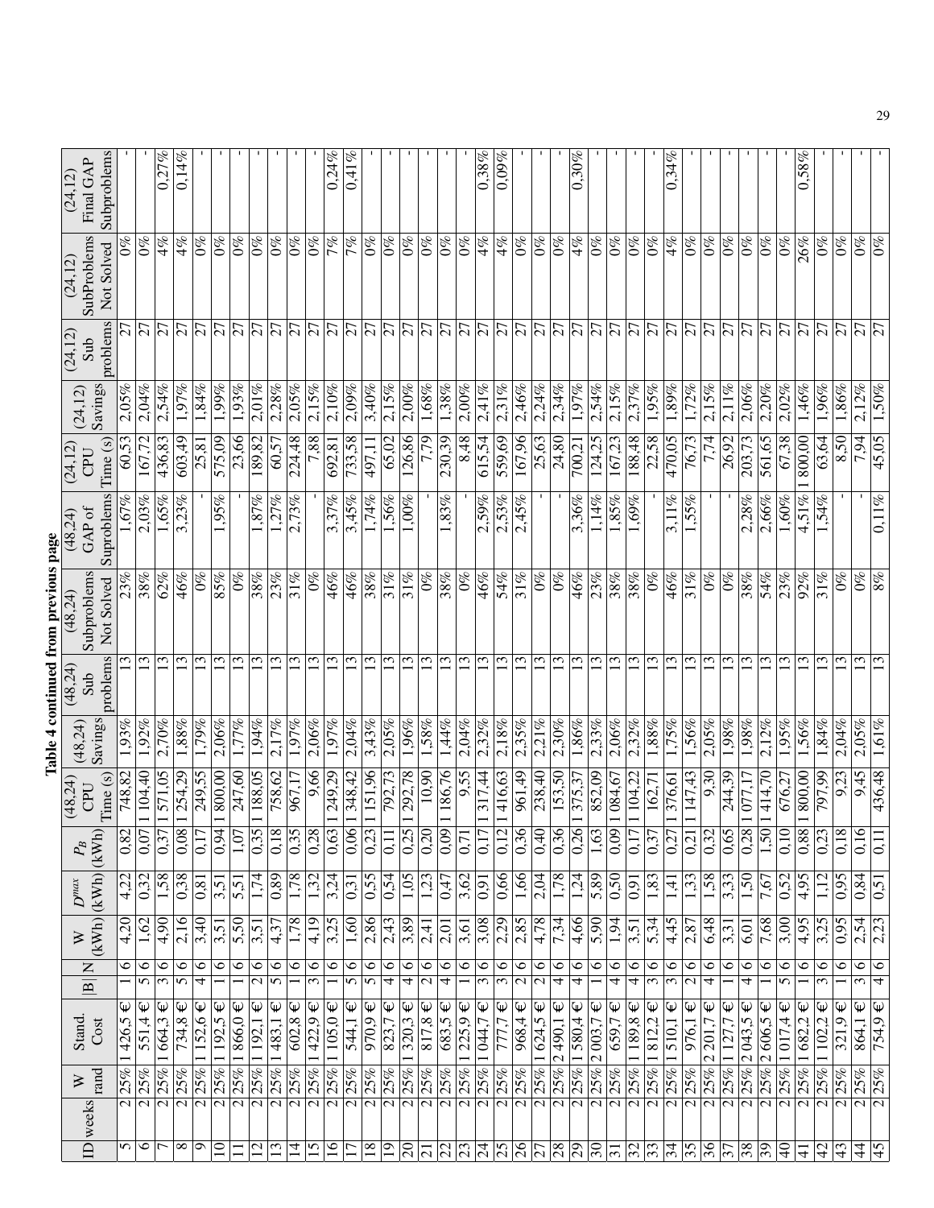**Table 4 continued from previous page**

| ID | weeks | W rand | Stand. Cost | \|B\| | N | W (kWh) | $D^{max}$ (kWh) | $P_B$ (kWh) | (48,24) CPU Time (s) | (48,24) Savings | (48,24) Sub problems | (48,24) Subproblems Not Solved | (48,24) GAP of Suproblems | (24,12) CPU Time (s) | (24,12) Savings | (24,12) Sub problems | (24,12) SubProblems Not Solved | (24,12) Final GAP Subproblems |
|---|---|---|---|---|---|---|---|---|---|---|---|---|---|---|---|---|---|---|
| 5 | 2 | 25% | 1 426,5 € | 1 | 6 | 4,20 | 4,22 | 0,82 | 748,82 | 1,93% | 13 | 23% | 1,67% | 60,53 | 2,05% | 27 | 0% | - |
| 6 | 2 | 25% | 551,4 € | 5 | 6 | 1,62 | 0,32 | 0,07 | 1 104,40 | 1,92% | 13 | 38% | 2,03% | 167,72 | 2,04% | 27 | 0% | - |
| 7 | 2 | 25% | 1 664,3 € | 3 | 6 | 4,90 | 1,58 | 0,37 | 1 571,05 | 2,70% | 13 | 62% | 1,65% | 436,83 | 2,54% | 27 | 4% | 0,27% |
| 8 | 2 | 25% | 734,8 € | 5 | 6 | 2,16 | 0,38 | 0,08 | 1 254,29 | 1,88% | 13 | 46% | 3,23% | 603,49 | 1,97% | 27 | 4% | 0,14% |
| 9 | 2 | 25% | 1 152,6 € | 4 | 6 | 3,40 | 0,81 | 0,17 | 249,55 | 1,79% | 13 | 0% | - | 25,81 | 1,84% | 27 | 0% | - |
| 10 | 2 | 25% | 1 192,5 € | 1 | 6 | 3,51 | 3,51 | 0,94 | 1 800,00 | 2,06% | 13 | 85% | 1,95% | 575,09 | 1,99% | 27 | 0% | - |
| 11 | 2 | 25% | 1 866,0 € | 1 | 6 | 5,50 | 5,51 | 1,07 | 247,60 | 1,77% | 13 | 0% | - | 23,66 | 1,93% | 27 | 0% | - |
| 12 | 2 | 25% | 1 192,1 € | 2 | 6 | 3,51 | 1,74 | 0,35 | 1 188,05 | 1,94% | 13 | 38% | 1,87% | 189,82 | 2,01% | 27 | 0% | - |
| 13 | 2 | 25% | 1 483,1 € | 5 | 6 | 4,37 | 0,89 | 0,18 | 758,62 | 2,17% | 13 | 23% | 1,27% | 60,57 | 2,28% | 27 | 0% | - |
| 14 | 2 | 25% | 602,8 € | 1 | 6 | 1,78 | 1,78 | 0,35 | 967,17 | 1,97% | 13 | 31% | 2,73% | 224,48 | 2,05% | 27 | 0% | - |
| 15 | 2 | 25% | 1 422,9 € | 3 | 6 | 4,19 | 1,32 | 0,28 | 9,66 | 2,06% | 13 | 0% | - | 7,88 | 2,15% | 27 | 0% | - |
| 16 | 2 | 25% | 1 105,0 € | 1 | 6 | 3,25 | 3,24 | 0,63 | 1 249,29 | 1,97% | 13 | 46% | 3,37% | 692,81 | 2,10% | 27 | 7% | 0,24% |
| 17 | 2 | 25% | 544,1 € | 5 | 6 | 1,60 | 0,31 | 0,06 | 1 348,42 | 2,04% | 13 | 46% | 3,45% | 733,58 | 2,09% | 27 | 7% | 0,41% |
| 18 | 2 | 25% | 970,9 € | 5 | 6 | 2,86 | 0,55 | 0,23 | 1 151,96 | 3,43% | 13 | 38% | 1,74% | 497,11 | 3,40% | 27 | 0% | - |
| 19 | 2 | 25% | 823,7 € | 4 | 6 | 2,43 | 0,54 | 0,11 | 792,73 | 2,05% | 13 | 31% | 1,56% | 65,02 | 2,15% | 27 | 0% | - |
| 20 | 2 | 25% | 1 320,3 € | 4 | 6 | 3,89 | 1,05 | 0,25 | 1 292,78 | 1,96% | 13 | 31% | 1,00% | 126,86 | 2,00% | 27 | 0% | - |
| 21 | 2 | 25% | 817,8 € | 2 | 6 | 2,41 | 1,23 | 0,20 | 10,90 | 1,58% | 13 | 0% | - | 7,79 | 1,68% | 27 | 0% | - |
| 22 | 2 | 25% | 683,5 € | 4 | 6 | 2,01 | 0,47 | 0,09 | 1 186,76 | 1,44% | 13 | 38% | 1,83% | 230,39 | 1,38% | 27 | 0% | - |
| 23 | 2 | 25% | 1 225,9 € | 1 | 6 | 3,61 | 3,62 | 0,71 | 9,55 | 2,04% | 13 | 0% | - | 8,48 | 2,00% | 27 | 0% | - |
| 24 | 2 | 25% | 1 044,7 € | 3 | 6 | 3,08 | 0,91 | 0,17 | 1 317,44 | 2,32% | 13 | 46% | 2,59% | 615,54 | 2,41% | 27 | 4% | 0,38% |
| 25 | 2 | 25% | 777,7 € | 3 | 6 | 2,29 | 0,66 | 0,12 | 1 416,63 | 2,18% | 13 | 54% | 2,53% | 559,69 | 2,31% | 27 | 4% | 0,09% |
| 26 | 2 | 25% | 968,4 € | 2 | 6 | 2,85 | 1,66 | 0,36 | 961,49 | 2,35% | 13 | 31% | 2,45% | 167,96 | 2,46% | 27 | 0% | - |
| 27 | 2 | 25% | 1 624,5 € | 2 | 6 | 4,78 | 2,04 | 0,40 | 238,40 | 2,21% | 13 | 0% | - | 25,63 | 2,24% | 27 | 0% | - |
| 28 | 2 | 25% | 2 490,1 € | 4 | 6 | 7,34 | 1,78 | 0,36 | 153,50 | 2,30% | 13 | 0% | - | 24,80 | 2,34% | 27 | 0% | - |
| 29 | 2 | 25% | 1 580,4 € | 4 | 6 | 4,66 | 1,24 | 0,26 | 1 375,37 | 1,86% | 13 | 46% | 3,36% | 700,21 | 1,97% | 27 | 4% | 0,30% |
| 30 | 2 | 25% | 2 003,7 € | 1 | 6 | 5,90 | 5,89 | 1,63 | 852,09 | 2,33% | 13 | 23% | 1,14% | 124,25 | 2,54% | 27 | 0% | - |
| 31 | 2 | 25% | 659,7 € | 4 | 6 | 1,94 | 0,50 | 0,09 | 1 084,67 | 2,06% | 13 | 38% | 1,85% | 167,23 | 2,15% | 27 | 0% | - |
| 32 | 2 | 25% | 1 189,8 € | 4 | 6 | 3,51 | 0,91 | 0,17 | 1 104,22 | 2,32% | 13 | 38% | 1,69% | 188,48 | 2,37% | 27 | 0% | - |
| 33 | 2 | 25% | 1 812,2 € | 3 | 6 | 5,34 | 1,83 | 0,37 | 162,71 | 1,88% | 13 | 0% | - | 22,58 | 1,95% | 27 | 0% | - |
| 34 | 2 | 25% | 1 510,1 € | 3 | 6 | 4,45 | 1,41 | 0,27 | 1 376,61 | 1,75% | 13 | 46% | 3,11% | 470,05 | 1,89% | 27 | 4% | 0,34% |
| 35 | 2 | 25% | 976,1 € | 2 | 6 | 2,87 | 1,33 | 0,21 | 1 147,43 | 1,56% | 13 | 31% | 1,55% | 76,73 | 1,72% | 27 | 0% | - |
| 36 | 2 | 25% | 2 201,7 € | 4 | 6 | 6,48 | 1,58 | 0,32 | 9,30 | 2,05% | 13 | 0% | - | 7,74 | 2,15% | 27 | 0% | - |
| 37 | 2 | 25% | 1 127,7 € | 1 | 6 | 3,31 | 3,33 | 0,65 | 244,39 | 1,98% | 13 | 0% | - | 26,92 | 2,11% | 27 | 0% | - |
| 38 | 2 | 25% | 2 043,5 € | 4 | 6 | 6,01 | 1,50 | 0,28 | 1 077,17 | 1,98% | 13 | 38% | 2,28% | 203,73 | 2,06% | 27 | 0% | - |
| 39 | 2 | 25% | 2 606,5 € | 1 | 6 | 7,68 | 7,67 | 1,50 | 1 414,70 | 2,12% | 13 | 54% | 2,66% | 561,65 | 2,20% | 27 | 0% | - |
| 40 | 2 | 25% | 1 017,4 € | 5 | 6 | 3,00 | 0,52 | 0,10 | 676,27 | 1,95% | 13 | 23% | 1,60% | 67,38 | 2,02% | 27 | 0% | - |
| 41 | 2 | 25% | 1 682,2 € | 1 | 6 | 4,95 | 4,95 | 0,88 | 1 800,00 | 1,56% | 13 | 92% | 4,51% | 1 800,00 | 1,46% | 27 | 26% | 0,58% |
| 42 | 2 | 25% | 1 102,2 € | 3 | 6 | 3,25 | 1,12 | 0,23 | 797,99 | 1,84% | 13 | 31% | 1,54% | 63,64 | 1,96% | 27 | 0% | - |
| 43 | 2 | 25% | 321,9 € | 1 | 6 | 0,95 | 0,95 | 0,18 | 9,23 | 2,04% | 13 | 0% | - | 8,50 | 1,86% | 27 | 0% | - |
| 44 | 2 | 25% | 864,1 € | 3 | 6 | 2,54 | 0,84 | 0,16 | 9,45 | 2,05% | 13 | 0% | - | 7,94 | 2,12% | 27 | 0% | - |
| 45 | 2 | 25% | 754,9 € | 4 | 6 | 2,23 | 0,51 | 0,11 | 436,48 | 1,61% | 13 | 8% | 0,11% | 45,05 | 1,50% | 27 | 0% | - |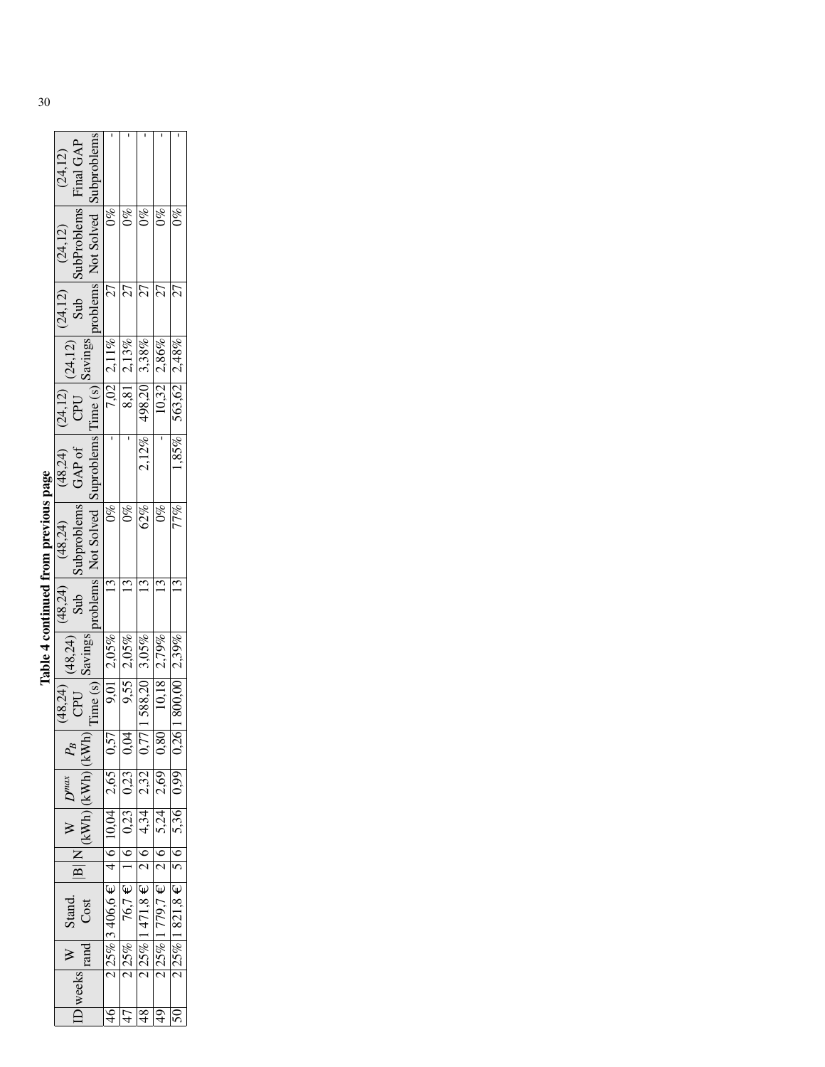**Table 4 continued from previous page**

| ID | weeks | W rand | Stand. Cost | \|B\| | N | W (kWh) | $D^{max}$ (kWh) | $P_B$ (kWh) | (48,24) CPU Time (s) | (48,24) Savings | (48,24) Sub problems | (48,24) Subproblems Not Solved | (48,24) GAP of Suproblems | (24,12) CPU Time (s) | (24,12) Savings | (24,12) Sub problems | (24,12) SubProblems Not Solved | (24,12) Final GAP Subproblems |
|---|---|---|---|---|---|---|---|---|---|---|---|---|---|---|---|---|---|---|
| 46 | 2 | 25% | 3 406,6 € | 4 | 6 | 10,04 | 2,65 | 0,57 | 9,01 | 2,05% | 13 | 0% | - | 7,02 | 2,11% | 27 | 0% | - |
| 47 | 2 | 25% | 76,7 € | 1 | 6 | 0,23 | 0,23 | 0,04 | 9,55 | 2,05% | 13 | 0% | - | 8,81 | 2,13% | 27 | 0% | - |
| 48 | 2 | 25% | 1 471,8 € | 2 | 6 | 4,34 | 2,32 | 0,77 | 1 588,20 | 3,05% | 13 | 62% | 2,12% | 498,20 | 3,38% | 27 | 0% | - |
| 49 | 2 | 25% | 1 779,7 € | 2 | 6 | 5,24 | 2,69 | 0,80 | 10,18 | 2,79% | 13 | 0% | - | 10,32 | 2,86% | 27 | 0% | - |
| 50 | 2 | 25% | 1 821,8 € | 5 | 6 | 5,36 | 0,99 | 0,26 | 1 800,00 | 2,39% | 13 | 77% | 1,85% | 563,62 | 2,48% | 27 | 0% | - |